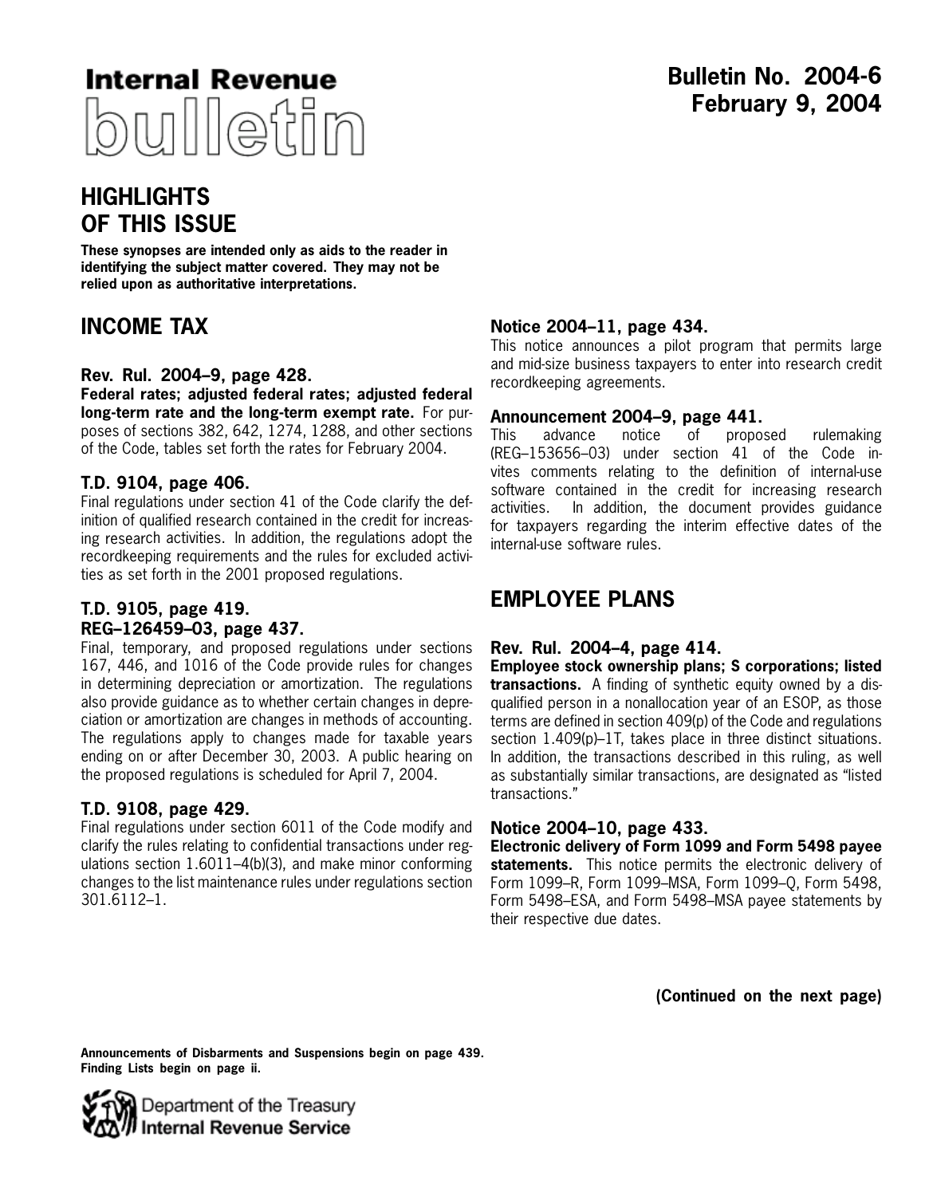# Internal Revenue bulletin

**Bulletin No. 2004-6**
**February 9, 2004**

## HIGHLIGHTS OF THIS ISSUE

**These synopses are intended only as aids to the reader in identifying the subject matter covered. They may not be relied upon as authoritative interpretations.**

## INCOME TAX

### Rev. Rul. 2004–9, page 428.

**Federal rates; adjusted federal rates; adjusted federal long-term rate and the long-term exempt rate.** For purposes of sections 382, 642, 1274, 1288, and other sections of the Code, tables set forth the rates for February 2004.

### T.D. 9104, page 406.

Final regulations under section 41 of the Code clarify the definition of qualified research contained in the credit for increasing research activities. In addition, the regulations adopt the recordkeeping requirements and the rules for excluded activities as set forth in the 2001 proposed regulations.

### T.D. 9105, page 419.
### REG–126459–03, page 437.

Final, temporary, and proposed regulations under sections 167, 446, and 1016 of the Code provide rules for changes in determining depreciation or amortization. The regulations also provide guidance as to whether certain changes in depreciation or amortization are changes in methods of accounting. The regulations apply to changes made for taxable years ending on or after December 30, 2003. A public hearing on the proposed regulations is scheduled for April 7, 2004.

### T.D. 9108, page 429.

Final regulations under section 6011 of the Code modify and clarify the rules relating to confidential transactions under regulations section 1.6011–4(b)(3), and make minor conforming changes to the list maintenance rules under regulations section 301.6112–1.

### Notice 2004–11, page 434.

This notice announces a pilot program that permits large and mid-size business taxpayers to enter into research credit recordkeeping agreements.

### Announcement 2004–9, page 441.

This advance notice of proposed rulemaking (REG–153656–03) under section 41 of the Code invites comments relating to the definition of internal-use software contained in the credit for increasing research activities. In addition, the document provides guidance for taxpayers regarding the interim effective dates of the internal-use software rules.

## EMPLOYEE PLANS

### Rev. Rul. 2004–4, page 414.

**Employee stock ownership plans; S corporations; listed transactions.** A finding of synthetic equity owned by a disqualified person in a nonallocation year of an ESOP, as those terms are defined in section 409(p) of the Code and regulations section 1.409(p)–1T, takes place in three distinct situations. In addition, the transactions described in this ruling, as well as substantially similar transactions, are designated as "listed transactions."

### Notice 2004–10, page 433.

**Electronic delivery of Form 1099 and Form 5498 payee statements.** This notice permits the electronic delivery of Form 1099–R, Form 1099–MSA, Form 1099–Q, Form 5498, Form 5498–ESA, and Form 5498–MSA payee statements by their respective due dates.

**(Continued on the next page)**

**Announcements of Disbarments and Suspensions begin on page 439.**
**Finding Lists begin on page ii.**

Department of the Treasury
Internal Revenue Service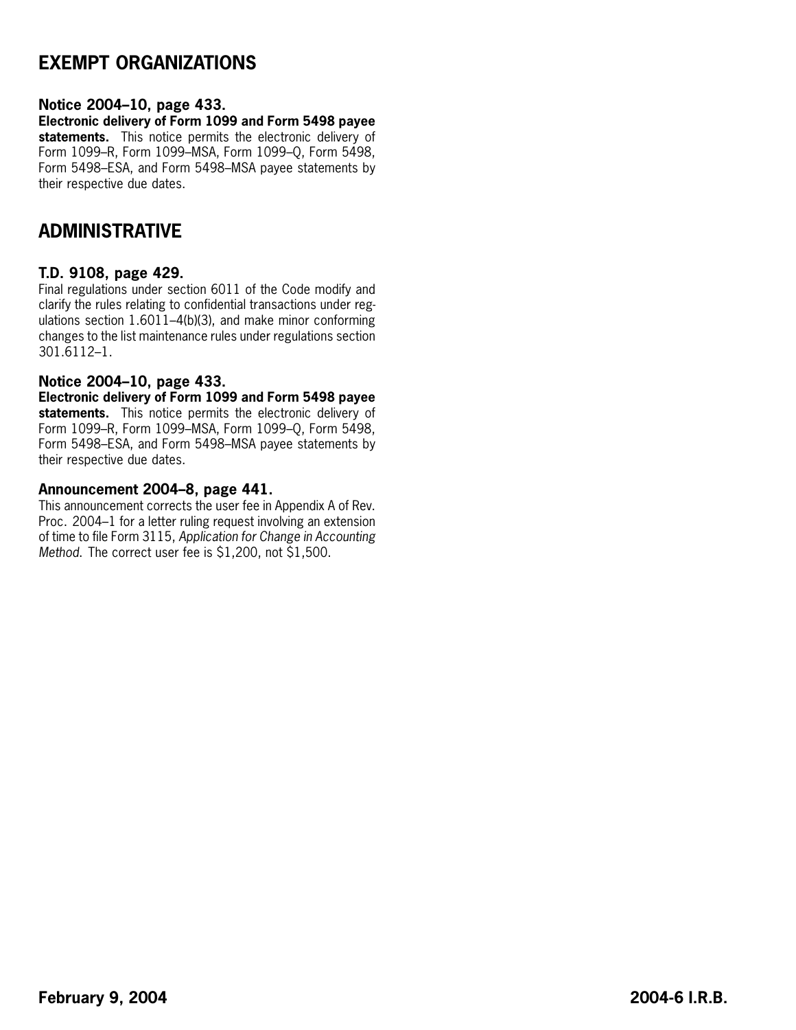## EXEMPT ORGANIZATIONS

### Notice 2004–10, page 433.

**Electronic delivery of Form 1099 and Form 5498 payee statements.** This notice permits the electronic delivery of Form 1099–R, Form 1099–MSA, Form 1099–Q, Form 5498, Form 5498–ESA, and Form 5498–MSA payee statements by their respective due dates.

## ADMINISTRATIVE

### T.D. 9108, page 429.

Final regulations under section 6011 of the Code modify and clarify the rules relating to confidential transactions under regulations section 1.6011–4(b)(3), and make minor conforming changes to the list maintenance rules under regulations section 301.6112–1.

### Notice 2004–10, page 433.

**Electronic delivery of Form 1099 and Form 5498 payee statements.** This notice permits the electronic delivery of Form 1099–R, Form 1099–MSA, Form 1099–Q, Form 5498, Form 5498–ESA, and Form 5498–MSA payee statements by their respective due dates.

### Announcement 2004–8, page 441.

This announcement corrects the user fee in Appendix A of Rev. Proc. 2004–1 for a letter ruling request involving an extension of time to file Form 3115, *Application for Change in Accounting Method*. The correct user fee is $1,200, not $1,500.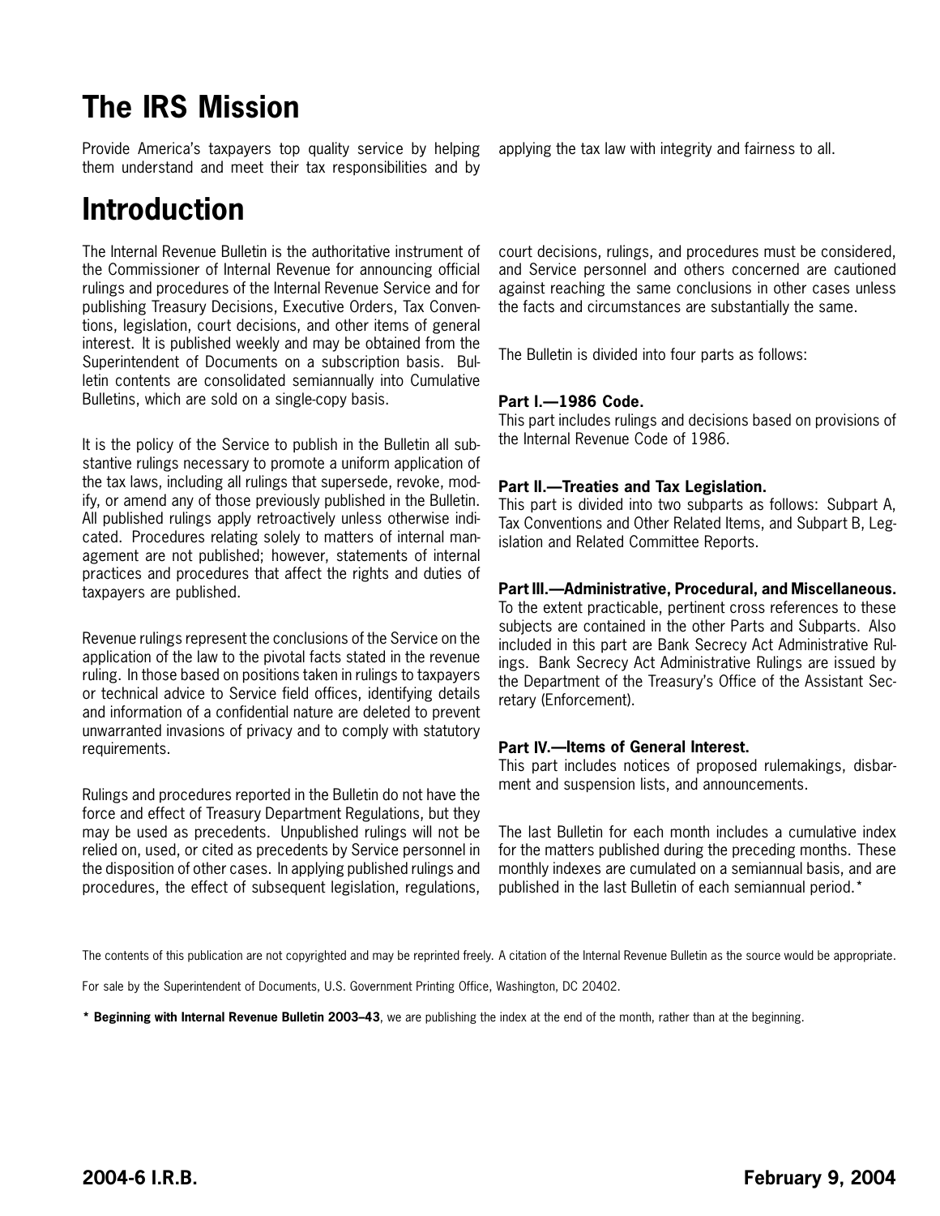# The IRS Mission

Provide America's taxpayers top quality service by helping them understand and meet their tax responsibilities and by applying the tax law with integrity and fairness to all.

# Introduction

The Internal Revenue Bulletin is the authoritative instrument of the Commissioner of Internal Revenue for announcing official rulings and procedures of the Internal Revenue Service and for publishing Treasury Decisions, Executive Orders, Tax Conventions, legislation, court decisions, and other items of general interest. It is published weekly and may be obtained from the Superintendent of Documents on a subscription basis. Bulletin contents are consolidated semiannually into Cumulative Bulletins, which are sold on a single-copy basis.

It is the policy of the Service to publish in the Bulletin all substantive rulings necessary to promote a uniform application of the tax laws, including all rulings that supersede, revoke, modify, or amend any of those previously published in the Bulletin. All published rulings apply retroactively unless otherwise indicated. Procedures relating solely to matters of internal management are not published; however, statements of internal practices and procedures that affect the rights and duties of taxpayers are published.

Revenue rulings represent the conclusions of the Service on the application of the law to the pivotal facts stated in the revenue ruling. In those based on positions taken in rulings to taxpayers or technical advice to Service field offices, identifying details and information of a confidential nature are deleted to prevent unwarranted invasions of privacy and to comply with statutory requirements.

Rulings and procedures reported in the Bulletin do not have the force and effect of Treasury Department Regulations, but they may be used as precedents. Unpublished rulings will not be relied on, used, or cited as precedents by Service personnel in the disposition of other cases. In applying published rulings and procedures, the effect of subsequent legislation, regulations, court decisions, rulings, and procedures must be considered, and Service personnel and others concerned are cautioned against reaching the same conclusions in other cases unless the facts and circumstances are substantially the same.

The Bulletin is divided into four parts as follows:

**Part I.—1986 Code.**
This part includes rulings and decisions based on provisions of the Internal Revenue Code of 1986.

**Part II.—Treaties and Tax Legislation.**
This part is divided into two subparts as follows: Subpart A, Tax Conventions and Other Related Items, and Subpart B, Legislation and Related Committee Reports.

**Part III.—Administrative, Procedural, and Miscellaneous.**
To the extent practicable, pertinent cross references to these subjects are contained in the other Parts and Subparts. Also included in this part are Bank Secrecy Act Administrative Rulings. Bank Secrecy Act Administrative Rulings are issued by the Department of the Treasury's Office of the Assistant Secretary (Enforcement).

**Part IV.—Items of General Interest.**
This part includes notices of proposed rulemakings, disbarment and suspension lists, and announcements.

The last Bulletin for each month includes a cumulative index for the matters published during the preceding months. These monthly indexes are cumulated on a semiannual basis, and are published in the last Bulletin of each semiannual period.*

The contents of this publication are not copyrighted and may be reprinted freely. A citation of the Internal Revenue Bulletin as the source would be appropriate.

For sale by the Superintendent of Documents, U.S. Government Printing Office, Washington, DC 20402.

**\* Beginning with Internal Revenue Bulletin 2003–43**, we are publishing the index at the end of the month, rather than at the beginning.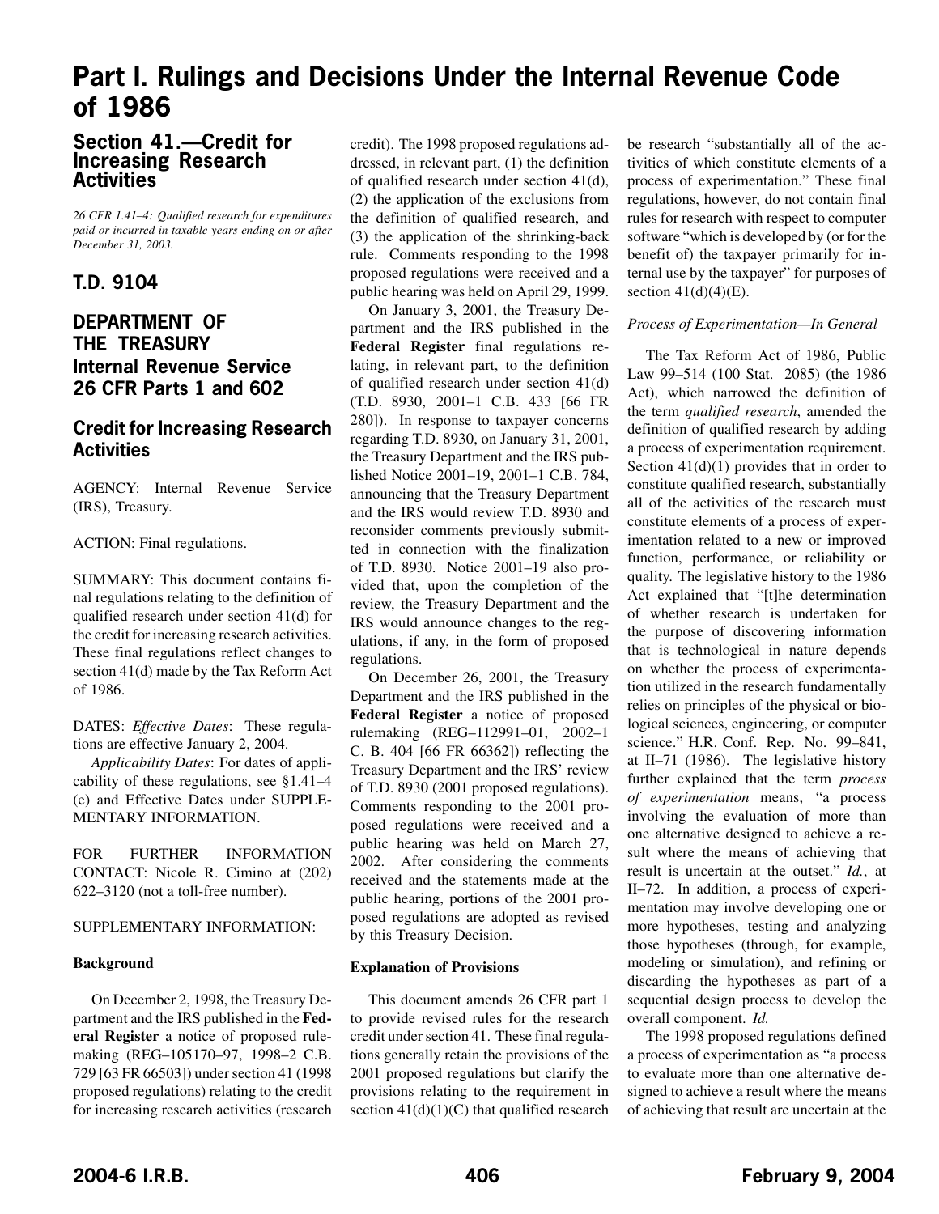# Part I. Rulings and Decisions Under the Internal Revenue Code of 1986

## Section 41.—Credit for Increasing Research Activities

*26 CFR 1.41–4: Qualified research for expenditures paid or incurred in taxable years ending on or after December 31, 2003.*

## T.D. 9104

## DEPARTMENT OF THE TREASURY Internal Revenue Service 26 CFR Parts 1 and 602

## Credit for Increasing Research Activities

AGENCY: Internal Revenue Service (IRS), Treasury.

ACTION: Final regulations.

SUMMARY: This document contains final regulations relating to the definition of qualified research under section 41(d) for the credit for increasing research activities. These final regulations reflect changes to section 41(d) made by the Tax Reform Act of 1986.

DATES: *Effective Dates*: These regulations are effective January 2, 2004.

*Applicability Dates*: For dates of applicability of these regulations, see §1.41–4 (e) and Effective Dates under SUPPLEMENTARY INFORMATION.

FOR FURTHER INFORMATION CONTACT: Nicole R. Cimino at (202) 622–3120 (not a toll-free number).

SUPPLEMENTARY INFORMATION:

**Background**

On December 2, 1998, the Treasury Department and the IRS published in the **Federal Register** a notice of proposed rulemaking (REG–105170–97, 1998–2 C.B. 729 [63 FR 66503]) under section 41 (1998 proposed regulations) relating to the credit for increasing research activities (research credit). The 1998 proposed regulations addressed, in relevant part, (1) the definition of qualified research under section 41(d), (2) the application of the exclusions from the definition of qualified research, and (3) the application of the shrinking-back rule. Comments responding to the 1998 proposed regulations were received and a public hearing was held on April 29, 1999.

On January 3, 2001, the Treasury Department and the IRS published in the **Federal Register** final regulations relating, in relevant part, to the definition of qualified research under section 41(d) (T.D. 8930, 2001–1 C.B. 433 [66 FR 280]). In response to taxpayer concerns regarding T.D. 8930, on January 31, 2001, the Treasury Department and the IRS published Notice 2001–19, 2001–1 C.B. 784, announcing that the Treasury Department and the IRS would review T.D. 8930 and reconsider comments previously submitted in connection with the finalization of T.D. 8930. Notice 2001–19 also provided that, upon the completion of the review, the Treasury Department and the IRS would announce changes to the regulations, if any, in the form of proposed regulations.

On December 26, 2001, the Treasury Department and the IRS published in the **Federal Register** a notice of proposed rulemaking (REG–112991–01, 2002–1 C. B. 404 [66 FR 66362]) reflecting the Treasury Department and the IRS' review of T.D. 8930 (2001 proposed regulations). Comments responding to the 2001 proposed regulations were received and a public hearing was held on March 27, 2002. After considering the comments received and the statements made at the public hearing, portions of the 2001 proposed regulations are adopted as revised by this Treasury Decision.

**Explanation of Provisions**

This document amends 26 CFR part 1 to provide revised rules for the research credit under section 41. These final regulations generally retain the provisions of the 2001 proposed regulations but clarify the provisions relating to the requirement in section 41(d)(1)(C) that qualified research be research "substantially all of the activities of which constitute elements of a process of experimentation." These final regulations, however, do not contain final rules for research with respect to computer software "which is developed by (or for the benefit of) the taxpayer primarily for internal use by the taxpayer" for purposes of section 41(d)(4)(E).

*Process of Experimentation—In General*

The Tax Reform Act of 1986, Public Law 99–514 (100 Stat. 2085) (the 1986 Act), which narrowed the definition of the term *qualified research*, amended the definition of qualified research by adding a process of experimentation requirement. Section 41(d)(1) provides that in order to constitute qualified research, substantially all of the activities of the research must constitute elements of a process of experimentation related to a new or improved function, performance, or reliability or quality. The legislative history to the 1986 Act explained that "[t]he determination of whether research is undertaken for the purpose of discovering information that is technological in nature depends on whether the process of experimentation utilized in the research fundamentally relies on principles of the physical or biological sciences, engineering, or computer science." H.R. Conf. Rep. No. 99–841, at II–71 (1986). The legislative history further explained that the term *process of experimentation* means, "a process involving the evaluation of more than one alternative designed to achieve a result where the means of achieving that result is uncertain at the outset." *Id.*, at II–72. In addition, a process of experimentation may involve developing one or more hypotheses, testing and analyzing those hypotheses (through, for example, modeling or simulation), and refining or discarding the hypotheses as part of a sequential design process to develop the overall component. *Id.*

The 1998 proposed regulations defined a process of experimentation as "a process to evaluate more than one alternative designed to achieve a result where the means of achieving that result are uncertain at the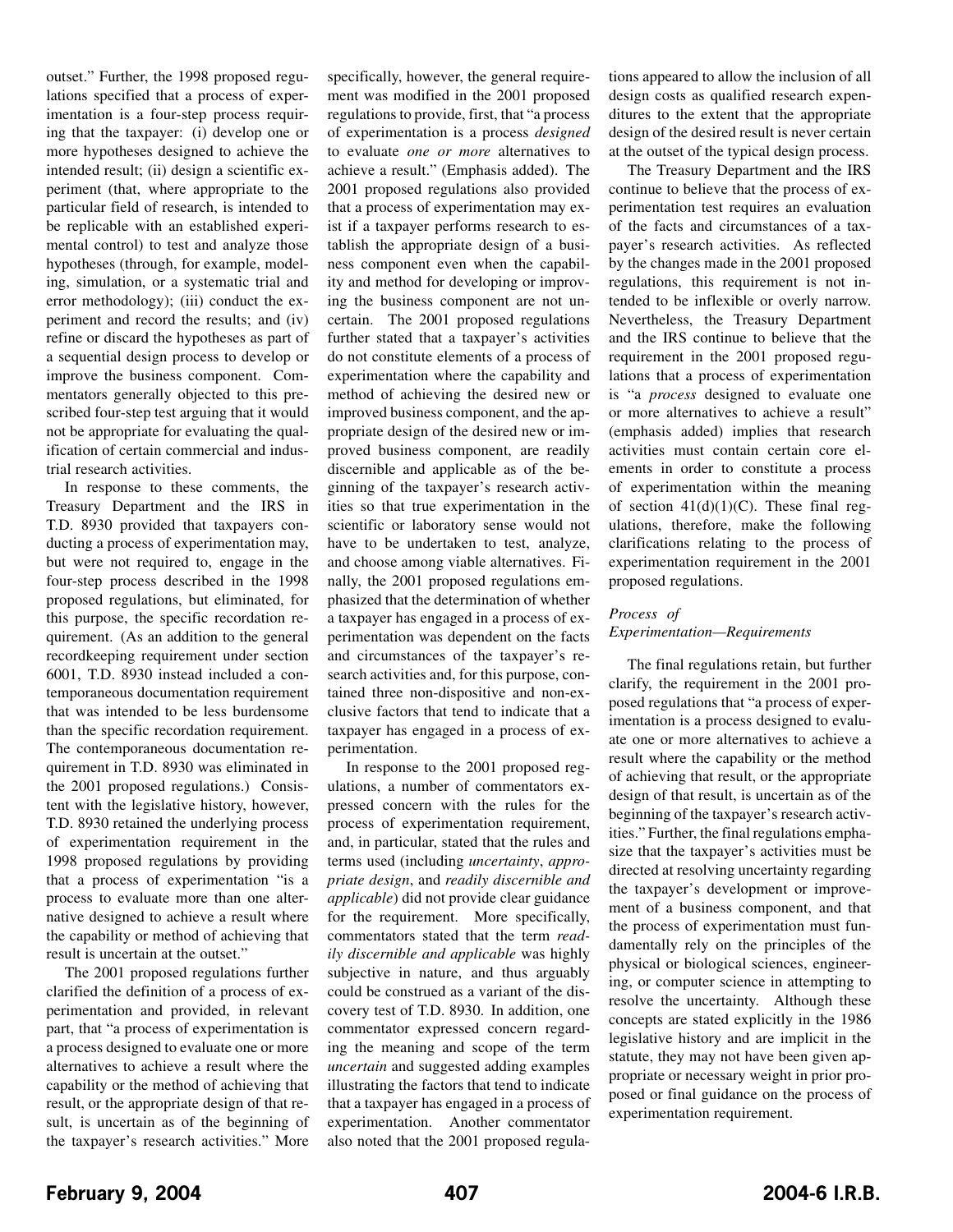outset." Further, the 1998 proposed regulations specified that a process of experimentation is a four-step process requiring that the taxpayer: (i) develop one or more hypotheses designed to achieve the intended result; (ii) design a scientific experiment (that, where appropriate to the particular field of research, is intended to be replicable with an established experimental control) to test and analyze those hypotheses (through, for example, modeling, simulation, or a systematic trial and error methodology); (iii) conduct the experiment and record the results; and (iv) refine or discard the hypotheses as part of a sequential design process to develop or improve the business component. Commentators generally objected to this prescribed four-step test arguing that it would not be appropriate for evaluating the qualification of certain commercial and industrial research activities.

In response to these comments, the Treasury Department and the IRS in T.D. 8930 provided that taxpayers conducting a process of experimentation may, but were not required to, engage in the four-step process described in the 1998 proposed regulations, but eliminated, for this purpose, the specific recordation requirement. (As an addition to the general recordkeeping requirement under section 6001, T.D. 8930 instead included a contemporaneous documentation requirement that was intended to be less burdensome than the specific recordation requirement. The contemporaneous documentation requirement in T.D. 8930 was eliminated in the 2001 proposed regulations.) Consistent with the legislative history, however, T.D. 8930 retained the underlying process of experimentation requirement in the 1998 proposed regulations by providing that a process of experimentation "is a process to evaluate more than one alternative designed to achieve a result where the capability or method of achieving that result is uncertain at the outset."

The 2001 proposed regulations further clarified the definition of a process of experimentation and provided, in relevant part, that "a process of experimentation is a process designed to evaluate one or more alternatives to achieve a result where the capability or the method of achieving that result, or the appropriate design of that result, is uncertain as of the beginning of the taxpayer's research activities." More specifically, however, the general requirement was modified in the 2001 proposed regulations to provide, first, that "a process of experimentation is a process *designed* to evaluate *one or more* alternatives to achieve a result." (Emphasis added). The 2001 proposed regulations also provided that a process of experimentation may exist if a taxpayer performs research to establish the appropriate design of a business component even when the capability and method for developing or improving the business component are not uncertain. The 2001 proposed regulations further stated that a taxpayer's activities do not constitute elements of a process of experimentation where the capability and method of achieving the desired new or improved business component, and the appropriate design of the desired new or improved business component, are readily discernible and applicable as of the beginning of the taxpayer's research activities so that true experimentation in the scientific or laboratory sense would not have to be undertaken to test, analyze, and choose among viable alternatives. Finally, the 2001 proposed regulations emphasized that the determination of whether a taxpayer has engaged in a process of experimentation was dependent on the facts and circumstances of the taxpayer's research activities and, for this purpose, contained three non-dispositive and non-exclusive factors that tend to indicate that a taxpayer has engaged in a process of experimentation.

In response to the 2001 proposed regulations, a number of commentators expressed concern with the rules for the process of experimentation requirement, and, in particular, stated that the rules and terms used (including *uncertainty*, *appropriate design*, and *readily discernible and applicable*) did not provide clear guidance for the requirement. More specifically, commentators stated that the term *readily discernible and applicable* was highly subjective in nature, and thus arguably could be construed as a variant of the discovery test of T.D. 8930. In addition, one commentator expressed concern regarding the meaning and scope of the term *uncertain* and suggested adding examples illustrating the factors that tend to indicate that a taxpayer has engaged in a process of experimentation. Another commentator also noted that the 2001 proposed regulations appeared to allow the inclusion of all design costs as qualified research expenditures to the extent that the appropriate design of the desired result is never certain at the outset of the typical design process.

The Treasury Department and the IRS continue to believe that the process of experimentation test requires an evaluation of the facts and circumstances of a taxpayer's research activities. As reflected by the changes made in the 2001 proposed regulations, this requirement is not intended to be inflexible or overly narrow. Nevertheless, the Treasury Department and the IRS continue to believe that the requirement in the 2001 proposed regulations that a process of experimentation is "a *process* designed to evaluate one or more alternatives to achieve a result" (emphasis added) implies that research activities must contain certain core elements in order to constitute a process of experimentation within the meaning of section 41(d)(1)(C). These final regulations, therefore, make the following clarifications relating to the process of experimentation requirement in the 2001 proposed regulations.

*Process of Experimentation—Requirements*

The final regulations retain, but further clarify, the requirement in the 2001 proposed regulations that "a process of experimentation is a process designed to evaluate one or more alternatives to achieve a result where the capability or the method of achieving that result, or the appropriate design of that result, is uncertain as of the beginning of the taxpayer's research activities." Further, the final regulations emphasize that the taxpayer's activities must be directed at resolving uncertainty regarding the taxpayer's development or improvement of a business component, and that the process of experimentation must fundamentally rely on the principles of the physical or biological sciences, engineering, or computer science in attempting to resolve the uncertainty. Although these concepts are stated explicitly in the 1986 legislative history and are implicit in the statute, they may not have been given appropriate or necessary weight in prior proposed or final guidance on the process of experimentation requirement.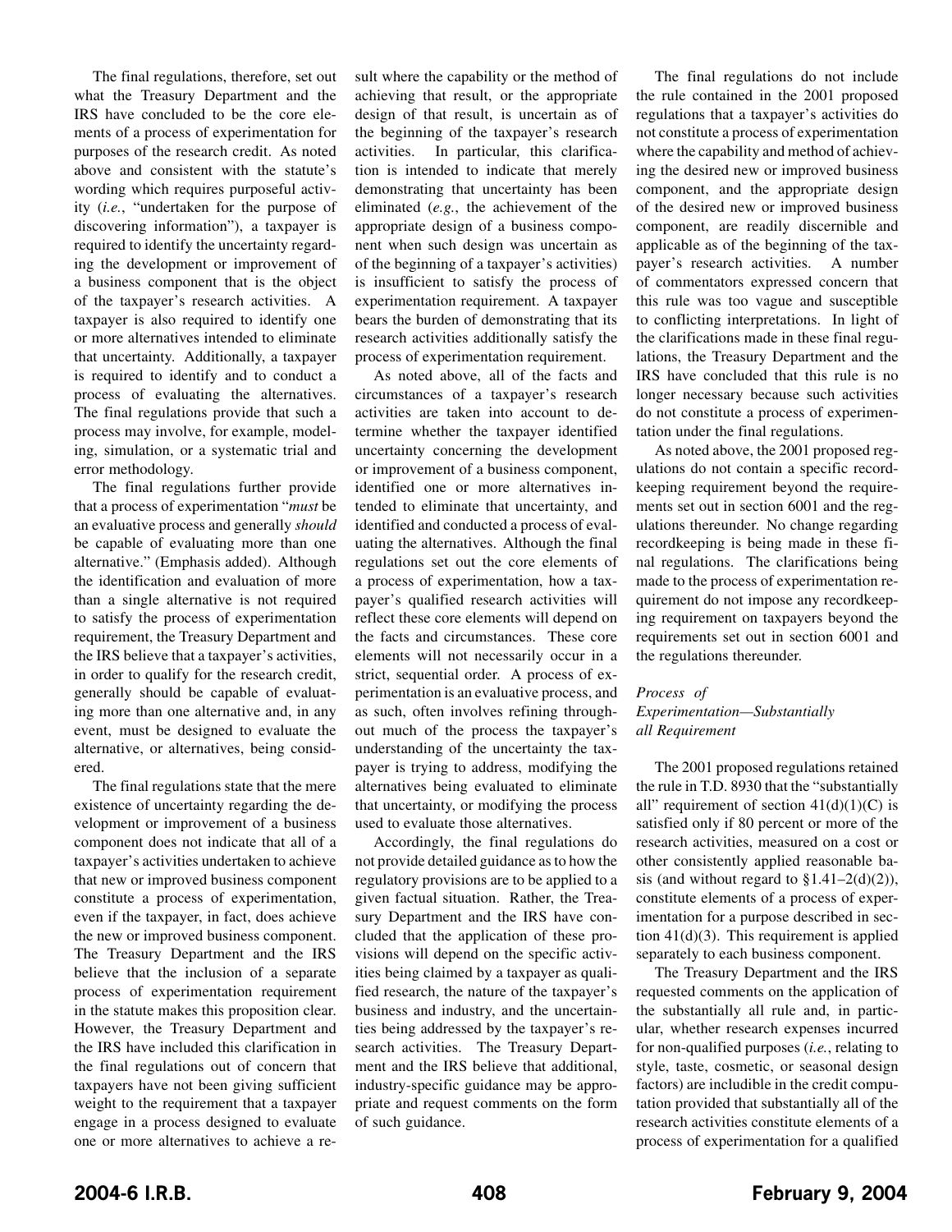The final regulations, therefore, set out what the Treasury Department and the IRS have concluded to be the core elements of a process of experimentation for purposes of the research credit. As noted above and consistent with the statute's wording which requires purposeful activity (*i.e.*, "undertaken for the purpose of discovering information"), a taxpayer is required to identify the uncertainty regarding the development or improvement of a business component that is the object of the taxpayer's research activities. A taxpayer is also required to identify one or more alternatives intended to eliminate that uncertainty. Additionally, a taxpayer is required to identify and to conduct a process of evaluating the alternatives. The final regulations provide that such a process may involve, for example, modeling, simulation, or a systematic trial and error methodology.

The final regulations further provide that a process of experimentation "*must* be an evaluative process and generally *should* be capable of evaluating more than one alternative." (Emphasis added). Although the identification and evaluation of more than a single alternative is not required to satisfy the process of experimentation requirement, the Treasury Department and the IRS believe that a taxpayer's activities, in order to qualify for the research credit, generally should be capable of evaluating more than one alternative and, in any event, must be designed to evaluate the alternative, or alternatives, being considered.

The final regulations state that the mere existence of uncertainty regarding the development or improvement of a business component does not indicate that all of a taxpayer's activities undertaken to achieve that new or improved business component constitute a process of experimentation, even if the taxpayer, in fact, does achieve the new or improved business component. The Treasury Department and the IRS believe that the inclusion of a separate process of experimentation requirement in the statute makes this proposition clear. However, the Treasury Department and the IRS have included this clarification in the final regulations out of concern that taxpayers have not been giving sufficient weight to the requirement that a taxpayer engage in a process designed to evaluate one or more alternatives to achieve a result where the capability or the method of achieving that result, or the appropriate design of that result, is uncertain as of the beginning of the taxpayer's research activities. In particular, this clarification is intended to indicate that merely demonstrating that uncertainty has been eliminated (*e.g.*, the achievement of the appropriate design of a business component when such design was uncertain as of the beginning of a taxpayer's activities) is insufficient to satisfy the process of experimentation requirement. A taxpayer bears the burden of demonstrating that its research activities additionally satisfy the process of experimentation requirement.

As noted above, all of the facts and circumstances of a taxpayer's research activities are taken into account to determine whether the taxpayer identified uncertainty concerning the development or improvement of a business component, identified one or more alternatives intended to eliminate that uncertainty, and identified and conducted a process of evaluating the alternatives. Although the final regulations set out the core elements of a process of experimentation, how a taxpayer's qualified research activities will reflect these core elements will depend on the facts and circumstances. These core elements will not necessarily occur in a strict, sequential order. A process of experimentation is an evaluative process, and as such, often involves refining throughout much of the process the taxpayer's understanding of the uncertainty the taxpayer is trying to address, modifying the alternatives being evaluated to eliminate that uncertainty, or modifying the process used to evaluate those alternatives.

Accordingly, the final regulations do not provide detailed guidance as to how the regulatory provisions are to be applied to a given factual situation. Rather, the Treasury Department and the IRS have concluded that the application of these provisions will depend on the specific activities being claimed by a taxpayer as qualified research, the nature of the taxpayer's business and industry, and the uncertainties being addressed by the taxpayer's research activities. The Treasury Department and the IRS believe that additional, industry-specific guidance may be appropriate and request comments on the form of such guidance.

The final regulations do not include the rule contained in the 2001 proposed regulations that a taxpayer's activities do not constitute a process of experimentation where the capability and method of achieving the desired new or improved business component, and the appropriate design of the desired new or improved business component, are readily discernible and applicable as of the beginning of the taxpayer's research activities. A number of commentators expressed concern that this rule was too vague and susceptible to conflicting interpretations. In light of the clarifications made in these final regulations, the Treasury Department and the IRS have concluded that this rule is no longer necessary because such activities do not constitute a process of experimentation under the final regulations.

As noted above, the 2001 proposed regulations do not contain a specific recordkeeping requirement beyond the requirements set out in section 6001 and the regulations thereunder. No change regarding recordkeeping is being made in these final regulations. The clarifications being made to the process of experimentation requirement do not impose any recordkeeping requirement on taxpayers beyond the requirements set out in section 6001 and the regulations thereunder.

*Process of Experimentation—Substantially all Requirement*

The 2001 proposed regulations retained the rule in T.D. 8930 that the "substantially all" requirement of section 41(d)(1)(C) is satisfied only if 80 percent or more of the research activities, measured on a cost or other consistently applied reasonable basis (and without regard to §1.41–2(d)(2)), constitute elements of a process of experimentation for a purpose described in section 41(d)(3). This requirement is applied separately to each business component.

The Treasury Department and the IRS requested comments on the application of the substantially all rule and, in particular, whether research expenses incurred for non-qualified purposes (*i.e.*, relating to style, taste, cosmetic, or seasonal design factors) are includible in the credit computation provided that substantially all of the research activities constitute elements of a process of experimentation for a qualified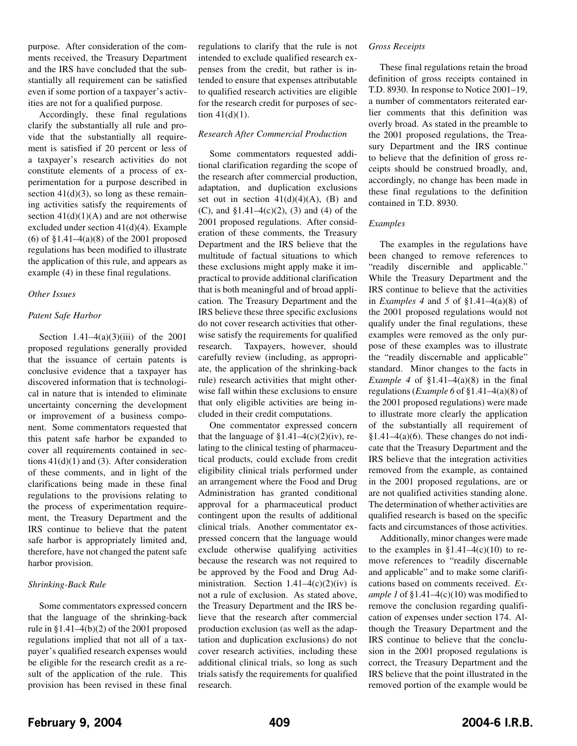purpose. After consideration of the comments received, the Treasury Department and the IRS have concluded that the substantially all requirement can be satisfied even if some portion of a taxpayer's activities are not for a qualified purpose.

Accordingly, these final regulations clarify the substantially all rule and provide that the substantially all requirement is satisfied if 20 percent or less of a taxpayer's research activities do not constitute elements of a process of experimentation for a purpose described in section 41(d)(3), so long as these remaining activities satisfy the requirements of section 41(d)(1)(A) and are not otherwise excluded under section 41(d)(4). Example (6) of §1.41–4(a)(8) of the 2001 proposed regulations has been modified to illustrate the application of this rule, and appears as example (4) in these final regulations.

*Other Issues*

*Patent Safe Harbor*

Section 1.41–4(a)(3)(iii) of the 2001 proposed regulations generally provided that the issuance of certain patents is conclusive evidence that a taxpayer has discovered information that is technological in nature that is intended to eliminate uncertainty concerning the development or improvement of a business component. Some commentators requested that this patent safe harbor be expanded to cover all requirements contained in sections 41(d)(1) and (3). After consideration of these comments, and in light of the clarifications being made in these final regulations to the provisions relating to the process of experimentation requirement, the Treasury Department and the IRS continue to believe that the patent safe harbor is appropriately limited and, therefore, have not changed the patent safe harbor provision.

*Shrinking-Back Rule*

Some commentators expressed concern that the language of the shrinking-back rule in §1.41–4(b)(2) of the 2001 proposed regulations implied that not all of a taxpayer's qualified research expenses would be eligible for the research credit as a result of the application of the rule. This provision has been revised in these final regulations to clarify that the rule is not intended to exclude qualified research expenses from the credit, but rather is intended to ensure that expenses attributable to qualified research activities are eligible for the research credit for purposes of section 41(d)(1).

*Research After Commercial Production*

Some commentators requested additional clarification regarding the scope of the research after commercial production, adaptation, and duplication exclusions set out in section 41(d)(4)(A), (B) and (C), and §1.41–4(c)(2), (3) and (4) of the 2001 proposed regulations. After consideration of these comments, the Treasury Department and the IRS believe that the multitude of factual situations to which these exclusions might apply make it impractical to provide additional clarification that is both meaningful and of broad application. The Treasury Department and the IRS believe these three specific exclusions do not cover research activities that otherwise satisfy the requirements for qualified research. Taxpayers, however, should carefully review (including, as appropriate, the application of the shrinking-back rule) research activities that might otherwise fall within these exclusions to ensure that only eligible activities are being included in their credit computations.

One commentator expressed concern that the language of §1.41–4(c)(2)(iv), relating to the clinical testing of pharmaceutical products, could exclude from credit eligibility clinical trials performed under an arrangement where the Food and Drug Administration has granted conditional approval for a pharmaceutical product contingent upon the results of additional clinical trials. Another commentator expressed concern that the language would exclude otherwise qualifying activities because the research was not required to be approved by the Food and Drug Administration. Section 1.41–4(c)(2)(iv) is not a rule of exclusion. As stated above, the Treasury Department and the IRS believe that the research after commercial production exclusion (as well as the adaptation and duplication exclusions) do not cover research activities, including these additional clinical trials, so long as such trials satisfy the requirements for qualified research.

*Gross Receipts*

These final regulations retain the broad definition of gross receipts contained in T.D. 8930. In response to Notice 2001–19, a number of commentators reiterated earlier comments that this definition was overly broad. As stated in the preamble to the 2001 proposed regulations, the Treasury Department and the IRS continue to believe that the definition of gross receipts should be construed broadly, and, accordingly, no change has been made in these final regulations to the definition contained in T.D. 8930.

*Examples*

The examples in the regulations have been changed to remove references to "readily discernible and applicable." While the Treasury Department and the IRS continue to believe that the activities in *Examples 4* and *5* of §1.41–4(a)(8) of the 2001 proposed regulations would not qualify under the final regulations, these examples were removed as the only purpose of these examples was to illustrate the "readily discernable and applicable" standard. Minor changes to the facts in *Example 4* of §1.41–4(a)(8) in the final regulations (*Example 6* of §1.41–4(a)(8) of the 2001 proposed regulations) were made to illustrate more clearly the application of the substantially all requirement of §1.41–4(a)(6). These changes do not indicate that the Treasury Department and the IRS believe that the integration activities removed from the example, as contained in the 2001 proposed regulations, are or are not qualified activities standing alone. The determination of whether activities are qualified research is based on the specific facts and circumstances of those activities.

Additionally, minor changes were made to the examples in §1.41–4(c)(10) to remove references to "readily discernable and applicable" and to make some clarifications based on comments received. *Example 1* of §1.41–4(c)(10) was modified to remove the conclusion regarding qualification of expenses under section 174. Although the Treasury Department and the IRS continue to believe that the conclusion in the 2001 proposed regulations is correct, the Treasury Department and the IRS believe that the point illustrated in the removed portion of the example would be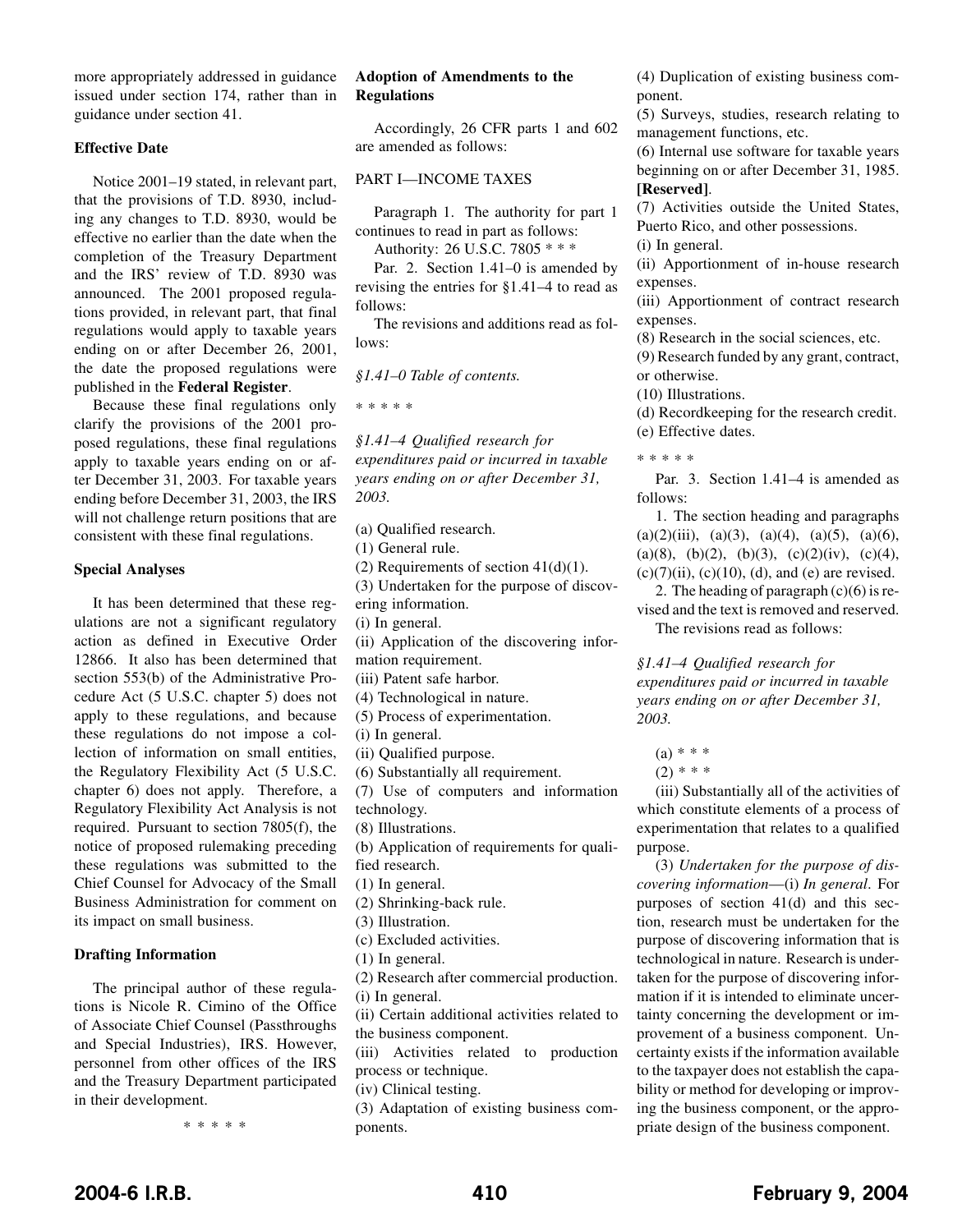more appropriately addressed in guidance issued under section 174, rather than in guidance under section 41.

**Effective Date**

Notice 2001–19 stated, in relevant part, that the provisions of T.D. 8930, including any changes to T.D. 8930, would be effective no earlier than the date when the completion of the Treasury Department and the IRS' review of T.D. 8930 was announced. The 2001 proposed regulations provided, in relevant part, that final regulations would apply to taxable years ending on or after December 26, 2001, the date the proposed regulations were published in the **Federal Register**.

Because these final regulations only clarify the provisions of the 2001 proposed regulations, these final regulations apply to taxable years ending on or after December 31, 2003. For taxable years ending before December 31, 2003, the IRS will not challenge return positions that are consistent with these final regulations.

**Special Analyses**

It has been determined that these regulations are not a significant regulatory action as defined in Executive Order 12866. It also has been determined that section 553(b) of the Administrative Procedure Act (5 U.S.C. chapter 5) does not apply to these regulations, and because these regulations do not impose a collection of information on small entities, the Regulatory Flexibility Act (5 U.S.C. chapter 6) does not apply. Therefore, a Regulatory Flexibility Act Analysis is not required. Pursuant to section 7805(f), the notice of proposed rulemaking preceding these regulations was submitted to the Chief Counsel for Advocacy of the Small Business Administration for comment on its impact on small business.

**Drafting Information**

The principal author of these regulations is Nicole R. Cimino of the Office of Associate Chief Counsel (Passthroughs and Special Industries), IRS. However, personnel from other offices of the IRS and the Treasury Department participated in their development.

\* \* \* \* \*

**Adoption of Amendments to the Regulations**

Accordingly, 26 CFR parts 1 and 602 are amended as follows:

PART I—INCOME TAXES

Paragraph 1. The authority for part 1 continues to read in part as follows:

Authority: 26 U.S.C. 7805 \* \* \*

Par. 2. Section 1.41–0 is amended by revising the entries for §1.41–4 to read as follows:

The revisions and additions read as follows:

*§1.41–0 Table of contents.*

\* \* \* \* \*

*§1.41–4 Qualified research for expenditures paid or incurred in taxable years ending on or after December 31, 2003.*

(a) Qualified research.
(1) General rule.
(2) Requirements of section 41(d)(1).
(3) Undertaken for the purpose of discovering information.
(i) In general.
(ii) Application of the discovering information requirement.
(iii) Patent safe harbor.
(4) Technological in nature.
(5) Process of experimentation.
(i) In general.
(ii) Qualified purpose.
(6) Substantially all requirement.
(7) Use of computers and information technology.
(8) Illustrations.
(b) Application of requirements for qualified research.
(1) In general.
(2) Shrinking-back rule.
(3) Illustration.
(c) Excluded activities.
(1) In general.
(2) Research after commercial production.
(i) In general.
(ii) Certain additional activities related to the business component.
(iii) Activities related to production process or technique.
(iv) Clinical testing.
(3) Adaptation of existing business components.
(4) Duplication of existing business component.
(5) Surveys, studies, research relating to management functions, etc.
(6) Internal use software for taxable years beginning on or after December 31, 1985. **[Reserved]**.
(7) Activities outside the United States, Puerto Rico, and other possessions.
(i) In general.
(ii) Apportionment of in-house research expenses.
(iii) Apportionment of contract research expenses.
(8) Research in the social sciences, etc.
(9) Research funded by any grant, contract, or otherwise.
(10) Illustrations.
(d) Recordkeeping for the research credit.
(e) Effective dates.

\* \* \* \* \*

Par. 3. Section 1.41–4 is amended as follows:

1. The section heading and paragraphs (a)(2)(iii), (a)(3), (a)(4), (a)(5), (a)(6), (a)(8), (b)(2), (b)(3), (c)(2)(iv), (c)(4), (c)(7)(ii), (c)(10), (d), and (e) are revised.

2. The heading of paragraph (c)(6) is revised and the text is removed and reserved.

The revisions read as follows:

*§1.41–4 Qualified research for expenditures paid or incurred in taxable years ending on or after December 31, 2003.*

(a) \* \* \*

(2) \* \* \*

(iii) Substantially all of the activities of which constitute elements of a process of experimentation that relates to a qualified purpose.

(3) *Undertaken for the purpose of discovering information*—(i) *In general*. For purposes of section 41(d) and this section, research must be undertaken for the purpose of discovering information that is technological in nature. Research is undertaken for the purpose of discovering information if it is intended to eliminate uncertainty concerning the development or improvement of a business component. Uncertainty exists if the information available to the taxpayer does not establish the capability or method for developing or improving the business component, or the appropriate design of the business component.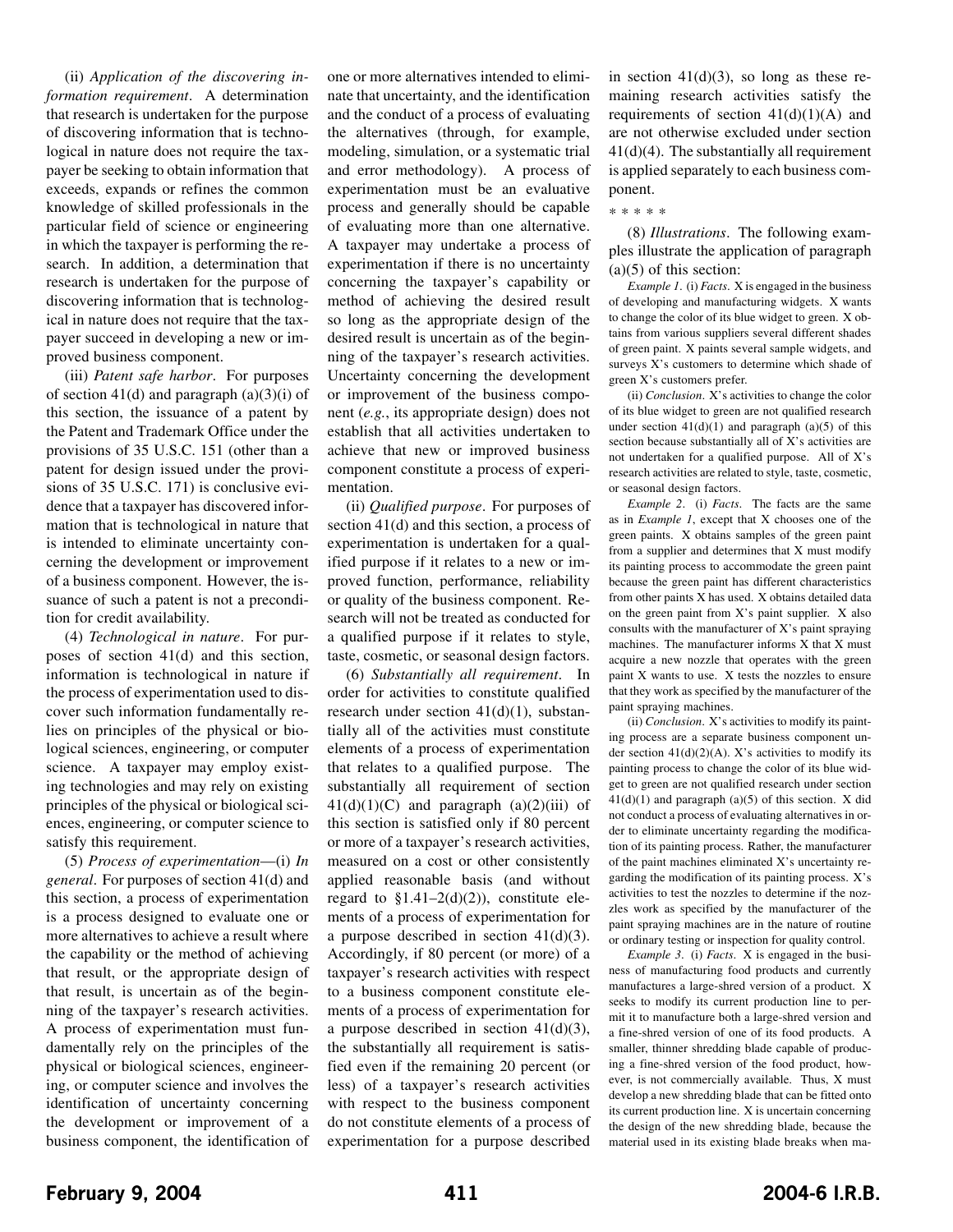(ii) *Application of the discovering information requirement*. A determination that research is undertaken for the purpose of discovering information that is technological in nature does not require the taxpayer be seeking to obtain information that exceeds, expands or refines the common knowledge of skilled professionals in the particular field of science or engineering in which the taxpayer is performing the research. In addition, a determination that research is undertaken for the purpose of discovering information that is technological in nature does not require that the taxpayer succeed in developing a new or improved business component.

(iii) *Patent safe harbor*. For purposes of section 41(d) and paragraph (a)(3)(i) of this section, the issuance of a patent by the Patent and Trademark Office under the provisions of 35 U.S.C. 151 (other than a patent for design issued under the provisions of 35 U.S.C. 171) is conclusive evidence that a taxpayer has discovered information that is technological in nature that is intended to eliminate uncertainty concerning the development or improvement of a business component. However, the issuance of such a patent is not a precondition for credit availability.

(4) *Technological in nature*. For purposes of section 41(d) and this section, information is technological in nature if the process of experimentation used to discover such information fundamentally relies on principles of the physical or biological sciences, engineering, or computer science. A taxpayer may employ existing technologies and may rely on existing principles of the physical or biological sciences, engineering, or computer science to satisfy this requirement.

(5) *Process of experimentation*—(i) *In general*. For purposes of section 41(d) and this section, a process of experimentation is a process designed to evaluate one or more alternatives to achieve a result where the capability or the method of achieving that result, or the appropriate design of that result, is uncertain as of the beginning of the taxpayer's research activities. A process of experimentation must fundamentally rely on the principles of the physical or biological sciences, engineering, or computer science and involves the identification of uncertainty concerning the development or improvement of a business component, the identification of one or more alternatives intended to eliminate that uncertainty, and the identification and the conduct of a process of evaluating the alternatives (through, for example, modeling, simulation, or a systematic trial and error methodology). A process of experimentation must be an evaluative process and generally should be capable of evaluating more than one alternative. A taxpayer may undertake a process of experimentation if there is no uncertainty concerning the taxpayer's capability or method of achieving the desired result so long as the appropriate design of the desired result is uncertain as of the beginning of the taxpayer's research activities. Uncertainty concerning the development or improvement of the business component (*e.g.*, its appropriate design) does not establish that all activities undertaken to achieve that new or improved business component constitute a process of experimentation.

(ii) *Qualified purpose*. For purposes of section 41(d) and this section, a process of experimentation is undertaken for a qualified purpose if it relates to a new or improved function, performance, reliability or quality of the business component. Research will not be treated as conducted for a qualified purpose if it relates to style, taste, cosmetic, or seasonal design factors.

(6) *Substantially all requirement*. In order for activities to constitute qualified research under section 41(d)(1), substantially all of the activities must constitute elements of a process of experimentation that relates to a qualified purpose. The substantially all requirement of section 41(d)(1)(C) and paragraph (a)(2)(iii) of this section is satisfied only if 80 percent or more of a taxpayer's research activities, measured on a cost or other consistently applied reasonable basis (and without regard to §1.41–2(d)(2)), constitute elements of a process of experimentation for a purpose described in section 41(d)(3). Accordingly, if 80 percent (or more) of a taxpayer's research activities with respect to a business component constitute elements of a process of experimentation for a purpose described in section 41(d)(3), the substantially all requirement is satisfied even if the remaining 20 percent (or less) of a taxpayer's research activities with respect to the business component do not constitute elements of a process of experimentation for a purpose described in section 41(d)(3), so long as these remaining research activities satisfy the requirements of section 41(d)(1)(A) and are not otherwise excluded under section 41(d)(4). The substantially all requirement is applied separately to each business component.

* * * * *

(8) *Illustrations*. The following examples illustrate the application of paragraph (a)(5) of this section:

*Example 1*. (i) *Facts*. X is engaged in the business of developing and manufacturing widgets. X wants to change the color of its blue widget to green. X obtains from various suppliers several different shades of green paint. X paints several sample widgets, and surveys X's customers to determine which shade of green X's customers prefer.

(ii) *Conclusion*. X's activities to change the color of its blue widget to green are not qualified research under section 41(d)(1) and paragraph (a)(5) of this section because substantially all of X's activities are not undertaken for a qualified purpose. All of X's research activities are related to style, taste, cosmetic, or seasonal design factors.

*Example 2*. (i) *Facts*. The facts are the same as in *Example 1*, except that X chooses one of the green paints. X obtains samples of the green paint from a supplier and determines that X must modify its painting process to accommodate the green paint because the green paint has different characteristics from other paints X has used. X obtains detailed data on the green paint from X's paint supplier. X also consults with the manufacturer of X's paint spraying machines. The manufacturer informs X that X must acquire a new nozzle that operates with the green paint X wants to use. X tests the nozzles to ensure that they work as specified by the manufacturer of the paint spraying machines.

(ii) *Conclusion*. X's activities to modify its painting process are a separate business component under section 41(d)(2)(A). X's activities to modify its painting process to change the color of its blue widget to green are not qualified research under section 41(d)(1) and paragraph (a)(5) of this section. X did not conduct a process of evaluating alternatives in order to eliminate uncertainty regarding the modification of its painting process. Rather, the manufacturer of the paint machines eliminated X's uncertainty regarding the modification of its painting process. X's activities to test the nozzles to determine if the nozzles work as specified by the manufacturer of the paint spraying machines are in the nature of routine or ordinary testing or inspection for quality control.

*Example 3*. (i) *Facts*. X is engaged in the business of manufacturing food products and currently manufactures a large-shred version of a product. X seeks to modify its current production line to permit it to manufacture both a large-shred version and a fine-shred version of one of its food products. A smaller, thinner shredding blade capable of producing a fine-shred version of the food product, however, is not commercially available. Thus, X must develop a new shredding blade that can be fitted onto its current production line. X is uncertain concerning the design of the new shredding blade, because the material used in its existing blade breaks when ma-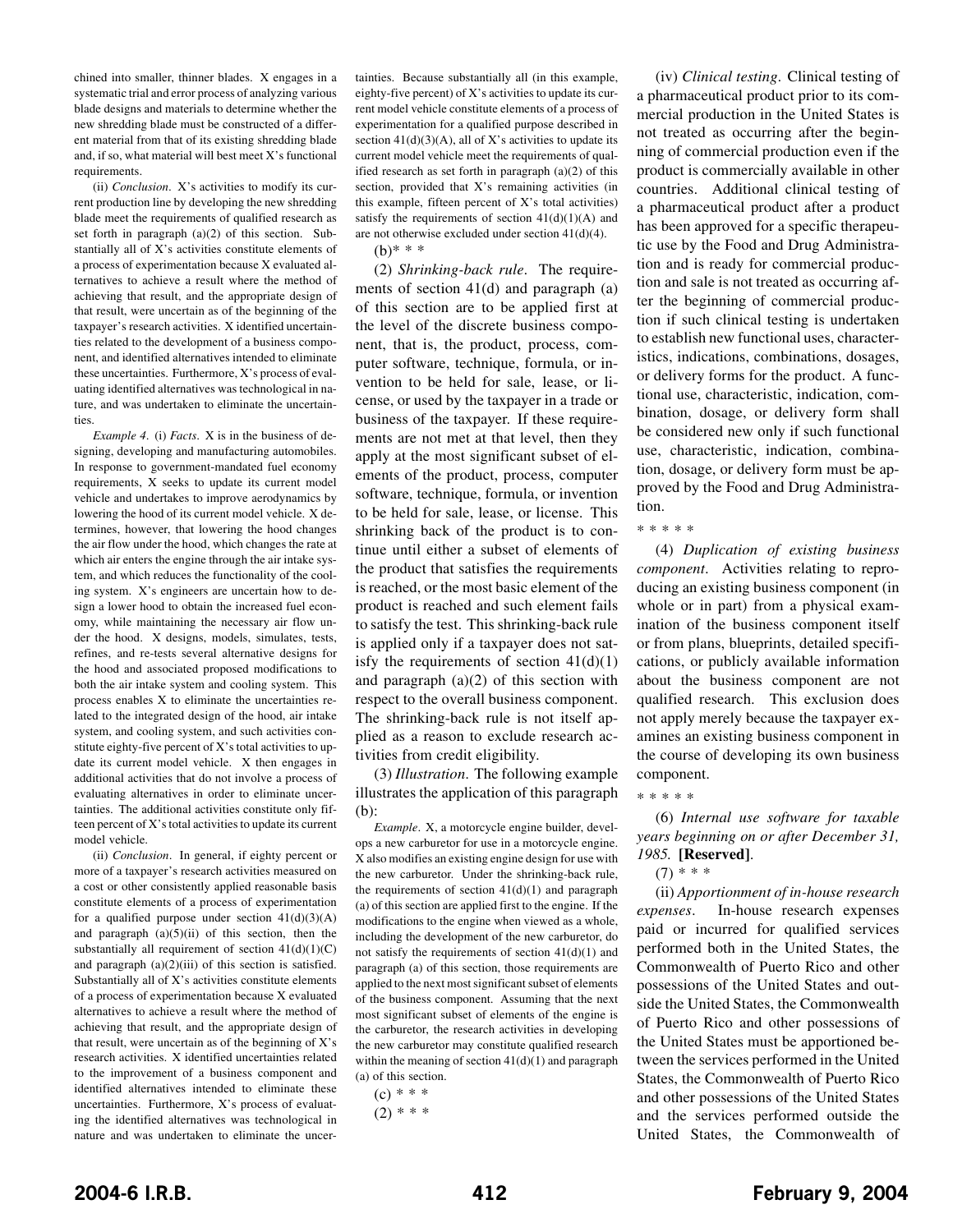chined into smaller, thinner blades. X engages in a systematic trial and error process of analyzing various blade designs and materials to determine whether the new shredding blade must be constructed of a different material from that of its existing shredding blade and, if so, what material will best meet X's functional requirements.

(ii) *Conclusion*. X's activities to modify its current production line by developing the new shredding blade meet the requirements of qualified research as set forth in paragraph (a)(2) of this section. Substantially all of X's activities constitute elements of a process of experimentation because X evaluated alternatives to achieve a result where the method of achieving that result, and the appropriate design of that result, were uncertain as of the beginning of the taxpayer's research activities. X identified uncertainties related to the development of a business component, and identified alternatives intended to eliminate these uncertainties. Furthermore, X's process of evaluating identified alternatives was technological in nature, and was undertaken to eliminate the uncertainties.

*Example 4*. (i) *Facts*. X is in the business of designing, developing and manufacturing automobiles. In response to government-mandated fuel economy requirements, X seeks to update its current model vehicle and undertakes to improve aerodynamics by lowering the hood of its current model vehicle. X determines, however, that lowering the hood changes the air flow under the hood, which changes the rate at which air enters the engine through the air intake system, and which reduces the functionality of the cooling system. X's engineers are uncertain how to design a lower hood to obtain the increased fuel economy, while maintaining the necessary air flow under the hood. X designs, models, simulates, tests, refines, and re-tests several alternative designs for the hood and associated proposed modifications to both the air intake system and cooling system. This process enables X to eliminate the uncertainties related to the integrated design of the hood, air intake system, and cooling system, and such activities constitute eighty-five percent of X's total activities to update its current model vehicle. X then engages in additional activities that do not involve a process of evaluating alternatives in order to eliminate uncertainties. The additional activities constitute only fifteen percent of X's total activities to update its current model vehicle.

(ii) *Conclusion*. In general, if eighty percent or more of a taxpayer's research activities measured on a cost or other consistently applied reasonable basis constitute elements of a process of experimentation for a qualified purpose under section 41(d)(3)(A) and paragraph (a)(5)(ii) of this section, then the substantially all requirement of section 41(d)(1)(C) and paragraph (a)(2)(iii) of this section is satisfied. Substantially all of X's activities constitute elements of a process of experimentation because X evaluated alternatives to achieve a result where the method of achieving that result, and the appropriate design of that result, were uncertain as of the beginning of X's research activities. X identified uncertainties related to the improvement of a business component and identified alternatives intended to eliminate these uncertainties. Furthermore, X's process of evaluating the identified alternatives was technological in nature and was undertaken to eliminate the uncertainties. Because substantially all (in this example, eighty-five percent) of X's activities to update its current model vehicle constitute elements of a process of experimentation for a qualified purpose described in section 41(d)(3)(A), all of X's activities to update its current model vehicle meet the requirements of qualified research as set forth in paragraph (a)(2) of this section, provided that X's remaining activities (in this example, fifteen percent of X's total activities) satisfy the requirements of section 41(d)(1)(A) and are not otherwise excluded under section 41(d)(4).

(b)* * *

(2) *Shrinking-back rule*. The requirements of section 41(d) and paragraph (a) of this section are to be applied first at the level of the discrete business component, that is, the product, process, computer software, technique, formula, or invention to be held for sale, lease, or license, or used by the taxpayer in a trade or business of the taxpayer. If these requirements are not met at that level, then they apply at the most significant subset of elements of the product, process, computer software, technique, formula, or invention to be held for sale, lease, or license. This shrinking back of the product is to continue until either a subset of elements of the product that satisfies the requirements is reached, or the most basic element of the product is reached and such element fails to satisfy the test. This shrinking-back rule is applied only if a taxpayer does not satisfy the requirements of section 41(d)(1) and paragraph (a)(2) of this section with respect to the overall business component. The shrinking-back rule is not itself applied as a reason to exclude research activities from credit eligibility.

(3) *Illustration*. The following example illustrates the application of this paragraph (b):

*Example*. X, a motorcycle engine builder, develops a new carburetor for use in a motorcycle engine. X also modifies an existing engine design for use with the new carburetor. Under the shrinking-back rule, the requirements of section 41(d)(1) and paragraph (a) of this section are applied first to the engine. If the modifications to the engine when viewed as a whole, including the development of the new carburetor, do not satisfy the requirements of section 41(d)(1) and paragraph (a) of this section, those requirements are applied to the next most significant subset of elements of the business component. Assuming that the next most significant subset of elements of the engine is the carburetor, the research activities in developing the new carburetor may constitute qualified research within the meaning of section 41(d)(1) and paragraph (a) of this section.

(c) * * *

(2) * * *

(iv) *Clinical testing*. Clinical testing of a pharmaceutical product prior to its commercial production in the United States is not treated as occurring after the beginning of commercial production even if the product is commercially available in other countries. Additional clinical testing of a pharmaceutical product after a product has been approved for a specific therapeutic use by the Food and Drug Administration and is ready for commercial production and sale is not treated as occurring after the beginning of commercial production if such clinical testing is undertaken to establish new functional uses, characteristics, indications, combinations, dosages, or delivery forms for the product. A functional use, characteristic, indication, combination, dosage, or delivery form shall be considered new only if such functional use, characteristic, indication, combination, dosage, or delivery form must be approved by the Food and Drug Administration.

* * * * *

(4) *Duplication of existing business component*. Activities relating to reproducing an existing business component (in whole or in part) from a physical examination of the business component itself or from plans, blueprints, detailed specifications, or publicly available information about the business component are not qualified research. This exclusion does not apply merely because the taxpayer examines an existing business component in the course of developing its own business component.

* * * * *

(6) *Internal use software for taxable years beginning on or after December 31, 1985.* **[Reserved]**.

(7) * * *

(ii) *Apportionment of in-house research expenses*. In-house research expenses paid or incurred for qualified services performed both in the United States, the Commonwealth of Puerto Rico and other possessions of the United States and outside the United States, the Commonwealth of Puerto Rico and other possessions of the United States must be apportioned between the services performed in the United States, the Commonwealth of Puerto Rico and other possessions of the United States and the services performed outside the United States, the Commonwealth of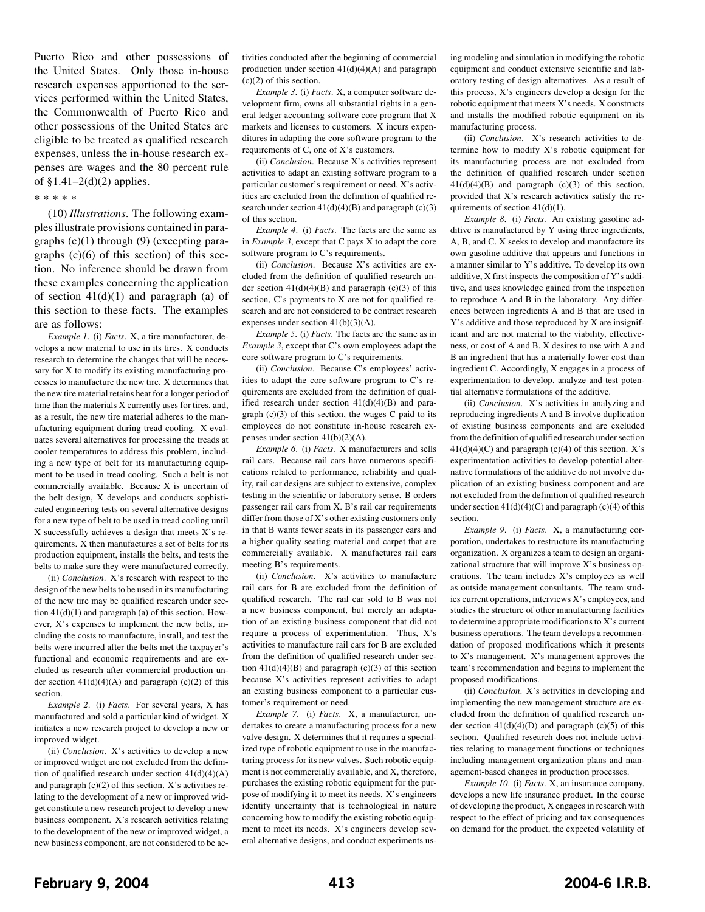Puerto Rico and other possessions of the United States. Only those in-house research expenses apportioned to the services performed within the United States, the Commonwealth of Puerto Rico and other possessions of the United States are eligible to be treated as qualified research expenses, unless the in-house research expenses are wages and the 80 percent rule of §1.41–2(d)(2) applies.

\* \* \* \* \*

(10) *Illustrations*. The following examples illustrate provisions contained in paragraphs (c)(1) through (9) (excepting paragraphs (c)(6) of this section) of this section. No inference should be drawn from these examples concerning the application of section 41(d)(1) and paragraph (a) of this section to these facts. The examples are as follows:

*Example 1*. (i) *Facts*. X, a tire manufacturer, develops a new material to use in its tires. X conducts research to determine the changes that will be necessary for X to modify its existing manufacturing processes to manufacture the new tire. X determines that the new tire material retains heat for a longer period of time than the materials X currently uses for tires, and, as a result, the new tire material adheres to the manufacturing equipment during tread cooling. X evaluates several alternatives for processing the treads at cooler temperatures to address this problem, including a new type of belt for its manufacturing equipment to be used in tread cooling. Such a belt is not commercially available. Because X is uncertain of the belt design, X develops and conducts sophisticated engineering tests on several alternative designs for a new type of belt to be used in tread cooling until X successfully achieves a design that meets X's requirements. X then manufactures a set of belts for its production equipment, installs the belts, and tests the belts to make sure they were manufactured correctly.

(ii) *Conclusion*. X's research with respect to the design of the new belts to be used in its manufacturing of the new tire may be qualified research under section 41(d)(1) and paragraph (a) of this section. However, X's expenses to implement the new belts, including the costs to manufacture, install, and test the belts were incurred after the belts met the taxpayer's functional and economic requirements and are excluded as research after commercial production under section 41(d)(4)(A) and paragraph (c)(2) of this section.

*Example 2*. (i) *Facts*. For several years, X has manufactured and sold a particular kind of widget. X initiates a new research project to develop a new or improved widget.

(ii) *Conclusion*. X's activities to develop a new or improved widget are not excluded from the definition of qualified research under section 41(d)(4)(A) and paragraph (c)(2) of this section. X's activities relating to the development of a new or improved widget constitute a new research project to develop a new business component. X's research activities relating to the development of the new or improved widget, a new business component, are not considered to be activities conducted after the beginning of commercial production under section 41(d)(4)(A) and paragraph (c)(2) of this section.

*Example 3*. (i) *Facts*. X, a computer software development firm, owns all substantial rights in a general ledger accounting software core program that X markets and licenses to customers. X incurs expenditures in adapting the core software program to the requirements of C, one of X's customers.

(ii) *Conclusion*. Because X's activities represent activities to adapt an existing software program to a particular customer's requirement or need, X's activities are excluded from the definition of qualified research under section 41(d)(4)(B) and paragraph (c)(3) of this section.

*Example 4*. (i) *Facts*. The facts are the same as in *Example 3*, except that C pays X to adapt the core software program to C's requirements.

(ii) *Conclusion*. Because X's activities are excluded from the definition of qualified research under section 41(d)(4)(B) and paragraph (c)(3) of this section, C's payments to X are not for qualified research and are not considered to be contract research expenses under section 41(b)(3)(A).

*Example 5*. (i) *Facts*. The facts are the same as in *Example 3*, except that C's own employees adapt the core software program to C's requirements.

(ii) *Conclusion*. Because C's employees' activities to adapt the core software program to C's requirements are excluded from the definition of qualified research under section 41(d)(4)(B) and paragraph (c)(3) of this section, the wages C paid to its employees do not constitute in-house research expenses under section 41(b)(2)(A).

*Example 6*. (i) *Facts*. X manufacturers and sells rail cars. Because rail cars have numerous specifications related to performance, reliability and quality, rail car designs are subject to extensive, complex testing in the scientific or laboratory sense. B orders passenger rail cars from X. B's rail car requirements differ from those of X's other existing customers only in that B wants fewer seats in its passenger cars and a higher quality seating material and carpet that are commercially available. X manufactures rail cars meeting B's requirements.

(ii) *Conclusion*. X's activities to manufacture rail cars for B are excluded from the definition of qualified research. The rail car sold to B was not a new business component, but merely an adaptation of an existing business component that did not require a process of experimentation. Thus, X's activities to manufacture rail cars for B are excluded from the definition of qualified research under section 41(d)(4)(B) and paragraph (c)(3) of this section because X's activities represent activities to adapt an existing business component to a particular customer's requirement or need.

*Example 7*. (i) *Facts*. X, a manufacturer, undertakes to create a manufacturing process for a new valve design. X determines that it requires a specialized type of robotic equipment to use in the manufacturing process for its new valves. Such robotic equipment is not commercially available, and X, therefore, purchases the existing robotic equipment for the purpose of modifying it to meet its needs. X's engineers identify uncertainty that is technological in nature concerning how to modify the existing robotic equipment to meet its needs. X's engineers develop several alternative designs, and conduct experiments using modeling and simulation in modifying the robotic equipment and conduct extensive scientific and laboratory testing of design alternatives. As a result of this process, X's engineers develop a design for the robotic equipment that meets X's needs. X constructs and installs the modified robotic equipment on its manufacturing process.

(ii) *Conclusion*. X's research activities to determine how to modify X's robotic equipment for its manufacturing process are not excluded from the definition of qualified research under section 41(d)(4)(B) and paragraph (c)(3) of this section, provided that X's research activities satisfy the requirements of section 41(d)(1).

*Example 8*. (i) *Facts*. An existing gasoline additive is manufactured by Y using three ingredients, A, B, and C. X seeks to develop and manufacture its own gasoline additive that appears and functions in a manner similar to Y's additive. To develop its own additive, X first inspects the composition of Y's additive, and uses knowledge gained from the inspection to reproduce A and B in the laboratory. Any differences between ingredients A and B that are used in Y's additive and those reproduced by X are insignificant and are not material to the viability, effectiveness, or cost of A and B. X desires to use with A and B an ingredient that has a materially lower cost than ingredient C. Accordingly, X engages in a process of experimentation to develop, analyze and test potential alternative formulations of the additive.

(ii) *Conclusion*. X's activities in analyzing and reproducing ingredients A and B involve duplication of existing business components and are excluded from the definition of qualified research under section 41(d)(4)(C) and paragraph (c)(4) of this section. X's experimentation activities to develop potential alternative formulations of the additive do not involve duplication of an existing business component and are not excluded from the definition of qualified research under section 41(d)(4)(C) and paragraph (c)(4) of this section.

*Example 9*. (i) *Facts*. X, a manufacturing corporation, undertakes to restructure its manufacturing organization. X organizes a team to design an organizational structure that will improve X's business operations. The team includes X's employees as well as outside management consultants. The team studies current operations, interviews X's employees, and studies the structure of other manufacturing facilities to determine appropriate modifications to X's current business operations. The team develops a recommendation of proposed modifications which it presents to X's management. X's management approves the team's recommendation and begins to implement the proposed modifications.

(ii) *Conclusion*. X's activities in developing and implementing the new management structure are excluded from the definition of qualified research under section 41(d)(4)(D) and paragraph (c)(5) of this section. Qualified research does not include activities relating to management functions or techniques including management organization plans and management-based changes in production processes.

*Example 10*. (i) *Facts*. X, an insurance company, develops a new life insurance product. In the course of developing the product, X engages in research with respect to the effect of pricing and tax consequences on demand for the product, the expected volatility of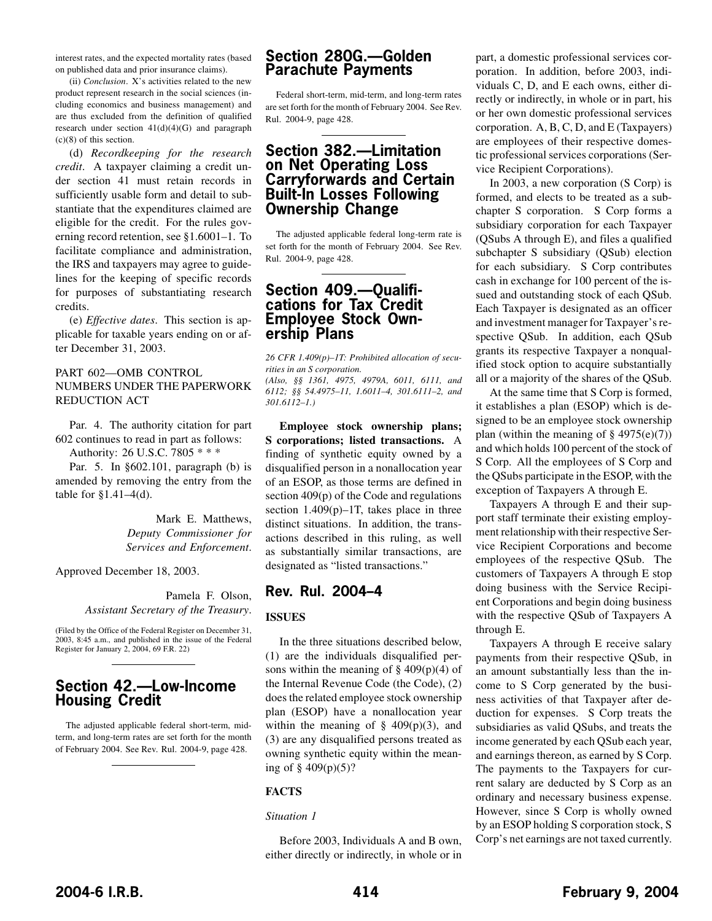interest rates, and the expected mortality rates (based on published data and prior insurance claims).

(ii) *Conclusion*. X's activities related to the new product represent research in the social sciences (including economics and business management) and are thus excluded from the definition of qualified research under section 41(d)(4)(G) and paragraph (c)(8) of this section.

(d) *Recordkeeping for the research credit*. A taxpayer claiming a credit under section 41 must retain records in sufficiently usable form and detail to substantiate that the expenditures claimed are eligible for the credit. For the rules governing record retention, see §1.6001–1. To facilitate compliance and administration, the IRS and taxpayers may agree to guidelines for the keeping of specific records for purposes of substantiating research credits.

(e) *Effective dates*. This section is applicable for taxable years ending on or after December 31, 2003.

PART 602—OMB CONTROL NUMBERS UNDER THE PAPERWORK REDUCTION ACT

Par. 4. The authority citation for part 602 continues to read in part as follows:

Authority: 26 U.S.C. 7805 * * *

Par. 5. In §602.101, paragraph (b) is amended by removing the entry from the table for §1.41–4(d).

Mark E. Matthews,
*Deputy Commissioner for Services and Enforcement*.

Approved December 18, 2003.

Pamela F. Olson,
*Assistant Secretary of the Treasury*.

(Filed by the Office of the Federal Register on December 31, 2003, 8:45 a.m., and published in the issue of the Federal Register for January 2, 2004, 69 F.R. 22)

## Section 42.—Low-Income Housing Credit

The adjusted applicable federal short-term, mid-term, and long-term rates are set forth for the month of February 2004. See Rev. Rul. 2004-9, page 428.

## Section 280G.—Golden Parachute Payments

Federal short-term, mid-term, and long-term rates are set forth for the month of February 2004. See Rev. Rul. 2004-9, page 428.

## Section 382.—Limitation on Net Operating Loss Carryforwards and Certain Built-In Losses Following Ownership Change

The adjusted applicable federal long-term rate is set forth for the month of February 2004. See Rev. Rul. 2004-9, page 428.

## Section 409.—Qualifications for Tax Credit Employee Stock Ownership Plans

*26 CFR 1.409(p)–1T: Prohibited allocation of securities in an S corporation.*
*(Also, §§ 1361, 4975, 4979A, 6011, 6111, and 6112; §§ 54.4975–11, 1.6011–4, 301.6111–2, and 301.6112–1.)*

**Employee stock ownership plans; S corporations; listed transactions.** A finding of synthetic equity owned by a disqualified person in a nonallocation year of an ESOP, as those terms are defined in section 409(p) of the Code and regulations section 1.409(p)–1T, takes place in three distinct situations. In addition, the transactions described in this ruling, as well as substantially similar transactions, are designated as "listed transactions."

## Rev. Rul. 2004–4

### ISSUES

In the three situations described below, (1) are the individuals disqualified persons within the meaning of § 409(p)(4) of the Internal Revenue Code (the Code), (2) does the related employee stock ownership plan (ESOP) have a nonallocation year within the meaning of § 409(p)(3), and (3) are any disqualified persons treated as owning synthetic equity within the meaning of § 409(p)(5)?

### FACTS

*Situation 1*

Before 2003, Individuals A and B own, either directly or indirectly, in whole or in part, a domestic professional services corporation. In addition, before 2003, individuals C, D, and E each owns, either directly or indirectly, in whole or in part, his or her own domestic professional services corporation. A, B, C, D, and E (Taxpayers) are employees of their respective domestic professional services corporations (Service Recipient Corporations).

In 2003, a new corporation (S Corp) is formed, and elects to be treated as a subchapter S corporation. S Corp forms a subsidiary corporation for each Taxpayer (QSubs A through E), and files a qualified subchapter S subsidiary (QSub) election for each subsidiary. S Corp contributes cash in exchange for 100 percent of the issued and outstanding stock of each QSub. Each Taxpayer is designated as an officer and investment manager for Taxpayer's respective QSub. In addition, each QSub grants its respective Taxpayer a nonqualified stock option to acquire substantially all or a majority of the shares of the QSub.

At the same time that S Corp is formed, it establishes a plan (ESOP) which is designed to be an employee stock ownership plan (within the meaning of § 4975(e)(7)) and which holds 100 percent of the stock of S Corp. All the employees of S Corp and the QSubs participate in the ESOP, with the exception of Taxpayers A through E.

Taxpayers A through E and their support staff terminate their existing employment relationship with their respective Service Recipient Corporations and become employees of the respective QSub. The customers of Taxpayers A through E stop doing business with the Service Recipient Corporations and begin doing business with the respective QSub of Taxpayers A through E.

Taxpayers A through E receive salary payments from their respective QSub, in an amount substantially less than the income to S Corp generated by the business activities of that Taxpayer after deduction for expenses. S Corp treats the subsidiaries as valid QSubs, and treats the income generated by each QSub each year, and earnings thereon, as earned by S Corp. The payments to the Taxpayers for current salary are deducted by S Corp as an ordinary and necessary business expense. However, since S Corp is wholly owned by an ESOP holding S corporation stock, S Corp's net earnings are not taxed currently.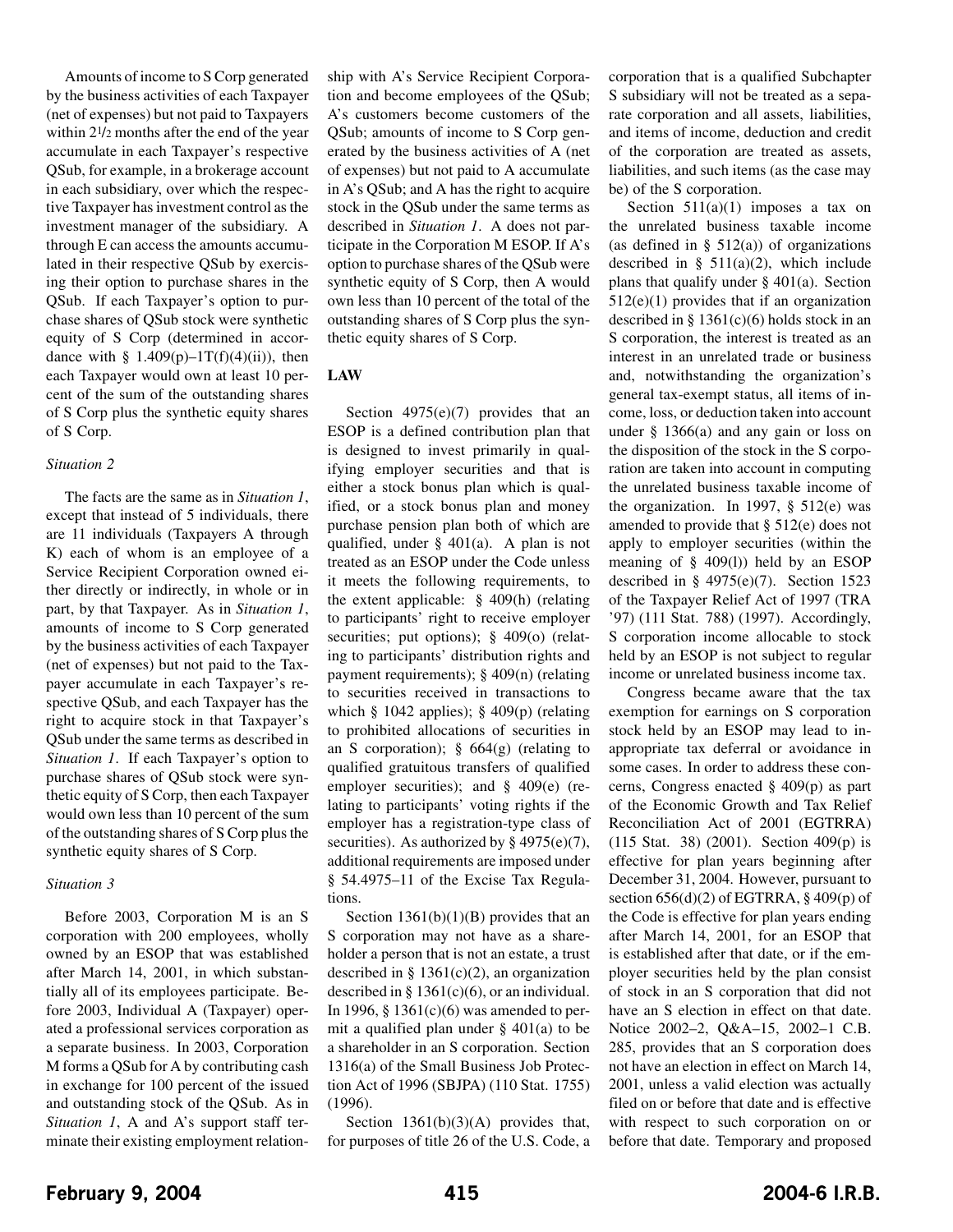Amounts of income to S Corp generated by the business activities of each Taxpayer (net of expenses) but not paid to Taxpayers within 2½ months after the end of the year accumulate in each Taxpayer's respective QSub, for example, in a brokerage account in each subsidiary, over which the respective Taxpayer has investment control as the investment manager of the subsidiary. A through E can access the amounts accumulated in their respective QSub by exercising their option to purchase shares in the QSub. If each Taxpayer's option to purchase shares of QSub stock were synthetic equity of S Corp (determined in accordance with § 1.409(p)–1T(f)(4)(ii)), then each Taxpayer would own at least 10 percent of the sum of the outstanding shares of S Corp plus the synthetic equity shares of S Corp.

*Situation 2*

The facts are the same as in *Situation 1*, except that instead of 5 individuals, there are 11 individuals (Taxpayers A through K) each of whom is an employee of a Service Recipient Corporation owned either directly or indirectly, in whole or in part, by that Taxpayer. As in *Situation 1*, amounts of income to S Corp generated by the business activities of each Taxpayer (net of expenses) but not paid to the Taxpayer accumulate in each Taxpayer's respective QSub, and each Taxpayer has the right to acquire stock in that Taxpayer's QSub under the same terms as described in *Situation 1*. If each Taxpayer's option to purchase shares of QSub stock were synthetic equity of S Corp, then each Taxpayer would own less than 10 percent of the sum of the outstanding shares of S Corp plus the synthetic equity shares of S Corp.

*Situation 3*

Before 2003, Corporation M is an S corporation with 200 employees, wholly owned by an ESOP that was established after March 14, 2001, in which substantially all of its employees participate. Before 2003, Individual A (Taxpayer) operated a professional services corporation as a separate business. In 2003, Corporation M forms a QSub for A by contributing cash in exchange for 100 percent of the issued and outstanding stock of the QSub. As in *Situation 1*, A and A's support staff terminate their existing employment relationship with A's Service Recipient Corporation and become employees of the QSub; A's customers become customers of the QSub; amounts of income to S Corp generated by the business activities of A (net of expenses) but not paid to A accumulate in A's QSub; and A has the right to acquire stock in the QSub under the same terms as described in *Situation 1*. A does not participate in the Corporation M ESOP. If A's option to purchase shares of the QSub were synthetic equity of S Corp, then A would own less than 10 percent of the total of the outstanding shares of S Corp plus the synthetic equity shares of S Corp.

**LAW**

Section 4975(e)(7) provides that an ESOP is a defined contribution plan that is designed to invest primarily in qualifying employer securities and that is either a stock bonus plan which is qualified, or a stock bonus plan and money purchase pension plan both of which are qualified, under § 401(a). A plan is not treated as an ESOP under the Code unless it meets the following requirements, to the extent applicable: § 409(h) (relating to participants' right to receive employer securities; put options); § 409(o) (relating to participants' distribution rights and payment requirements); § 409(n) (relating to securities received in transactions to which § 1042 applies); § 409(p) (relating to prohibited allocations of securities in an S corporation); § 664(g) (relating to qualified gratuitous transfers of qualified employer securities); and § 409(e) (relating to participants' voting rights if the employer has a registration-type class of securities). As authorized by § 4975(e)(7), additional requirements are imposed under § 54.4975–11 of the Excise Tax Regulations.

Section 1361(b)(1)(B) provides that an S corporation may not have as a shareholder a person that is not an estate, a trust described in § 1361(c)(2), an organization described in § 1361(c)(6), or an individual. In 1996, § 1361(c)(6) was amended to permit a qualified plan under § 401(a) to be a shareholder in an S corporation. Section 1316(a) of the Small Business Job Protection Act of 1996 (SBJPA) (110 Stat. 1755) (1996).

Section 1361(b)(3)(A) provides that, for purposes of title 26 of the U.S. Code, a corporation that is a qualified Subchapter S subsidiary will not be treated as a separate corporation and all assets, liabilities, and items of income, deduction and credit of the corporation are treated as assets, liabilities, and such items (as the case may be) of the S corporation.

Section 511(a)(1) imposes a tax on the unrelated business taxable income (as defined in § 512(a)) of organizations described in § 511(a)(2), which include plans that qualify under § 401(a). Section 512(e)(1) provides that if an organization described in § 1361(c)(6) holds stock in an S corporation, the interest is treated as an interest in an unrelated trade or business and, notwithstanding the organization's general tax-exempt status, all items of income, loss, or deduction taken into account under § 1366(a) and any gain or loss on the disposition of the stock in the S corporation are taken into account in computing the unrelated business taxable income of the organization. In 1997, § 512(e) was amended to provide that § 512(e) does not apply to employer securities (within the meaning of § 409(l)) held by an ESOP described in § 4975(e)(7). Section 1523 of the Taxpayer Relief Act of 1997 (TRA '97) (111 Stat. 788) (1997). Accordingly, S corporation income allocable to stock held by an ESOP is not subject to regular income or unrelated business income tax.

Congress became aware that the tax exemption for earnings on S corporation stock held by an ESOP may lead to inappropriate tax deferral or avoidance in some cases. In order to address these concerns, Congress enacted § 409(p) as part of the Economic Growth and Tax Relief Reconciliation Act of 2001 (EGTRRA) (115 Stat. 38) (2001). Section 409(p) is effective for plan years beginning after December 31, 2004. However, pursuant to section 656(d)(2) of EGTRRA, § 409(p) of the Code is effective for plan years ending after March 14, 2001, for an ESOP that is established after that date, or if the employer securities held by the plan consist of stock in an S corporation that did not have an S election in effect on that date. Notice 2002–2, Q&A–15, 2002–1 C.B. 285, provides that an S corporation does not have an election in effect on March 14, 2001, unless a valid election was actually filed on or before that date and is effective with respect to such corporation on or before that date. Temporary and proposed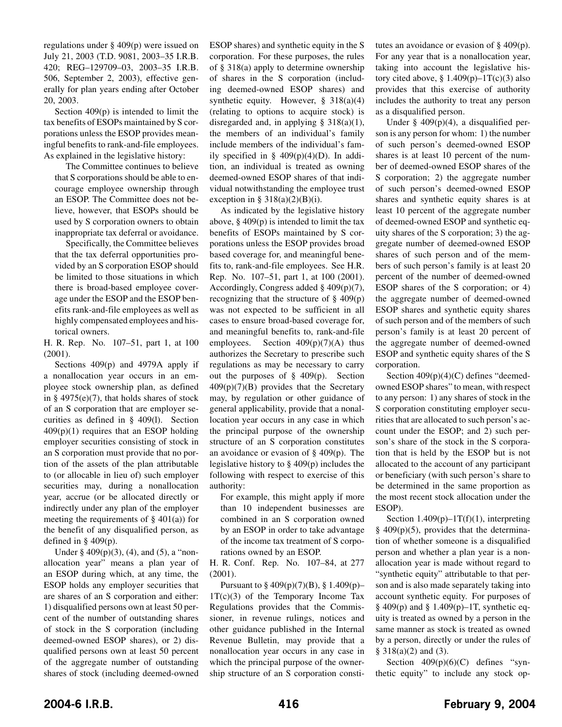regulations under § 409(p) were issued on July 21, 2003 (T.D. 9081, 2003–35 I.R.B. 420; REG–129709–03, 2003–35 I.R.B. 506, September 2, 2003), effective generally for plan years ending after October 20, 2003.

Section 409(p) is intended to limit the tax benefits of ESOPs maintained by S corporations unless the ESOP provides meaningful benefits to rank-and-file employees. As explained in the legislative history:

> The Committee continues to believe that S corporations should be able to encourage employee ownership through an ESOP. The Committee does not believe, however, that ESOPs should be used by S corporation owners to obtain inappropriate tax deferral or avoidance.
>
> Specifically, the Committee believes that the tax deferral opportunities provided by an S corporation ESOP should be limited to those situations in which there is broad-based employee coverage under the ESOP and the ESOP benefits rank-and-file employees as well as highly compensated employees and historical owners.

H. R. Rep. No. 107–51, part 1, at 100 (2001).

Sections 409(p) and 4979A apply if a nonallocation year occurs in an employee stock ownership plan, as defined in § 4975(e)(7), that holds shares of stock of an S corporation that are employer securities as defined in § 409(l). Section 409(p)(1) requires that an ESOP holding employer securities consisting of stock in an S corporation must provide that no portion of the assets of the plan attributable to (or allocable in lieu of) such employer securities may, during a nonallocation year, accrue (or be allocated directly or indirectly under any plan of the employer meeting the requirements of § 401(a)) for the benefit of any disqualified person, as defined in § 409(p).

Under § 409(p)(3), (4), and (5), a "nonallocation year" means a plan year of an ESOP during which, at any time, the ESOP holds any employer securities that are shares of an S corporation and either: 1) disqualified persons own at least 50 percent of the number of outstanding shares of stock in the S corporation (including deemed-owned ESOP shares), or 2) disqualified persons own at least 50 percent of the aggregate number of outstanding shares of stock (including deemed-owned ESOP shares) and synthetic equity in the S corporation. For these purposes, the rules of § 318(a) apply to determine ownership of shares in the S corporation (including deemed-owned ESOP shares) and synthetic equity. However, § 318(a)(4) (relating to options to acquire stock) is disregarded and, in applying § 318(a)(1), the members of an individual's family include members of the individual's family specified in § 409(p)(4)(D). In addition, an individual is treated as owning deemed-owned ESOP shares of that individual notwithstanding the employee trust exception in § 318(a)(2)(B)(i).

As indicated by the legislative history above, § 409(p) is intended to limit the tax benefits of ESOPs maintained by S corporations unless the ESOP provides broad based coverage for, and meaningful benefits to, rank-and-file employees. See H.R. Rep. No. 107–51, part 1, at 100 (2001). Accordingly, Congress added § 409(p)(7), recognizing that the structure of § 409(p) was not expected to be sufficient in all cases to ensure broad-based coverage for, and meaningful benefits to, rank-and-file employees. Section 409(p)(7)(A) thus authorizes the Secretary to prescribe such regulations as may be necessary to carry out the purposes of § 409(p). Section 409(p)(7)(B) provides that the Secretary may, by regulation or other guidance of general applicability, provide that a nonallocation year occurs in any case in which the principal purpose of the ownership structure of an S corporation constitutes an avoidance or evasion of § 409(p). The legislative history to § 409(p) includes the following with respect to exercise of this authority:

> For example, this might apply if more than 10 independent businesses are combined in an S corporation owned by an ESOP in order to take advantage of the income tax treatment of S corporations owned by an ESOP.

H. R. Conf. Rep. No. 107–84, at 277 (2001).

Pursuant to § 409(p)(7)(B), § 1.409(p)–1T(c)(3) of the Temporary Income Tax Regulations provides that the Commissioner, in revenue rulings, notices and other guidance published in the Internal Revenue Bulletin, may provide that a nonallocation year occurs in any case in which the principal purpose of the ownership structure of an S corporation constitutes an avoidance or evasion of § 409(p). For any year that is a nonallocation year, taking into account the legislative history cited above, § 1.409(p)–1T(c)(3) also provides that this exercise of authority includes the authority to treat any person as a disqualified person.

Under § 409(p)(4), a disqualified person is any person for whom: 1) the number of such person's deemed-owned ESOP shares is at least 10 percent of the number of deemed-owned ESOP shares of the S corporation; 2) the aggregate number of such person's deemed-owned ESOP shares and synthetic equity shares is at least 10 percent of the aggregate number of deemed-owned ESOP and synthetic equity shares of the S corporation; 3) the aggregate number of deemed-owned ESOP shares of such person and of the members of such person's family is at least 20 percent of the number of deemed-owned ESOP shares of the S corporation; or 4) the aggregate number of deemed-owned ESOP shares and synthetic equity shares of such person and of the members of such person's family is at least 20 percent of the aggregate number of deemed-owned ESOP and synthetic equity shares of the S corporation.

Section 409(p)(4)(C) defines "deemed-owned ESOP shares" to mean, with respect to any person: 1) any shares of stock in the S corporation constituting employer securities that are allocated to such person's account under the ESOP; and 2) such person's share of the stock in the S corporation that is held by the ESOP but is not allocated to the account of any participant or beneficiary (with such person's share to be determined in the same proportion as the most recent stock allocation under the ESOP).

Section 1.409(p)–1T(f)(1), interpreting § 409(p)(5), provides that the determination of whether someone is a disqualified person and whether a plan year is a nonallocation year is made without regard to "synthetic equity" attributable to that person and is also made separately taking into account synthetic equity. For purposes of § 409(p) and § 1.409(p)–1T, synthetic equity is treated as owned by a person in the same manner as stock is treated as owned by a person, directly or under the rules of § 318(a)(2) and (3).

Section 409(p)(6)(C) defines "synthetic equity" to include any stock op-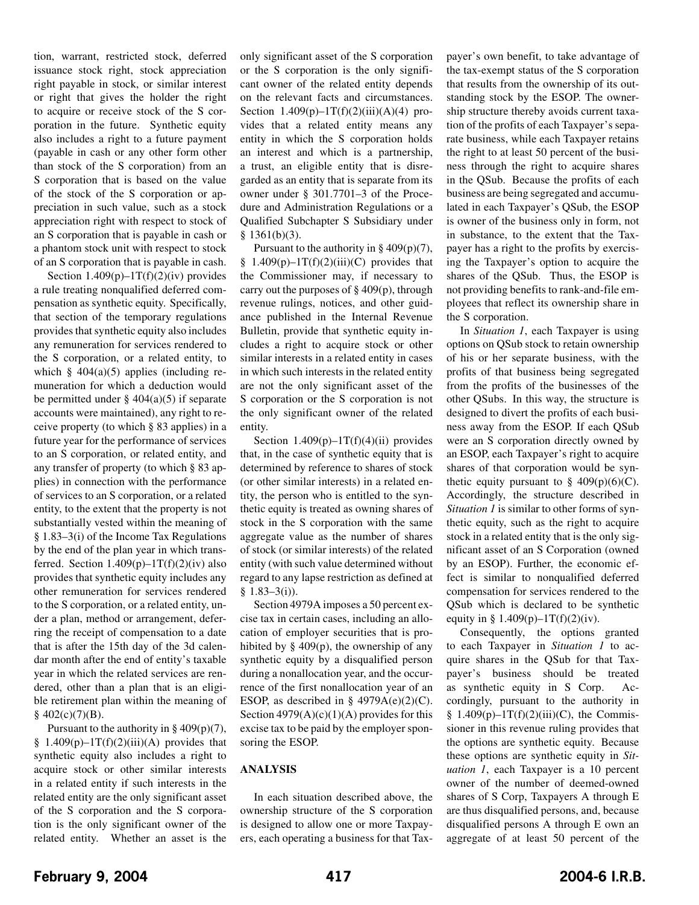tion, warrant, restricted stock, deferred issuance stock right, stock appreciation right payable in stock, or similar interest or right that gives the holder the right to acquire or receive stock of the S corporation in the future. Synthetic equity also includes a right to a future payment (payable in cash or any other form other than stock of the S corporation) from an S corporation that is based on the value of the stock of the S corporation or appreciation in such value, such as a stock appreciation right with respect to stock of an S corporation that is payable in cash or a phantom stock unit with respect to stock of an S corporation that is payable in cash.

Section 1.409(p)–1T(f)(2)(iv) provides a rule treating nonqualified deferred compensation as synthetic equity. Specifically, that section of the temporary regulations provides that synthetic equity also includes any remuneration for services rendered to the S corporation, or a related entity, to which § 404(a)(5) applies (including remuneration for which a deduction would be permitted under § 404(a)(5) if separate accounts were maintained), any right to receive property (to which § 83 applies) in a future year for the performance of services to an S corporation, or related entity, and any transfer of property (to which § 83 applies) in connection with the performance of services to an S corporation, or a related entity, to the extent that the property is not substantially vested within the meaning of § 1.83–3(i) of the Income Tax Regulations by the end of the plan year in which transferred. Section 1.409(p)–1T(f)(2)(iv) also provides that synthetic equity includes any other remuneration for services rendered to the S corporation, or a related entity, under a plan, method or arrangement, deferring the receipt of compensation to a date that is after the 15th day of the 3d calendar month after the end of entity's taxable year in which the related services are rendered, other than a plan that is an eligible retirement plan within the meaning of § 402(c)(7)(B).

Pursuant to the authority in § 409(p)(7), § 1.409(p)–1T(f)(2)(iii)(A) provides that synthetic equity also includes a right to acquire stock or other similar interests in a related entity if such interests in the related entity are the only significant asset of the S corporation and the S corporation is the only significant owner of the related entity. Whether an asset is the only significant asset of the S corporation or the S corporation is the only significant owner of the related entity depends on the relevant facts and circumstances. Section 1.409(p)–1T(f)(2)(iii)(A)(4) provides that a related entity means any entity in which the S corporation holds an interest and which is a partnership, a trust, an eligible entity that is disregarded as an entity that is separate from its owner under § 301.7701–3 of the Procedure and Administration Regulations or a Qualified Subchapter S Subsidiary under § 1361(b)(3).

Pursuant to the authority in § 409(p)(7), § 1.409(p)–1T(f)(2)(iii)(C) provides that the Commissioner may, if necessary to carry out the purposes of § 409(p), through revenue rulings, notices, and other guidance published in the Internal Revenue Bulletin, provide that synthetic equity includes a right to acquire stock or other similar interests in a related entity in cases in which such interests in the related entity are not the only significant asset of the S corporation or the S corporation is not the only significant owner of the related entity.

Section 1.409(p)–1T(f)(4)(ii) provides that, in the case of synthetic equity that is determined by reference to shares of stock (or other similar interests) in a related entity, the person who is entitled to the synthetic equity is treated as owning shares of stock in the S corporation with the same aggregate value as the number of shares of stock (or similar interests) of the related entity (with such value determined without regard to any lapse restriction as defined at § 1.83–3(i)).

Section 4979A imposes a 50 percent excise tax in certain cases, including an allocation of employer securities that is prohibited by § 409(p), the ownership of any synthetic equity by a disqualified person during a nonallocation year, and the occurrence of the first nonallocation year of an ESOP, as described in § 4979A(e)(2)(C). Section 4979(A)(c)(1)(A) provides for this excise tax to be paid by the employer sponsoring the ESOP.

## ANALYSIS

In each situation described above, the ownership structure of the S corporation is designed to allow one or more Taxpayers, each operating a business for that Taxpayer's own benefit, to take advantage of the tax-exempt status of the S corporation that results from the ownership of its outstanding stock by the ESOP. The ownership structure thereby avoids current taxation of the profits of each Taxpayer's separate business, while each Taxpayer retains the right to at least 50 percent of the business through the right to acquire shares in the QSub. Because the profits of each business are being segregated and accumulated in each Taxpayer's QSub, the ESOP is owner of the business only in form, not in substance, to the extent that the Taxpayer has a right to the profits by exercising the Taxpayer's option to acquire the shares of the QSub. Thus, the ESOP is not providing benefits to rank-and-file employees that reflect its ownership share in the S corporation.

In *Situation 1*, each Taxpayer is using options on QSub stock to retain ownership of his or her separate business, with the profits of that business being segregated from the profits of the businesses of the other QSubs. In this way, the structure is designed to divert the profits of each business away from the ESOP. If each QSub were an S corporation directly owned by an ESOP, each Taxpayer's right to acquire shares of that corporation would be synthetic equity pursuant to § 409(p)(6)(C). Accordingly, the structure described in *Situation 1* is similar to other forms of synthetic equity, such as the right to acquire stock in a related entity that is the only significant asset of an S Corporation (owned by an ESOP). Further, the economic effect is similar to nonqualified deferred compensation for services rendered to the QSub which is declared to be synthetic equity in § 1.409(p)–1T(f)(2)(iv).

Consequently, the options granted to each Taxpayer in *Situation 1* to acquire shares in the QSub for that Taxpayer's business should be treated as synthetic equity in S Corp. Accordingly, pursuant to the authority in § 1.409(p)–1T(f)(2)(iii)(C), the Commissioner in this revenue ruling provides that the options are synthetic equity. Because these options are synthetic equity in *Situation 1*, each Taxpayer is a 10 percent owner of the number of deemed-owned shares of S Corp, Taxpayers A through E are thus disqualified persons, and, because disqualified persons A through E own an aggregate of at least 50 percent of the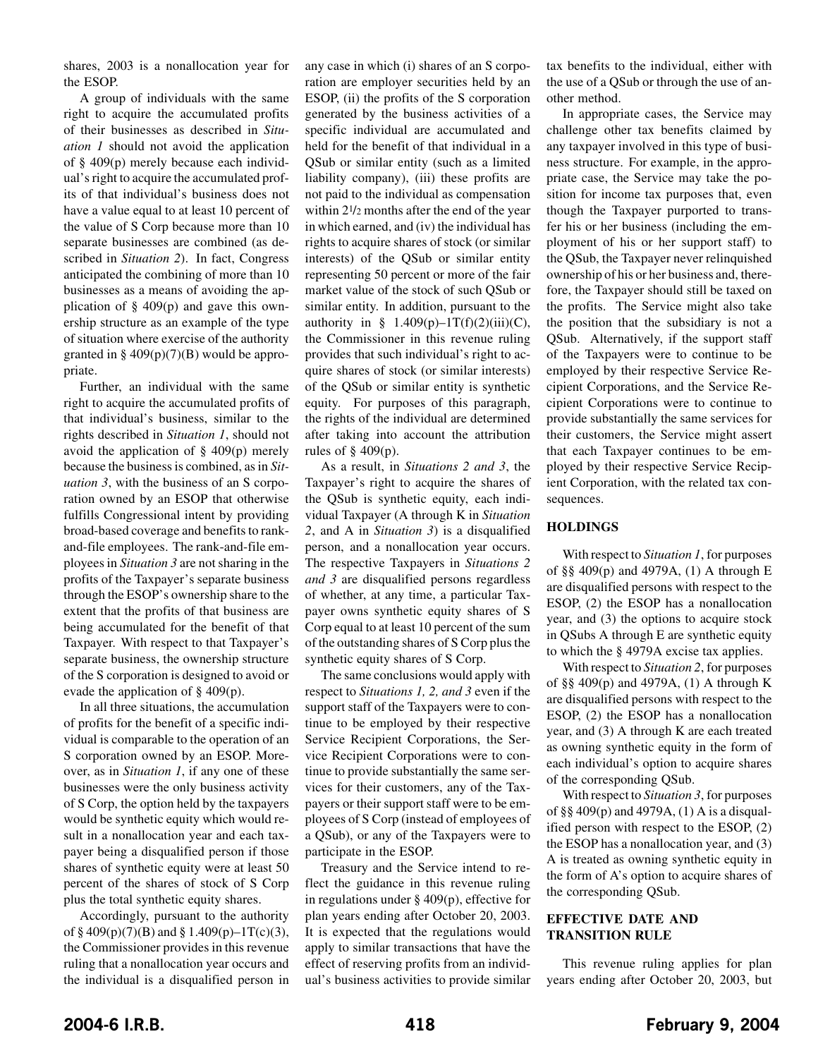shares, 2003 is a nonallocation year for the ESOP.

A group of individuals with the same right to acquire the accumulated profits of their businesses as described in *Situation 1* should not avoid the application of § 409(p) merely because each individual's right to acquire the accumulated profits of that individual's business does not have a value equal to at least 10 percent of the value of S Corp because more than 10 separate businesses are combined (as described in *Situation 2*). In fact, Congress anticipated the combining of more than 10 businesses as a means of avoiding the application of § 409(p) and gave this ownership structure as an example of the type of situation where exercise of the authority granted in § 409(p)(7)(B) would be appropriate.

Further, an individual with the same right to acquire the accumulated profits of that individual's business, similar to the rights described in *Situation 1*, should not avoid the application of § 409(p) merely because the business is combined, as in *Situation 3*, with the business of an S corporation owned by an ESOP that otherwise fulfills Congressional intent by providing broad-based coverage and benefits to rank-and-file employees. The rank-and-file employees in *Situation 3* are not sharing in the profits of the Taxpayer's separate business through the ESOP's ownership share to the extent that the profits of that business are being accumulated for the benefit of that Taxpayer. With respect to that Taxpayer's separate business, the ownership structure of the S corporation is designed to avoid or evade the application of § 409(p).

In all three situations, the accumulation of profits for the benefit of a specific individual is comparable to the operation of an S corporation owned by an ESOP. Moreover, as in *Situation 1*, if any one of these businesses were the only business activity of S Corp, the option held by the taxpayers would be synthetic equity which would result in a nonallocation year and each taxpayer being a disqualified person if those shares of synthetic equity were at least 50 percent of the shares of stock of S Corp plus the total synthetic equity shares.

Accordingly, pursuant to the authority of § 409(p)(7)(B) and § 1.409(p)–1T(c)(3), the Commissioner provides in this revenue ruling that a nonallocation year occurs and the individual is a disqualified person in any case in which (i) shares of an S corporation are employer securities held by an ESOP, (ii) the profits of the S corporation generated by the business activities of a specific individual are accumulated and held for the benefit of that individual in a QSub or similar entity (such as a limited liability company), (iii) these profits are not paid to the individual as compensation within 2½ months after the end of the year in which earned, and (iv) the individual has rights to acquire shares of stock (or similar interests) of the QSub or similar entity representing 50 percent or more of the fair market value of the stock of such QSub or similar entity. In addition, pursuant to the authority in § 1.409(p)–1T(f)(2)(iii)(C), the Commissioner in this revenue ruling provides that such individual's right to acquire shares of stock (or similar interests) of the QSub or similar entity is synthetic equity. For purposes of this paragraph, the rights of the individual are determined after taking into account the attribution rules of § 409(p).

As a result, in *Situations 2 and 3*, the Taxpayer's right to acquire the shares of the QSub is synthetic equity, each individual Taxpayer (A through K in *Situation 2*, and A in *Situation 3*) is a disqualified person, and a nonallocation year occurs. The respective Taxpayers in *Situations 2 and 3* are disqualified persons regardless of whether, at any time, a particular Taxpayer owns synthetic equity shares of S Corp equal to at least 10 percent of the sum of the outstanding shares of S Corp plus the synthetic equity shares of S Corp.

The same conclusions would apply with respect to *Situations 1, 2, and 3* even if the support staff of the Taxpayers were to continue to be employed by their respective Service Recipient Corporations, the Service Recipient Corporations were to continue to provide substantially the same services for their customers, any of the Taxpayers or their support staff were to be employees of S Corp (instead of employees of a QSub), or any of the Taxpayers were to participate in the ESOP.

Treasury and the Service intend to reflect the guidance in this revenue ruling in regulations under § 409(p), effective for plan years ending after October 20, 2003. It is expected that the regulations would apply to similar transactions that have the effect of reserving profits from an individual's business activities to provide similar tax benefits to the individual, either with the use of a QSub or through the use of another method.

In appropriate cases, the Service may challenge other tax benefits claimed by any taxpayer involved in this type of business structure. For example, in the appropriate case, the Service may take the position for income tax purposes that, even though the Taxpayer purported to transfer his or her business (including the employment of his or her support staff) to the QSub, the Taxpayer never relinquished ownership of his or her business and, therefore, the Taxpayer should still be taxed on the profits. The Service might also take the position that the subsidiary is not a QSub. Alternatively, if the support staff of the Taxpayers were to continue to be employed by their respective Service Recipient Corporations, and the Service Recipient Corporations were to continue to provide substantially the same services for their customers, the Service might assert that each Taxpayer continues to be employed by their respective Service Recipient Corporation, with the related tax consequences.

## HOLDINGS

With respect to *Situation 1*, for purposes of §§ 409(p) and 4979A, (1) A through E are disqualified persons with respect to the ESOP, (2) the ESOP has a nonallocation year, and (3) the options to acquire stock in QSubs A through E are synthetic equity to which the § 4979A excise tax applies.

With respect to *Situation 2*, for purposes of §§ 409(p) and 4979A, (1) A through K are disqualified persons with respect to the ESOP, (2) the ESOP has a nonallocation year, and (3) A through K are each treated as owning synthetic equity in the form of each individual's option to acquire shares of the corresponding QSub.

With respect to *Situation 3*, for purposes of §§ 409(p) and 4979A, (1) A is a disqualified person with respect to the ESOP, (2) the ESOP has a nonallocation year, and (3) A is treated as owning synthetic equity in the form of A's option to acquire shares of the corresponding QSub.

## EFFECTIVE DATE AND TRANSITION RULE

This revenue ruling applies for plan years ending after October 20, 2003, but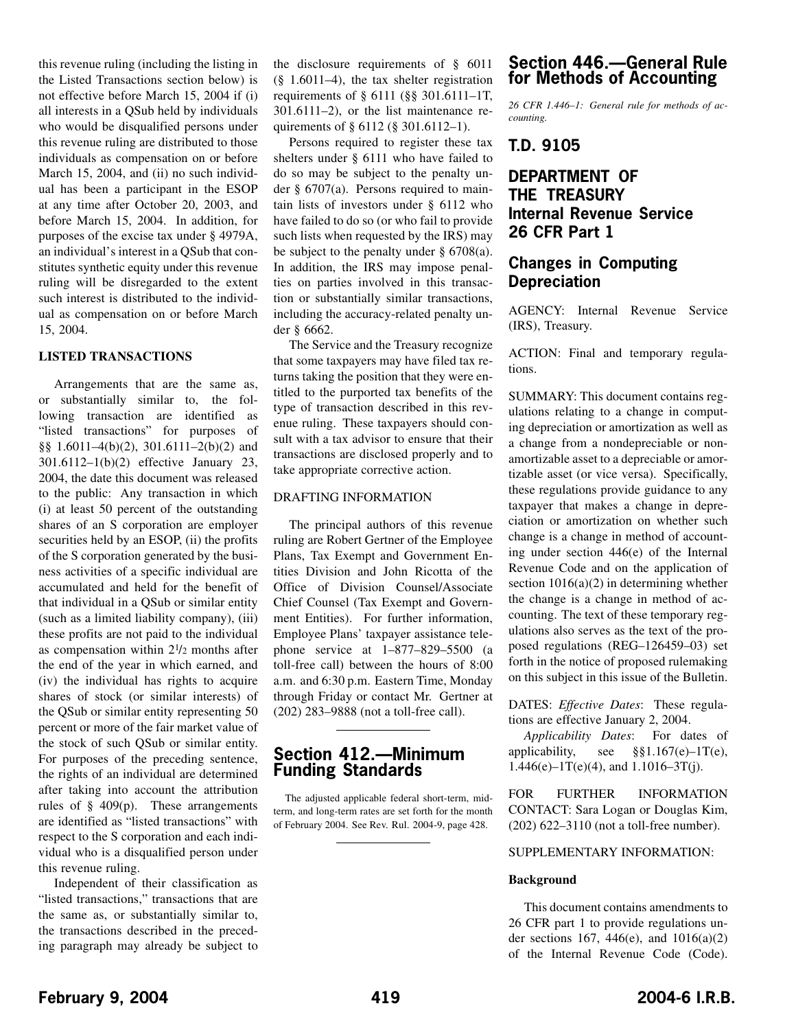this revenue ruling (including the listing in the Listed Transactions section below) is not effective before March 15, 2004 if (i) all interests in a QSub held by individuals who would be disqualified persons under this revenue ruling are distributed to those individuals as compensation on or before March 15, 2004, and (ii) no such individual has been a participant in the ESOP at any time after October 20, 2003, and before March 15, 2004. In addition, for purposes of the excise tax under § 4979A, an individual's interest in a QSub that constitutes synthetic equity under this revenue ruling will be disregarded to the extent such interest is distributed to the individual as compensation on or before March 15, 2004.

**LISTED TRANSACTIONS**

Arrangements that are the same as, or substantially similar to, the following transaction are identified as "listed transactions" for purposes of §§ 1.6011–4(b)(2), 301.6111–2(b)(2) and 301.6112–1(b)(2) effective January 23, 2004, the date this document was released to the public: Any transaction in which (i) at least 50 percent of the outstanding shares of an S corporation are employer securities held by an ESOP, (ii) the profits of the S corporation generated by the business activities of a specific individual are accumulated and held for the benefit of that individual in a QSub or similar entity (such as a limited liability company), (iii) these profits are not paid to the individual as compensation within 2½ months after the end of the year in which earned, and (iv) the individual has rights to acquire shares of stock (or similar interests) of the QSub or similar entity representing 50 percent or more of the fair market value of the stock of such QSub or similar entity. For purposes of the preceding sentence, the rights of an individual are determined after taking into account the attribution rules of § 409(p). These arrangements are identified as "listed transactions" with respect to the S corporation and each individual who is a disqualified person under this revenue ruling.

Independent of their classification as "listed transactions," transactions that are the same as, or substantially similar to, the transactions described in the preceding paragraph may already be subject to the disclosure requirements of § 6011 (§ 1.6011–4), the tax shelter registration requirements of § 6111 (§§ 301.6111–1T, 301.6111–2), or the list maintenance requirements of § 6112 (§ 301.6112–1).

Persons required to register these tax shelters under § 6111 who have failed to do so may be subject to the penalty under § 6707(a). Persons required to maintain lists of investors under § 6112 who have failed to do so (or who fail to provide such lists when requested by the IRS) may be subject to the penalty under § 6708(a). In addition, the IRS may impose penalties on parties involved in this transaction or substantially similar transactions, including the accuracy-related penalty under § 6662.

The Service and the Treasury recognize that some taxpayers may have filed tax returns taking the position that they were entitled to the purported tax benefits of the type of transaction described in this revenue ruling. These taxpayers should consult with a tax advisor to ensure that their transactions are disclosed properly and to take appropriate corrective action.

DRAFTING INFORMATION

The principal authors of this revenue ruling are Robert Gertner of the Employee Plans, Tax Exempt and Government Entities Division and John Ricotta of the Office of Division Counsel/Associate Chief Counsel (Tax Exempt and Government Entities). For further information, Employee Plans' taxpayer assistance telephone service at 1–877–829–5500 (a toll-free call) between the hours of 8:00 a.m. and 6:30 p.m. Eastern Time, Monday through Friday or contact Mr. Gertner at (202) 283–9888 (not a toll-free call).

## Section 412.—Minimum Funding Standards

The adjusted applicable federal short-term, mid-term, and long-term rates are set forth for the month of February 2004. See Rev. Rul. 2004-9, page 428.

## Section 446.—General Rule for Methods of Accounting

*26 CFR 1.446–1: General rule for methods of accounting.*

## T.D. 9105

## DEPARTMENT OF THE TREASURY Internal Revenue Service 26 CFR Part 1

## Changes in Computing Depreciation

AGENCY: Internal Revenue Service (IRS), Treasury.

ACTION: Final and temporary regulations.

SUMMARY: This document contains regulations relating to a change in computing depreciation or amortization as well as a change from a nondepreciable or nonamortizable asset to a depreciable or amortizable asset (or vice versa). Specifically, these regulations provide guidance to any taxpayer that makes a change in depreciation or amortization on whether such change is a change in method of accounting under section 446(e) of the Internal Revenue Code and on the application of section 1016(a)(2) in determining whether the change is a change in method of accounting. The text of these temporary regulations also serves as the text of the proposed regulations (REG–126459–03) set forth in the notice of proposed rulemaking on this subject in this issue of the Bulletin.

DATES: *Effective Dates*: These regulations are effective January 2, 2004.

*Applicability Dates*: For dates of applicability, see §§1.167(e)–1T(e), 1.446(e)–1T(e)(4), and 1.1016–3T(j).

FOR FURTHER INFORMATION CONTACT: Sara Logan or Douglas Kim, (202) 622–3110 (not a toll-free number).

SUPPLEMENTARY INFORMATION:

**Background**

This document contains amendments to 26 CFR part 1 to provide regulations under sections 167, 446(e), and 1016(a)(2) of the Internal Revenue Code (Code).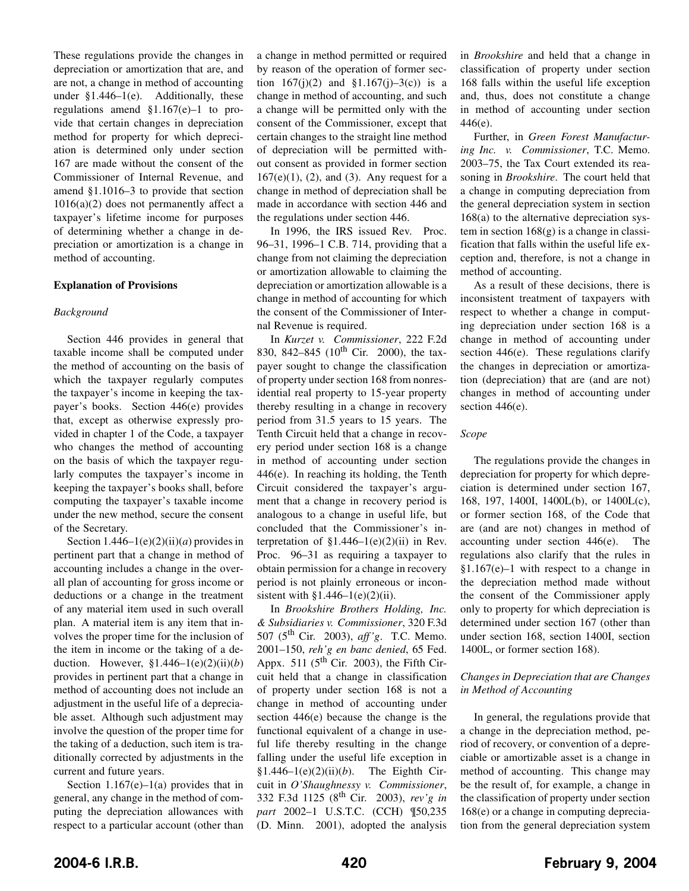These regulations provide the changes in depreciation or amortization that are, and are not, a change in method of accounting under §1.446–1(e). Additionally, these regulations amend §1.167(e)–1 to provide that certain changes in depreciation method for property for which depreciation is determined only under section 167 are made without the consent of the Commissioner of Internal Revenue, and amend §1.1016–3 to provide that section 1016(a)(2) does not permanently affect a taxpayer's lifetime income for purposes of determining whether a change in depreciation or amortization is a change in method of accounting.

**Explanation of Provisions**

*Background*

Section 446 provides in general that taxable income shall be computed under the method of accounting on the basis of which the taxpayer regularly computes the taxpayer's income in keeping the taxpayer's books. Section 446(e) provides that, except as otherwise expressly provided in chapter 1 of the Code, a taxpayer who changes the method of accounting on the basis of which the taxpayer regularly computes the taxpayer's income in keeping the taxpayer's books shall, before computing the taxpayer's taxable income under the new method, secure the consent of the Secretary.

Section 1.446–1(e)(2)(ii)(*a*) provides in pertinent part that a change in method of accounting includes a change in the overall plan of accounting for gross income or deductions or a change in the treatment of any material item used in such overall plan. A material item is any item that involves the proper time for the inclusion of the item in income or the taking of a deduction. However, §1.446–1(e)(2)(ii)(*b*) provides in pertinent part that a change in method of accounting does not include an adjustment in the useful life of a depreciable asset. Although such adjustment may involve the question of the proper time for the taking of a deduction, such item is traditionally corrected by adjustments in the current and future years.

Section 1.167(e)–1(a) provides that in general, any change in the method of computing the depreciation allowances with respect to a particular account (other than a change in method permitted or required by reason of the operation of former section 167(j)(2) and §1.167(j)–3(c)) is a change in method of accounting, and such a change will be permitted only with the consent of the Commissioner, except that certain changes to the straight line method of depreciation will be permitted without consent as provided in former section 167(e)(1), (2), and (3). Any request for a change in method of depreciation shall be made in accordance with section 446 and the regulations under section 446.

In 1996, the IRS issued Rev. Proc. 96–31, 1996–1 C.B. 714, providing that a change from not claiming the depreciation or amortization allowable to claiming the depreciation or amortization allowable is a change in method of accounting for which the consent of the Commissioner of Internal Revenue is required.

In *Kurzet v. Commissioner*, 222 F.2d 830, 842–845 (10th Cir. 2000), the taxpayer sought to change the classification of property under section 168 from nonresidential real property to 15-year property thereby resulting in a change in recovery period from 31.5 years to 15 years. The Tenth Circuit held that a change in recovery period under section 168 is a change in method of accounting under section 446(e). In reaching its holding, the Tenth Circuit considered the taxpayer's argument that a change in recovery period is analogous to a change in useful life, but concluded that the Commissioner's interpretation of §1.446–1(e)(2)(ii) in Rev. Proc. 96–31 as requiring a taxpayer to obtain permission for a change in recovery period is not plainly erroneous or inconsistent with §1.446–1(e)(2)(ii).

In *Brookshire Brothers Holding, Inc. & Subsidiaries v. Commissioner*, 320 F.3d 507 (5th Cir. 2003), *aff'g*. T.C. Memo. 2001–150, *reh'g en banc denied*, 65 Fed. Appx. 511 (5th Cir. 2003), the Fifth Circuit held that a change in classification of property under section 168 is not a change in method of accounting under section 446(e) because the change is the functional equivalent of a change in useful life thereby resulting in the change falling under the useful life exception in §1.446–1(e)(2)(ii)(*b*). The Eighth Circuit in *O'Shaughnessy v. Commissioner*, 332 F.3d 1125 (8th Cir. 2003), *rev'g in part* 2002–1 U.S.T.C. (CCH) ¶50,235 (D. Minn. 2001), adopted the analysis in *Brookshire* and held that a change in classification of property under section 168 falls within the useful life exception and, thus, does not constitute a change in method of accounting under section 446(e).

Further, in *Green Forest Manufacturing Inc. v. Commissioner*, T.C. Memo. 2003–75, the Tax Court extended its reasoning in *Brookshire*. The court held that a change in computing depreciation from the general depreciation system in section 168(a) to the alternative depreciation system in section 168(g) is a change in classification that falls within the useful life exception and, therefore, is not a change in method of accounting.

As a result of these decisions, there is inconsistent treatment of taxpayers with respect to whether a change in computing depreciation under section 168 is a change in method of accounting under section 446(e). These regulations clarify the changes in depreciation or amortization (depreciation) that are (and are not) changes in method of accounting under section 446(e).

*Scope*

The regulations provide the changes in depreciation for property for which depreciation is determined under section 167, 168, 197, 1400I, 1400L(b), or 1400L(c), or former section 168, of the Code that are (and are not) changes in method of accounting under section 446(e). The regulations also clarify that the rules in §1.167(e)–1 with respect to a change in the depreciation method made without the consent of the Commissioner apply only to property for which depreciation is determined under section 167 (other than under section 168, section 1400I, section 1400L, or former section 168).

*Changes in Depreciation that are Changes in Method of Accounting*

In general, the regulations provide that a change in the depreciation method, period of recovery, or convention of a depreciable or amortizable asset is a change in method of accounting. This change may be the result of, for example, a change in the classification of property under section 168(e) or a change in computing depreciation from the general depreciation system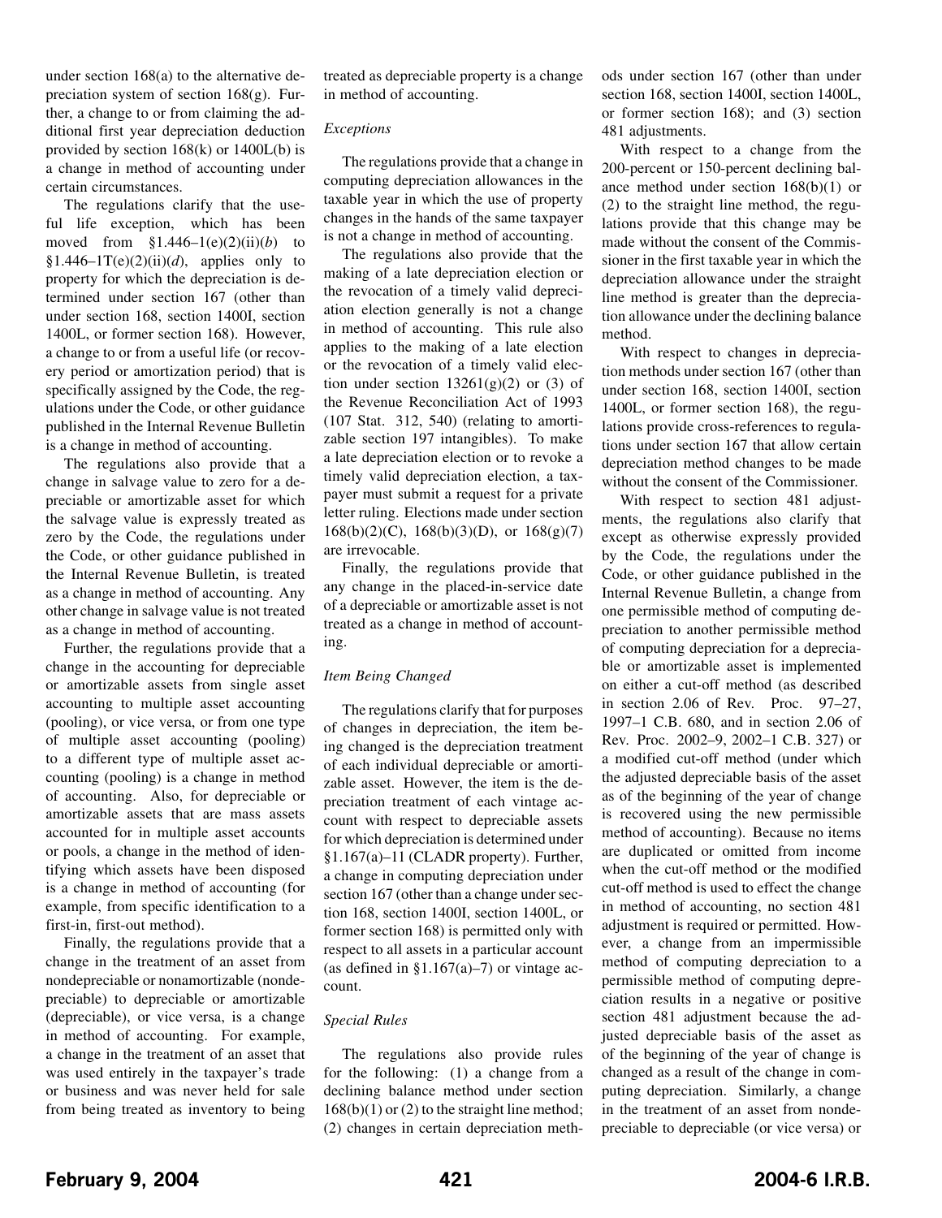under section 168(a) to the alternative depreciation system of section 168(g). Further, a change to or from claiming the additional first year depreciation deduction provided by section 168(k) or 1400L(b) is a change in method of accounting under certain circumstances.

The regulations clarify that the useful life exception, which has been moved from §1.446–1(e)(2)(ii)(*b*) to §1.446–1T(e)(2)(ii)(*d*), applies only to property for which the depreciation is determined under section 167 (other than under section 168, section 1400I, section 1400L, or former section 168). However, a change to or from a useful life (or recovery period or amortization period) that is specifically assigned by the Code, the regulations under the Code, or other guidance published in the Internal Revenue Bulletin is a change in method of accounting.

The regulations also provide that a change in salvage value to zero for a depreciable or amortizable asset for which the salvage value is expressly treated as zero by the Code, the regulations under the Code, or other guidance published in the Internal Revenue Bulletin, is treated as a change in method of accounting. Any other change in salvage value is not treated as a change in method of accounting.

Further, the regulations provide that a change in the accounting for depreciable or amortizable assets from single asset accounting to multiple asset accounting (pooling), or vice versa, or from one type of multiple asset accounting (pooling) to a different type of multiple asset accounting (pooling) is a change in method of accounting. Also, for depreciable or amortizable assets that are mass assets accounted for in multiple asset accounts or pools, a change in the method of identifying which assets have been disposed is a change in method of accounting (for example, from specific identification to a first-in, first-out method).

Finally, the regulations provide that a change in the treatment of an asset from nondepreciable or nonamortizable (nondepreciable) to depreciable or amortizable (depreciable), or vice versa, is a change in method of accounting. For example, a change in the treatment of an asset that was used entirely in the taxpayer's trade or business and was never held for sale from being treated as inventory to being treated as depreciable property is a change in method of accounting.

*Exceptions*

The regulations provide that a change in computing depreciation allowances in the taxable year in which the use of property changes in the hands of the same taxpayer is not a change in method of accounting.

The regulations also provide that the making of a late depreciation election or the revocation of a timely valid depreciation election generally is not a change in method of accounting. This rule also applies to the making of a late election or the revocation of a timely valid election under section 13261(g)(2) or (3) of the Revenue Reconciliation Act of 1993 (107 Stat. 312, 540) (relating to amortizable section 197 intangibles). To make a late depreciation election or to revoke a timely valid depreciation election, a taxpayer must submit a request for a private letter ruling. Elections made under section 168(b)(2)(C), 168(b)(3)(D), or 168(g)(7) are irrevocable.

Finally, the regulations provide that any change in the placed-in-service date of a depreciable or amortizable asset is not treated as a change in method of accounting.

*Item Being Changed*

The regulations clarify that for purposes of changes in depreciation, the item being changed is the depreciation treatment of each individual depreciable or amortizable asset. However, the item is the depreciation treatment of each vintage account with respect to depreciable assets for which depreciation is determined under §1.167(a)–11 (CLADR property). Further, a change in computing depreciation under section 167 (other than a change under section 168, section 1400I, section 1400L, or former section 168) is permitted only with respect to all assets in a particular account (as defined in §1.167(a)–7) or vintage account.

*Special Rules*

The regulations also provide rules for the following: (1) a change from a declining balance method under section 168(b)(1) or (2) to the straight line method; (2) changes in certain depreciation methods under section 167 (other than under section 168, section 1400I, section 1400L, or former section 168); and (3) section 481 adjustments.

With respect to a change from the 200-percent or 150-percent declining balance method under section 168(b)(1) or (2) to the straight line method, the regulations provide that this change may be made without the consent of the Commissioner in the first taxable year in which the depreciation allowance under the straight line method is greater than the depreciation allowance under the declining balance method.

With respect to changes in depreciation methods under section 167 (other than under section 168, section 1400I, section 1400L, or former section 168), the regulations provide cross-references to regulations under section 167 that allow certain depreciation method changes to be made without the consent of the Commissioner.

With respect to section 481 adjustments, the regulations also clarify that except as otherwise expressly provided by the Code, the regulations under the Code, or other guidance published in the Internal Revenue Bulletin, a change from one permissible method of computing depreciation to another permissible method of computing depreciation for a depreciable or amortizable asset is implemented on either a cut-off method (as described in section 2.06 of Rev. Proc. 97–27, 1997–1 C.B. 680, and in section 2.06 of Rev. Proc. 2002–9, 2002–1 C.B. 327) or a modified cut-off method (under which the adjusted depreciable basis of the asset as of the beginning of the year of change is recovered using the new permissible method of accounting). Because no items are duplicated or omitted from income when the cut-off method or the modified cut-off method is used to effect the change in method of accounting, no section 481 adjustment is required or permitted. However, a change from an impermissible method of computing depreciation to a permissible method of computing depreciation results in a negative or positive section 481 adjustment because the adjusted depreciable basis of the asset as of the beginning of the year of change is changed as a result of the change in computing depreciation. Similarly, a change in the treatment of an asset from nondepreciable to depreciable (or vice versa) or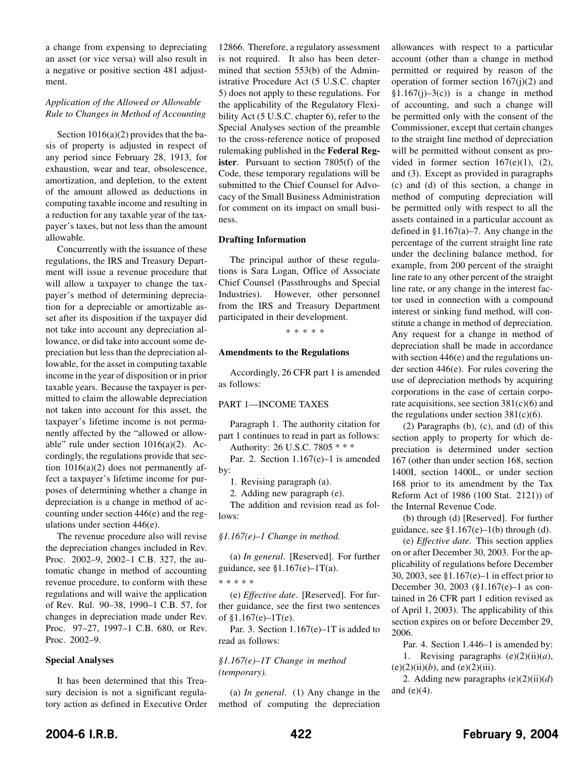a change from expensing to depreciating an asset (or vice versa) will also result in a negative or positive section 481 adjustment.

*Application of the Allowed or Allowable Rule to Changes in Method of Accounting*

Section 1016(a)(2) provides that the basis of property is adjusted in respect of any period since February 28, 1913, for exhaustion, wear and tear, obsolescence, amortization, and depletion, to the extent of the amount allowed as deductions in computing taxable income and resulting in a reduction for any taxable year of the taxpayer's taxes, but not less than the amount allowable.

Concurrently with the issuance of these regulations, the IRS and Treasury Department will issue a revenue procedure that will allow a taxpayer to change the taxpayer's method of determining depreciation for a depreciable or amortizable asset after its disposition if the taxpayer did not take into account any depreciation allowance, or did take into account some depreciation but less than the depreciation allowable, for the asset in computing taxable income in the year of disposition or in prior taxable years. Because the taxpayer is permitted to claim the allowable depreciation not taken into account for this asset, the taxpayer's lifetime income is not permanently affected by the "allowed or allowable" rule under section 1016(a)(2). Accordingly, the regulations provide that section 1016(a)(2) does not permanently affect a taxpayer's lifetime income for purposes of determining whether a change in depreciation is a change in method of accounting under section 446(e) and the regulations under section 446(e).

The revenue procedure also will revise the depreciation changes included in Rev. Proc. 2002–9, 2002–1 C.B. 327, the automatic change in method of accounting revenue procedure, to conform with these regulations and will waive the application of Rev. Rul. 90–38, 1990–1 C.B. 57, for changes in depreciation made under Rev. Proc. 97–27, 1997–1 C.B. 680, or Rev. Proc. 2002–9.

**Special Analyses**

It has been determined that this Treasury decision is not a significant regulatory action as defined in Executive Order 12866. Therefore, a regulatory assessment is not required. It also has been determined that section 553(b) of the Administrative Procedure Act (5 U.S.C. chapter 5) does not apply to these regulations. For the applicability of the Regulatory Flexibility Act (5 U.S.C. chapter 6), refer to the Special Analyses section of the preamble to the cross-reference notice of proposed rulemaking published in the **Federal Register**. Pursuant to section 7805(f) of the Code, these temporary regulations will be submitted to the Chief Counsel for Advocacy of the Small Business Administration for comment on its impact on small business.

**Drafting Information**

The principal author of these regulations is Sara Logan, Office of Associate Chief Counsel (Passthroughs and Special Industries). However, other personnel from the IRS and Treasury Department participated in their development.

\* \* \* \* \*

**Amendments to the Regulations**

Accordingly, 26 CFR part 1 is amended as follows:

PART 1—INCOME TAXES

Paragraph 1. The authority citation for part 1 continues to read in part as follows:

Authority: 26 U.S.C. 7805 \* \* \*

Par. 2. Section 1.167(e)–1 is amended by:

1. Revising paragraph (a).

2. Adding new paragraph (e).

The addition and revision read as follows:

*§1.167(e)–1 Change in method.*

(a) *In general*. [Reserved]. For further guidance, see §1.167(e)–1T(a).

\* \* \* \* \*

(e) *Effective date*. [Reserved]. For further guidance, see the first two sentences of §1.167(e)–1T(e).

Par. 3. Section 1.167(e)–1T is added to read as follows:

*§1.167(e)–1T Change in method (temporary).*

(a) *In general*. (1) Any change in the method of computing the depreciation allowances with respect to a particular account (other than a change in method permitted or required by reason of the operation of former section 167(j)(2) and §1.167(j)–3(c)) is a change in method of accounting, and such a change will be permitted only with the consent of the Commissioner, except that certain changes to the straight line method of depreciation will be permitted without consent as provided in former section 167(e)(1), (2), and (3). Except as provided in paragraphs (c) and (d) of this section, a change in method of computing depreciation will be permitted only with respect to all the assets contained in a particular account as defined in §1.167(a)–7. Any change in the percentage of the current straight line rate under the declining balance method, for example, from 200 percent of the straight line rate to any other percent of the straight line rate, or any change in the interest factor used in connection with a compound interest or sinking fund method, will constitute a change in method of depreciation. Any request for a change in method of depreciation shall be made in accordance with section 446(e) and the regulations under section 446(e). For rules covering the use of depreciation methods by acquiring corporations in the case of certain corporate acquisitions, see section 381(c)(6) and the regulations under section 381(c)(6).

(2) Paragraphs (b), (c), and (d) of this section apply to property for which depreciation is determined under section 167 (other than under section 168, section 1400I, section 1400L, or under section 168 prior to its amendment by the Tax Reform Act of 1986 (100 Stat. 2121)) of the Internal Revenue Code.

(b) through (d) [Reserved]. For further guidance, see §1.167(e)–1(b) through (d).

(e) *Effective date*. This section applies on or after December 30, 2003. For the applicability of regulations before December 30, 2003, see §1.167(e)–1 in effect prior to December 30, 2003 (§1.167(e)–1 as contained in 26 CFR part 1 edition revised as of April 1, 2003). The applicability of this section expires on or before December 29, 2006.

Par. 4. Section 1.446–1 is amended by:

1. Revising paragraphs (e)(2)(ii)(*a*), (e)(2)(ii)(*b*), and (e)(2)(iii).

2. Adding new paragraphs (e)(2)(ii)(*d*) and (e)(4).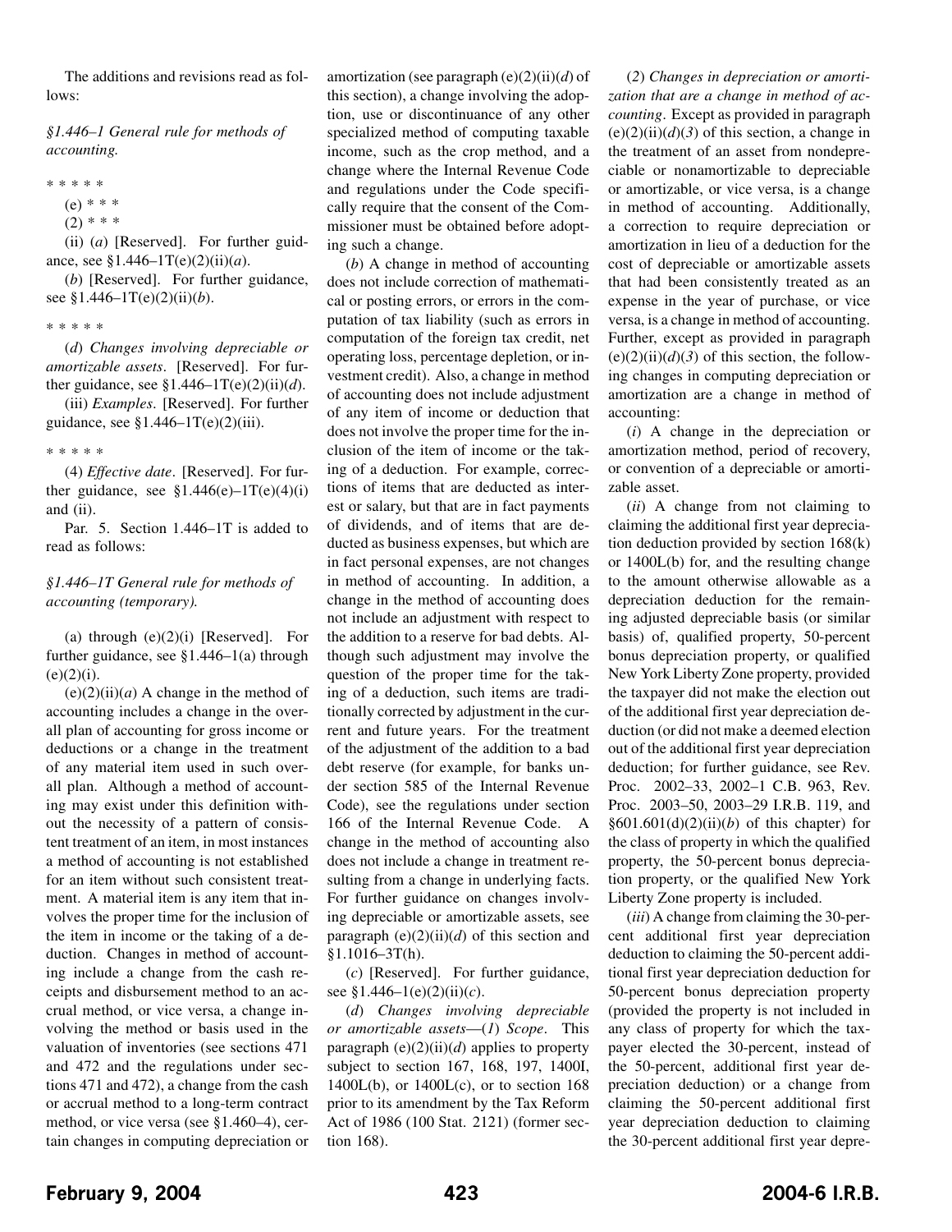The additions and revisions read as follows:

*§1.446–1 General rule for methods of accounting.*

\* \* \* \* \*

(e) \* \* \*

(2) \* \* \*

(ii) (*a*) [Reserved]. For further guidance, see §1.446–1T(e)(2)(ii)(*a*).

(*b*) [Reserved]. For further guidance, see §1.446–1T(e)(2)(ii)(*b*).

\* \* \* \* \*

(*d*) *Changes involving depreciable or amortizable assets*. [Reserved]. For further guidance, see §1.446–1T(e)(2)(ii)(*d*).

(iii) *Examples*. [Reserved]. For further guidance, see §1.446–1T(e)(2)(iii).

\* \* \* \* \*

(4) *Effective date*. [Reserved]. For further guidance, see §1.446(e)–1T(e)(4)(i) and (ii).

Par. 5. Section 1.446–1T is added to read as follows:

*§1.446–1T General rule for methods of accounting (temporary).*

(a) through (e)(2)(i) [Reserved]. For further guidance, see §1.446–1(a) through (e)(2)(i).

(e)(2)(ii)(*a*) A change in the method of accounting includes a change in the overall plan of accounting for gross income or deductions or a change in the treatment of any material item used in such overall plan. Although a method of accounting may exist under this definition without the necessity of a pattern of consistent treatment of an item, in most instances a method of accounting is not established for an item without such consistent treatment. A material item is any item that involves the proper time for the inclusion of the item in income or the taking of a deduction. Changes in method of accounting include a change from the cash receipts and disbursement method to an accrual method, or vice versa, a change involving the method or basis used in the valuation of inventories (see sections 471 and 472 and the regulations under sections 471 and 472), a change from the cash or accrual method to a long-term contract method, or vice versa (see §1.460–4), certain changes in computing depreciation or amortization (see paragraph (e)(2)(ii)(*d*) of this section), a change involving the adoption, use or discontinuance of any other specialized method of computing taxable income, such as the crop method, and a change where the Internal Revenue Code and regulations under the Code specifically require that the consent of the Commissioner must be obtained before adopting such a change.

(*b*) A change in method of accounting does not include correction of mathematical or posting errors, or errors in the computation of tax liability (such as errors in computation of the foreign tax credit, net operating loss, percentage depletion, or investment credit). Also, a change in method of accounting does not include adjustment of any item of income or deduction that does not involve the proper time for the inclusion of the item of income or the taking of a deduction. For example, corrections of items that are deducted as interest or salary, but that are in fact payments of dividends, and of items that are deducted as business expenses, but which are in fact personal expenses, are not changes in method of accounting. In addition, a change in the method of accounting does not include an adjustment with respect to the addition to a reserve for bad debts. Although such adjustment may involve the question of the proper time for the taking of a deduction, such items are traditionally corrected by adjustment in the current and future years. For the treatment of the adjustment of the addition to a bad debt reserve (for example, for banks under section 585 of the Internal Revenue Code), see the regulations under section 166 of the Internal Revenue Code. A change in the method of accounting also does not include a change in treatment resulting from a change in underlying facts. For further guidance on changes involving depreciable or amortizable assets, see paragraph (e)(2)(ii)(*d*) of this section and §1.1016–3T(h).

(*c*) [Reserved]. For further guidance, see §1.446–1(e)(2)(ii)(*c*).

(*d*) *Changes involving depreciable or amortizable assets*—(*1*) *Scope*. This paragraph (e)(2)(ii)(*d*) applies to property subject to section 167, 168, 197, 1400I, 1400L(b), or 1400L(c), or to section 168 prior to its amendment by the Tax Reform Act of 1986 (100 Stat. 2121) (former section 168).

(*2*) *Changes in depreciation or amortization that are a change in method of accounting*. Except as provided in paragraph (e)(2)(ii)(*d*)(*3*) of this section, a change in the treatment of an asset from nondepreciable or nonamortizable to depreciable or amortizable, or vice versa, is a change in method of accounting. Additionally, a correction to require depreciation or amortization in lieu of a deduction for the cost of depreciable or amortizable assets that had been consistently treated as an expense in the year of purchase, or vice versa, is a change in method of accounting. Further, except as provided in paragraph (e)(2)(ii)(*d*)(*3*) of this section, the following changes in computing depreciation or amortization are a change in method of accounting:

(*i*) A change in the depreciation or amortization method, period of recovery, or convention of a depreciable or amortizable asset.

(*ii*) A change from not claiming to claiming the additional first year depreciation deduction provided by section 168(k) or 1400L(b) for, and the resulting change to the amount otherwise allowable as a depreciation deduction for the remaining adjusted depreciable basis (or similar basis) of, qualified property, 50-percent bonus depreciation property, or qualified New York Liberty Zone property, provided the taxpayer did not make the election out of the additional first year depreciation deduction (or did not make a deemed election out of the additional first year depreciation deduction; for further guidance, see Rev. Proc. 2002–33, 2002–1 C.B. 963, Rev. Proc. 2003–50, 2003–29 I.R.B. 119, and §601.601(d)(2)(ii)(*b*) of this chapter) for the class of property in which the qualified property, the 50-percent bonus depreciation property, or the qualified New York Liberty Zone property is included.

(*iii*) A change from claiming the 30-percent additional first year depreciation deduction to claiming the 50-percent additional first year depreciation deduction for 50-percent bonus depreciation property (provided the property is not included in any class of property for which the taxpayer elected the 30-percent, instead of the 50-percent, additional first year depreciation deduction) or a change from claiming the 50-percent additional first year depreciation deduction to claiming the 30-percent additional first year depre-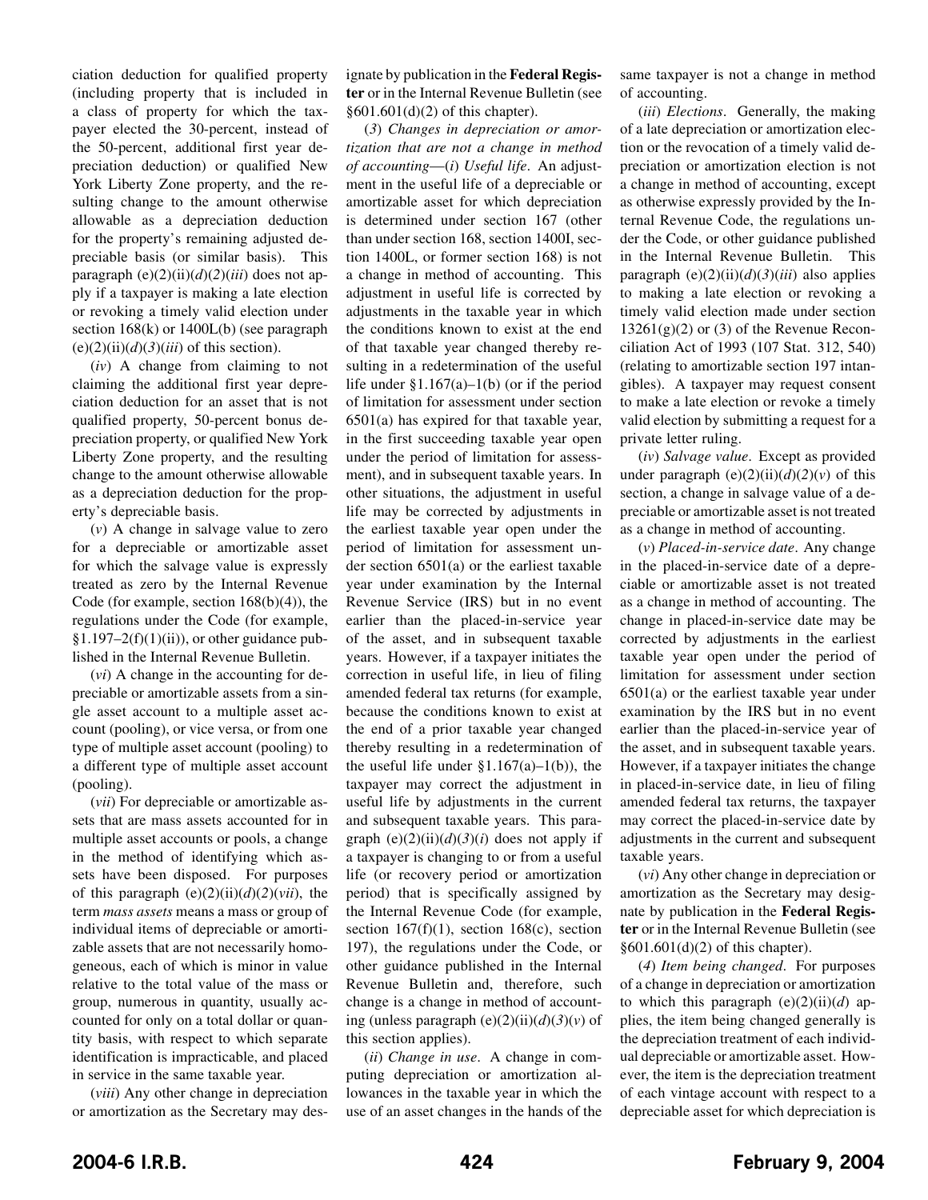ciation deduction for qualified property (including property that is included in a class of property for which the taxpayer elected the 30-percent, instead of the 50-percent, additional first year depreciation deduction) or qualified New York Liberty Zone property, and the resulting change to the amount otherwise allowable as a depreciation deduction for the property's remaining adjusted depreciable basis (or similar basis). This paragraph (e)(2)(ii)(*d*)(*2*)(*iii*) does not apply if a taxpayer is making a late election or revoking a timely valid election under section 168(k) or 1400L(b) (see paragraph (e)(2)(ii)(*d*)(*3*)(*iii*) of this section).

(*iv*) A change from claiming to not claiming the additional first year depreciation deduction for an asset that is not qualified property, 50-percent bonus depreciation property, or qualified New York Liberty Zone property, and the resulting change to the amount otherwise allowable as a depreciation deduction for the property's depreciable basis.

(*v*) A change in salvage value to zero for a depreciable or amortizable asset for which the salvage value is expressly treated as zero by the Internal Revenue Code (for example, section 168(b)(4)), the regulations under the Code (for example, §1.197–2(f)(1)(ii)), or other guidance published in the Internal Revenue Bulletin.

(*vi*) A change in the accounting for depreciable or amortizable assets from a single asset account to a multiple asset account (pooling), or vice versa, or from one type of multiple asset account (pooling) to a different type of multiple asset account (pooling).

(*vii*) For depreciable or amortizable assets that are mass assets accounted for in multiple asset accounts or pools, a change in the method of identifying which assets have been disposed. For purposes of this paragraph (e)(2)(ii)(*d*)(*2*)(*vii*), the term *mass assets* means a mass or group of individual items of depreciable or amortizable assets that are not necessarily homogeneous, each of which is minor in value relative to the total value of the mass or group, numerous in quantity, usually accounted for only on a total dollar or quantity basis, with respect to which separate identification is impracticable, and placed in service in the same taxable year.

(*viii*) Any other change in depreciation or amortization as the Secretary may designate by publication in the **Federal Register** or in the Internal Revenue Bulletin (see §601.601(d)(2) of this chapter).

(*3*) *Changes in depreciation or amortization that are not a change in method of accounting*—(*i*) *Useful life*. An adjustment in the useful life of a depreciable or amortizable asset for which depreciation is determined under section 167 (other than under section 168, section 1400I, section 1400L, or former section 168) is not a change in method of accounting. This adjustment in useful life is corrected by adjustments in the taxable year in which the conditions known to exist at the end of that taxable year changed thereby resulting in a redetermination of the useful life under §1.167(a)–1(b) (or if the period of limitation for assessment under section 6501(a) has expired for that taxable year, in the first succeeding taxable year open under the period of limitation for assessment), and in subsequent taxable years. In other situations, the adjustment in useful life may be corrected by adjustments in the earliest taxable year open under the period of limitation for assessment under section 6501(a) or the earliest taxable year under examination by the Internal Revenue Service (IRS) but in no event earlier than the placed-in-service year of the asset, and in subsequent taxable years. However, if a taxpayer initiates the correction in useful life, in lieu of filing amended federal tax returns (for example, because the conditions known to exist at the end of a prior taxable year changed thereby resulting in a redetermination of the useful life under §1.167(a)–1(b)), the taxpayer may correct the adjustment in useful life by adjustments in the current and subsequent taxable years. This paragraph (e)(2)(ii)(*d*)(*3*)(*i*) does not apply if a taxpayer is changing to or from a useful life (or recovery period or amortization period) that is specifically assigned by the Internal Revenue Code (for example, section 167(f)(1), section 168(c), section 197), the regulations under the Code, or other guidance published in the Internal Revenue Bulletin and, therefore, such change is a change in method of accounting (unless paragraph (e)(2)(ii)(*d*)(*3*)(*v*) of this section applies).

(*ii*) *Change in use*. A change in computing depreciation or amortization allowances in the taxable year in which the use of an asset changes in the hands of the same taxpayer is not a change in method of accounting.

(*iii*) *Elections*. Generally, the making of a late depreciation or amortization election or the revocation of a timely valid depreciation or amortization election is not a change in method of accounting, except as otherwise expressly provided by the Internal Revenue Code, the regulations under the Code, or other guidance published in the Internal Revenue Bulletin. This paragraph (e)(2)(ii)(*d*)(*3*)(*iii*) also applies to making a late election or revoking a timely valid election made under section 13261(g)(2) or (3) of the Revenue Reconciliation Act of 1993 (107 Stat. 312, 540) (relating to amortizable section 197 intangibles). A taxpayer may request consent to make a late election or revoke a timely valid election by submitting a request for a private letter ruling.

(*iv*) *Salvage value*. Except as provided under paragraph (e)(2)(ii)(*d*)(*2*)(*v*) of this section, a change in salvage value of a depreciable or amortizable asset is not treated as a change in method of accounting.

(*v*) *Placed-in-service date*. Any change in the placed-in-service date of a depreciable or amortizable asset is not treated as a change in method of accounting. The change in placed-in-service date may be corrected by adjustments in the earliest taxable year open under the period of limitation for assessment under section 6501(a) or the earliest taxable year under examination by the IRS but in no event earlier than the placed-in-service year of the asset, and in subsequent taxable years. However, if a taxpayer initiates the change in placed-in-service date, in lieu of filing amended federal tax returns, the taxpayer may correct the placed-in-service date by adjustments in the current and subsequent taxable years.

(*vi*) Any other change in depreciation or amortization as the Secretary may designate by publication in the **Federal Register** or in the Internal Revenue Bulletin (see §601.601(d)(2) of this chapter).

(*4*) *Item being changed*. For purposes of a change in depreciation or amortization to which this paragraph (e)(2)(ii)(*d*) applies, the item being changed generally is the depreciation treatment of each individual depreciable or amortizable asset. However, the item is the depreciation treatment of each vintage account with respect to a depreciable asset for which depreciation is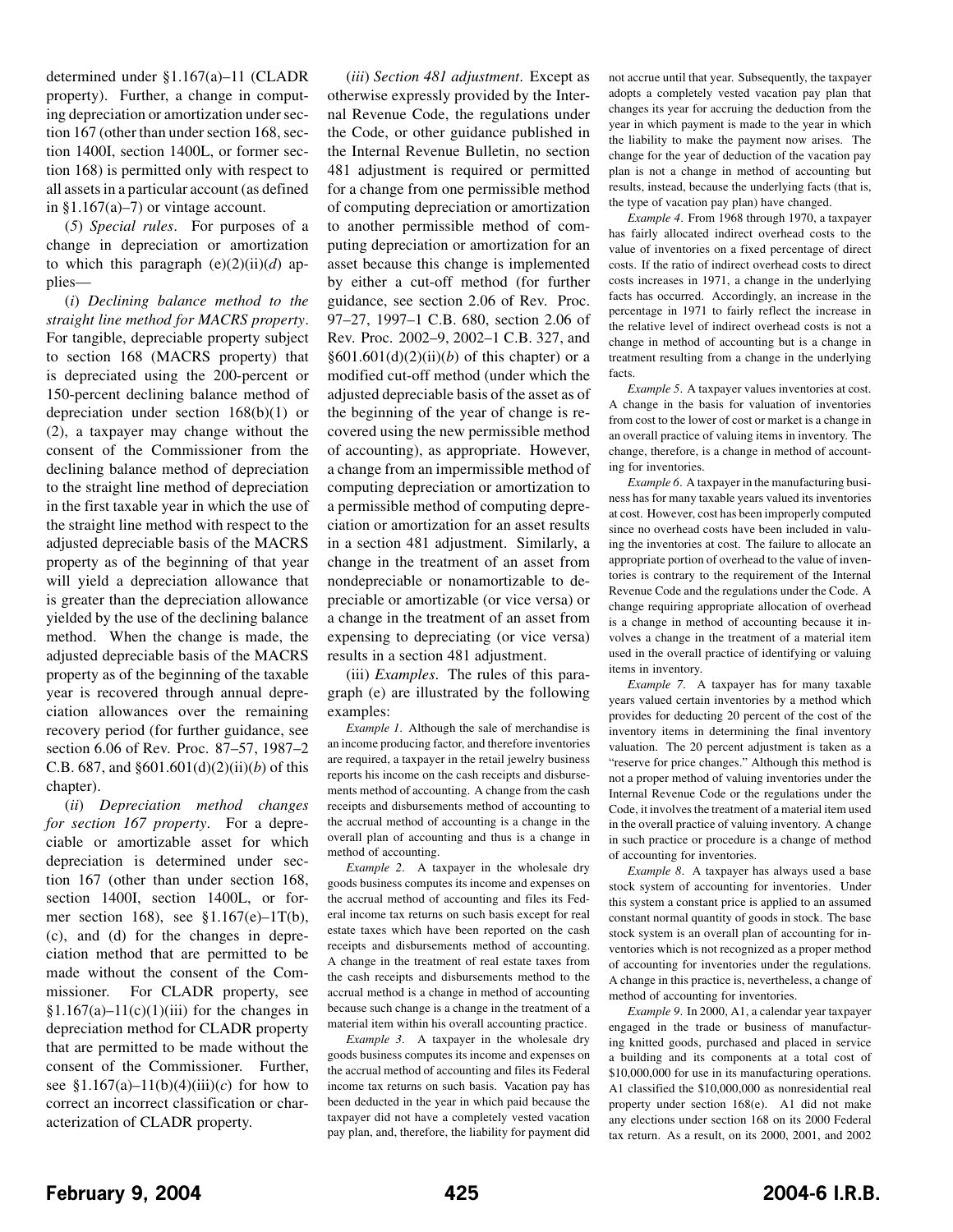determined under §1.167(a)–11 (CLADR property). Further, a change in computing depreciation or amortization under section 167 (other than under section 168, section 1400I, section 1400L, or former section 168) is permitted only with respect to all assets in a particular account (as defined in §1.167(a)–7) or vintage account.

(*5*) *Special rules*. For purposes of a change in depreciation or amortization to which this paragraph (e)(2)(ii)(*d*) applies—

(*i*) *Declining balance method to the straight line method for MACRS property*. For tangible, depreciable property subject to section 168 (MACRS property) that is depreciated using the 200-percent or 150-percent declining balance method of depreciation under section 168(b)(1) or (2), a taxpayer may change without the consent of the Commissioner from the declining balance method of depreciation to the straight line method of depreciation in the first taxable year in which the use of the straight line method with respect to the adjusted depreciable basis of the MACRS property as of the beginning of that year will yield a depreciation allowance that is greater than the depreciation allowance yielded by the use of the declining balance method. When the change is made, the adjusted depreciable basis of the MACRS property as of the beginning of the taxable year is recovered through annual depreciation allowances over the remaining recovery period (for further guidance, see section 6.06 of Rev. Proc. 87–57, 1987–2 C.B. 687, and §601.601(d)(2)(ii)(*b*) of this chapter).

(*ii*) *Depreciation method changes for section 167 property*. For a depreciable or amortizable asset for which depreciation is determined under section 167 (other than under section 168, section 1400I, section 1400L, or former section 168), see §1.167(e)–1T(b), (c), and (d) for the changes in depreciation method that are permitted to be made without the consent of the Commissioner. For CLADR property, see §1.167(a)–11(c)(1)(iii) for the changes in depreciation method for CLADR property that are permitted to be made without the consent of the Commissioner. Further, see §1.167(a)–11(b)(4)(iii)(*c*) for how to correct an incorrect classification or characterization of CLADR property.

(*iii*) *Section 481 adjustment*. Except as otherwise expressly provided by the Internal Revenue Code, the regulations under the Code, or other guidance published in the Internal Revenue Bulletin, no section 481 adjustment is required or permitted for a change from one permissible method of computing depreciation or amortization to another permissible method of computing depreciation or amortization for an asset because this change is implemented by either a cut-off method (for further guidance, see section 2.06 of Rev. Proc. 97–27, 1997–1 C.B. 680, section 2.06 of Rev. Proc. 2002–9, 2002–1 C.B. 327, and §601.601(d)(2)(ii)(*b*) of this chapter) or a modified cut-off method (under which the adjusted depreciable basis of the asset as of the beginning of the year of change is recovered using the new permissible method of accounting), as appropriate. However, a change from an impermissible method of computing depreciation or amortization to a permissible method of computing depreciation or amortization for an asset results in a section 481 adjustment. Similarly, a change in the treatment of an asset from nondepreciable or nonamortizable to depreciable or amortizable (or vice versa) or a change in the treatment of an asset from expensing to depreciating (or vice versa) results in a section 481 adjustment.

(iii) *Examples*. The rules of this paragraph (e) are illustrated by the following examples:

*Example 1*. Although the sale of merchandise is an income producing factor, and therefore inventories are required, a taxpayer in the retail jewelry business reports his income on the cash receipts and disbursements method of accounting. A change from the cash receipts and disbursements method of accounting to the accrual method of accounting is a change in the overall plan of accounting and thus is a change in method of accounting.

*Example 2*. A taxpayer in the wholesale dry goods business computes its income and expenses on the accrual method of accounting and files its Federal income tax returns on such basis except for real estate taxes which have been reported on the cash receipts and disbursements method of accounting. A change in the treatment of real estate taxes from the cash receipts and disbursements method to the accrual method is a change in method of accounting because such change is a change in the treatment of a material item within his overall accounting practice.

*Example 3*. A taxpayer in the wholesale dry goods business computes its income and expenses on the accrual method of accounting and files its Federal income tax returns on such basis. Vacation pay has been deducted in the year in which paid because the taxpayer did not have a completely vested vacation pay plan, and, therefore, the liability for payment did not accrue until that year. Subsequently, the taxpayer adopts a completely vested vacation pay plan that changes its year for accruing the deduction from the year in which payment is made to the year in which the liability to make the payment now arises. The change for the year of deduction of the vacation pay plan is not a change in method of accounting but results, instead, because the underlying facts (that is, the type of vacation pay plan) have changed.

*Example 4*. From 1968 through 1970, a taxpayer has fairly allocated indirect overhead costs to the value of inventories on a fixed percentage of direct costs. If the ratio of indirect overhead costs to direct costs increases in 1971, a change in the underlying facts has occurred. Accordingly, an increase in the percentage in 1971 to fairly reflect the increase in the relative level of indirect overhead costs is not a change in method of accounting but is a change in treatment resulting from a change in the underlying facts.

*Example 5*. A taxpayer values inventories at cost. A change in the basis for valuation of inventories from cost to the lower of cost or market is a change in an overall practice of valuing items in inventory. The change, therefore, is a change in method of accounting for inventories.

*Example 6*. A taxpayer in the manufacturing business has for many taxable years valued its inventories at cost. However, cost has been improperly computed since no overhead costs have been included in valuing the inventories at cost. The failure to allocate an appropriate portion of overhead to the value of inventories is contrary to the requirement of the Internal Revenue Code and the regulations under the Code. A change requiring appropriate allocation of overhead is a change in method of accounting because it involves a change in the treatment of a material item used in the overall practice of identifying or valuing items in inventory.

*Example 7*. A taxpayer has for many taxable years valued certain inventories by a method which provides for deducting 20 percent of the cost of the inventory items in determining the final inventory valuation. The 20 percent adjustment is taken as a "reserve for price changes." Although this method is not a proper method of valuing inventories under the Internal Revenue Code or the regulations under the Code, it involves the treatment of a material item used in the overall practice of valuing inventory. A change in such practice or procedure is a change of method of accounting for inventories.

*Example 8*. A taxpayer has always used a base stock system of accounting for inventories. Under this system a constant price is applied to an assumed constant normal quantity of goods in stock. The base stock system is an overall plan of accounting for inventories which is not recognized as a proper method of accounting for inventories under the regulations. A change in this practice is, nevertheless, a change of method of accounting for inventories.

*Example 9*. In 2000, A1, a calendar year taxpayer engaged in the trade or business of manufacturing knitted goods, purchased and placed in service a building and its components at a total cost of $10,000,000 for use in its manufacturing operations. A1 classified the $10,000,000 as nonresidential real property under section 168(e). A1 did not make any elections under section 168 on its 2000 Federal tax return. As a result, on its 2000, 2001, and 2002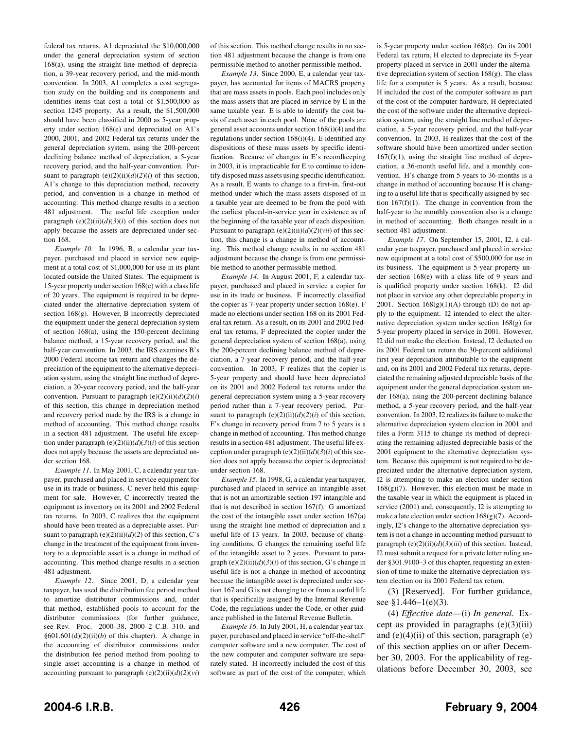federal tax returns, A1 depreciated the $10,000,000 under the general depreciation system of section 168(a), using the straight line method of depreciation, a 39-year recovery period, and the mid-month convention. In 2003, A1 completes a cost segregation study on the building and its components and identifies items that cost a total of $1,500,000 as section 1245 property. As a result, the $1,500,000 should have been classified in 2000 as 5-year property under section 168(e) and depreciated on A1's 2000, 2001, and 2002 Federal tax returns under the general depreciation system, using the 200-percent declining balance method of depreciation, a 5-year recovery period, and the half-year convention. Pursuant to paragraph (e)(2)(ii)(*d*)(*2*)(*i*) of this section, A1's change to this depreciation method, recovery period, and convention is a change in method of accounting. This method change results in a section 481 adjustment. The useful life exception under paragraph (e)(2)(ii)(*d*)(*3*)(*i*) of this section does not apply because the assets are depreciated under section 168.

*Example 10*. In 1996, B, a calendar year taxpayer, purchased and placed in service new equipment at a total cost of $1,000,000 for use in its plant located outside the United States. The equipment is 15-year property under section 168(e) with a class life of 20 years. The equipment is required to be depreciated under the alternative depreciation system of section 168(g). However, B incorrectly depreciated the equipment under the general depreciation system of section 168(a), using the 150-percent declining balance method, a 15-year recovery period, and the half-year convention. In 2003, the IRS examines B's 2000 Federal income tax return and changes the depreciation of the equipment to the alternative depreciation system, using the straight line method of depreciation, a 20-year recovery period, and the half-year convention. Pursuant to paragraph (e)(2)(ii)(*d*)(*2*)(*i*) of this section, this change in depreciation method and recovery period made by the IRS is a change in method of accounting. This method change results in a section 481 adjustment. The useful life exception under paragraph (e)(2)(ii)(*d*)(*3*)(*i*) of this section does not apply because the assets are depreciated under section 168.

*Example 11*. In May 2001, C, a calendar year taxpayer, purchased and placed in service equipment for use in its trade or business. C never held this equipment for sale. However, C incorrectly treated the equipment as inventory on its 2001 and 2002 Federal tax returns. In 2003, C realizes that the equipment should have been treated as a depreciable asset. Pursuant to paragraph (e)(2)(ii)(*d*)(*2*) of this section, C's change in the treatment of the equipment from inventory to a depreciable asset is a change in method of accounting. This method change results in a section 481 adjustment.

*Example 12*. Since 2001, D, a calendar year taxpayer, has used the distribution fee period method to amortize distributor commissions and, under that method, established pools to account for the distributor commissions (for further guidance, see Rev. Proc. 2000–38, 2000–2 C.B. 310, and §601.601(d)(2)(ii)(*b*) of this chapter). A change in the accounting of distributor commissions under the distribution fee period method from pooling to single asset accounting is a change in method of accounting pursuant to paragraph (e)(2)(ii)(*d*)(*2*)(*vi*) of this section. This method change results in no section 481 adjustment because the change is from one permissible method to another permissible method.

*Example 13*. Since 2000, E, a calendar year taxpayer, has accounted for items of MACRS property that are mass assets in pools. Each pool includes only the mass assets that are placed in service by E in the same taxable year. E is able to identify the cost basis of each asset in each pool. None of the pools are general asset accounts under section 168(i)(4) and the regulations under section 168(i)(4). E identified any dispositions of these mass assets by specific identification. Because of changes in E's recordkeeping in 2003, it is impracticable for E to continue to identify disposed mass assets using specific identification. As a result, E wants to change to a first-in, first-out method under which the mass assets disposed of in a taxable year are deemed to be from the pool with the earliest placed-in-service year in existence as of the beginning of the taxable year of each disposition. Pursuant to paragraph (e)(2)(ii)(*d*)(*2*)(*vii*) of this section, this change is a change in method of accounting. This method change results in no section 481 adjustment because the change is from one permissible method to another permissible method.

*Example 14*. In August 2001, F, a calendar year taxpayer, purchased and placed in service a copier for use in its trade or business. F incorrectly classified the copier as 7-year property under section 168(e). F made no elections under section 168 on its 2001 Federal tax return. As a result, on its 2001 and 2002 Federal tax returns, F depreciated the copier under the general depreciation system of section 168(a), using the 200-percent declining balance method of depreciation, a 7-year recovery period, and the half-year convention. In 2003, F realizes that the copier is 5-year property and should have been depreciated on its 2001 and 2002 Federal tax returns under the general depreciation system using a 5-year recovery period rather than a 7-year recovery period. Pursuant to paragraph (e)(2)(ii)(*d*)(*2*)(*i*) of this section, F's change in recovery period from 7 to 5 years is a change in method of accounting. This method change results in a section 481 adjustment. The useful life exception under paragraph (e)(2)(ii)(*d*)(*3*)(*i*) of this section does not apply because the copier is depreciated under section 168.

*Example 15*. In 1998, G, a calendar year taxpayer, purchased and placed in service an intangible asset that is not an amortizable section 197 intangible and that is not described in section 167(f). G amortized the cost of the intangible asset under section 167(a) using the straight line method of depreciation and a useful life of 13 years. In 2003, because of changing conditions, G changes the remaining useful life of the intangible asset to 2 years. Pursuant to paragraph (e)(2)(ii)(*d*)(*3*)(*i*) of this section, G's change in useful life is not a change in method of accounting because the intangible asset is depreciated under section 167 and G is not changing to or from a useful life that is specifically assigned by the Internal Revenue Code, the regulations under the Code, or other guidance published in the Internal Revenue Bulletin.

*Example 16*. In July 2001, H, a calendar year taxpayer, purchased and placed in service "off-the-shelf" computer software and a new computer. The cost of the new computer and computer software are separately stated. H incorrectly included the cost of this software as part of the cost of the computer, which is 5-year property under section 168(e). On its 2001 Federal tax return, H elected to depreciate its 5-year property placed in service in 2001 under the alternative depreciation system of section 168(g). The class life for a computer is 5 years. As a result, because H included the cost of the computer software as part of the cost of the computer hardware, H depreciated the cost of the software under the alternative depreciation system, using the straight line method of depreciation, a 5-year recovery period, and the half-year convention. In 2003, H realizes that the cost of the software should have been amortized under section 167(f)(1), using the straight line method of depreciation, a 36-month useful life, and a monthly convention. H's change from 5-years to 36-months is a change in method of accounting because H is changing to a useful life that is specifically assigned by section 167(f)(1). The change in convention from the half-year to the monthly convention also is a change in method of accounting. Both changes result in a section 481 adjustment.

*Example 17*. On September 15, 2001, I2, a calendar year taxpayer, purchased and placed in service new equipment at a total cost of $500,000 for use in its business. The equipment is 5-year property under section 168(e) with a class life of 9 years and is qualified property under section 168(k). I2 did not place in service any other depreciable property in 2001. Section 168(g)(1)(A) through (D) do not apply to the equipment. I2 intended to elect the alternative depreciation system under section 168(g) for 5-year property placed in service in 2001. However, I2 did not make the election. Instead, I2 deducted on its 2001 Federal tax return the 30-percent additional first year depreciation attributable to the equipment and, on its 2001 and 2002 Federal tax returns, depreciated the remaining adjusted depreciable basis of the equipment under the general depreciation system under 168(a), using the 200-percent declining balance method, a 5-year recovery period, and the half-year convention. In 2003, I2 realizes its failure to make the alternative depreciation system election in 2001 and files a Form 3115 to change its method of depreciating the remaining adjusted depreciable basis of the 2001 equipment to the alternative depreciation system. Because this equipment is not required to be depreciated under the alternative depreciation system, I2 is attempting to make an election under section 168(g)(7). However, this election must be made in the taxable year in which the equipment is placed in service (2001) and, consequently, I2 is attempting to make a late election under section 168(g)(7). Accordingly, I2's change to the alternative depreciation system is not a change in accounting method pursuant to paragraph (e)(2)(ii)(*d*)(*3*)(*iii*) of this section. Instead, I2 must submit a request for a private letter ruling under §301.9100–3 of this chapter, requesting an extension of time to make the alternative depreciation system election on its 2001 Federal tax return.

(3) [Reserved]. For further guidance, see §1.446–1(e)(3).

(4) *Effective date*—(i) *In general*. Except as provided in paragraphs (e)(3)(iii) and (e)(4)(ii) of this section, paragraph (e) of this section applies on or after December 30, 2003. For the applicability of regulations before December 30, 2003, see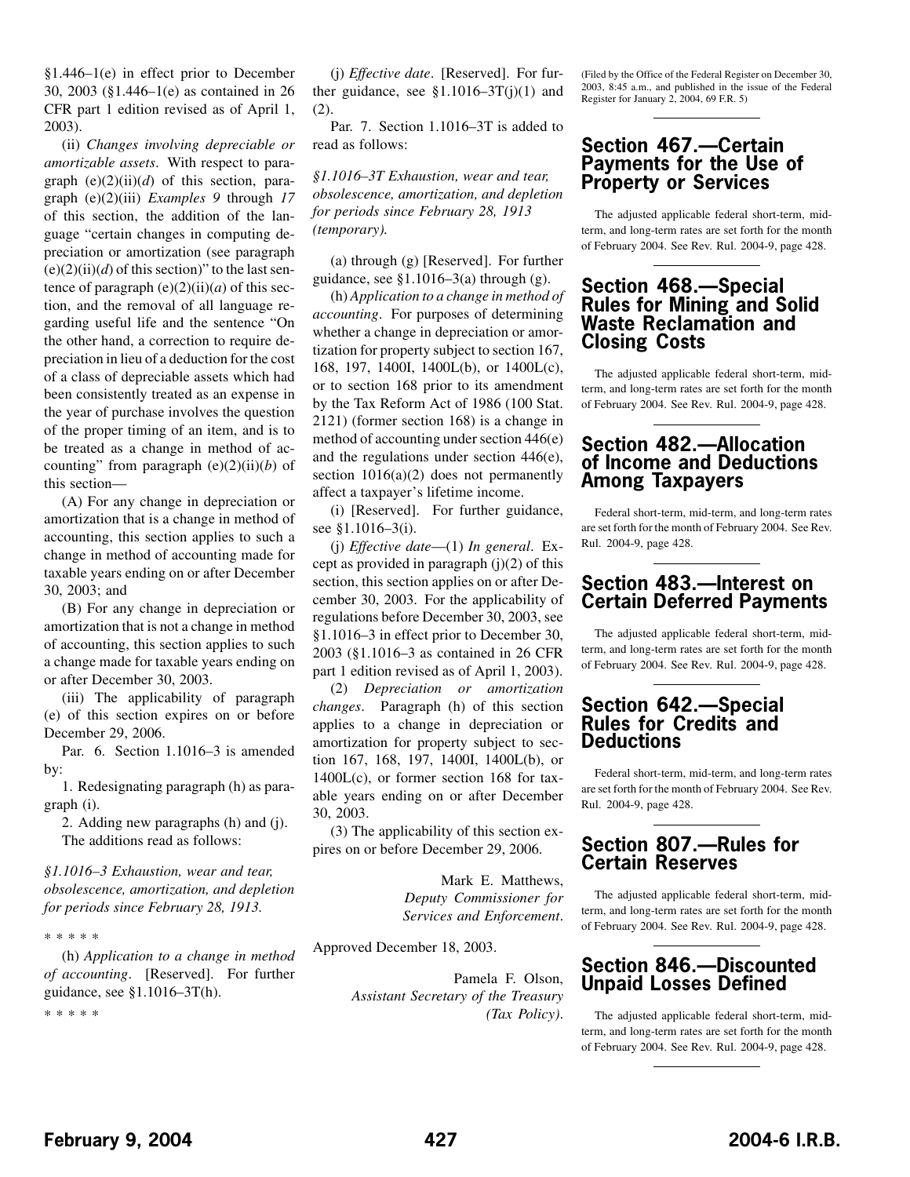§1.446–1(e) in effect prior to December 30, 2003 (§1.446–1(e) as contained in 26 CFR part 1 edition revised as of April 1, 2003).

(ii) *Changes involving depreciable or amortizable assets*. With respect to paragraph (e)(2)(ii)(*d*) of this section, paragraph (e)(2)(iii) *Examples 9* through *17* of this section, the addition of the language "certain changes in computing depreciation or amortization (see paragraph (e)(2)(ii)(*d*) of this section)" to the last sentence of paragraph (e)(2)(ii)(*a*) of this section, and the removal of all language regarding useful life and the sentence "On the other hand, a correction to require depreciation in lieu of a deduction for the cost of a class of depreciable assets which had been consistently treated as an expense in the year of purchase involves the question of the proper timing of an item, and is to be treated as a change in method of accounting" from paragraph (e)(2)(ii)(*b*) of this section—

(A) For any change in depreciation or amortization that is a change in method of accounting, this section applies to such a change in method of accounting made for taxable years ending on or after December 30, 2003; and

(B) For any change in depreciation or amortization that is not a change in method of accounting, this section applies to such a change made for taxable years ending on or after December 30, 2003.

(iii) The applicability of paragraph (e) of this section expires on or before December 29, 2006.

Par. 6. Section 1.1016–3 is amended by:

1. Redesignating paragraph (h) as paragraph (i).

2. Adding new paragraphs (h) and (j).

The additions read as follows:

*§1.1016–3 Exhaustion, wear and tear, obsolescence, amortization, and depletion for periods since February 28, 1913.*

* * * * *

(h) *Application to a change in method of accounting*. [Reserved]. For further guidance, see §1.1016–3T(h).

* * * * *

(j) *Effective date*. [Reserved]. For further guidance, see §1.1016–3T(j)(1) and (2).

Par. 7. Section 1.1016–3T is added to read as follows:

*§1.1016–3T Exhaustion, wear and tear, obsolescence, amortization, and depletion for periods since February 28, 1913 (temporary).*

(a) through (g) [Reserved]. For further guidance, see §1.1016–3(a) through (g).

(h) *Application to a change in method of accounting*. For purposes of determining whether a change in depreciation or amortization for property subject to section 167, 168, 197, 1400I, 1400L(b), or 1400L(c), or to section 168 prior to its amendment by the Tax Reform Act of 1986 (100 Stat. 2121) (former section 168) is a change in method of accounting under section 446(e) and the regulations under section 446(e), section 1016(a)(2) does not permanently affect a taxpayer's lifetime income.

(i) [Reserved]. For further guidance, see §1.1016–3(i).

(j) *Effective date*—(1) *In general*. Except as provided in paragraph (j)(2) of this section, this section applies on or after December 30, 2003. For the applicability of regulations before December 30, 2003, see §1.1016–3 in effect prior to December 30, 2003 (§1.1016–3 as contained in 26 CFR part 1 edition revised as of April 1, 2003).

(2) *Depreciation or amortization changes*. Paragraph (h) of this section applies to a change in depreciation or amortization for property subject to section 167, 168, 197, 1400I, 1400L(b), or 1400L(c), or former section 168 for taxable years ending on or after December 30, 2003.

(3) The applicability of this section expires on or before December 29, 2006.

Mark E. Matthews,
*Deputy Commissioner for Services and Enforcement*.

Approved December 18, 2003.

Pamela F. Olson,
*Assistant Secretary of the Treasury (Tax Policy)*.

(Filed by the Office of the Federal Register on December 30, 2003, 8:45 a.m., and published in the issue of the Federal Register for January 2, 2004, 69 F.R. 5)

## Section 467.—Certain Payments for the Use of Property or Services

The adjusted applicable federal short-term, mid-term, and long-term rates are set forth for the month of February 2004. See Rev. Rul. 2004-9, page 428.

## Section 468.—Special Rules for Mining and Solid Waste Reclamation and Closing Costs

The adjusted applicable federal short-term, mid-term, and long-term rates are set forth for the month of February 2004. See Rev. Rul. 2004-9, page 428.

## Section 482.—Allocation of Income and Deductions Among Taxpayers

Federal short-term, mid-term, and long-term rates are set forth for the month of February 2004. See Rev. Rul. 2004-9, page 428.

## Section 483.—Interest on Certain Deferred Payments

The adjusted applicable federal short-term, mid-term, and long-term rates are set forth for the month of February 2004. See Rev. Rul. 2004-9, page 428.

## Section 642.—Special Rules for Credits and Deductions

Federal short-term, mid-term, and long-term rates are set forth for the month of February 2004. See Rev. Rul. 2004-9, page 428.

## Section 807.—Rules for Certain Reserves

The adjusted applicable federal short-term, mid-term, and long-term rates are set forth for the month of February 2004. See Rev. Rul. 2004-9, page 428.

## Section 846.—Discounted Unpaid Losses Defined

The adjusted applicable federal short-term, mid-term, and long-term rates are set forth for the month of February 2004. See Rev. Rul. 2004-9, page 428.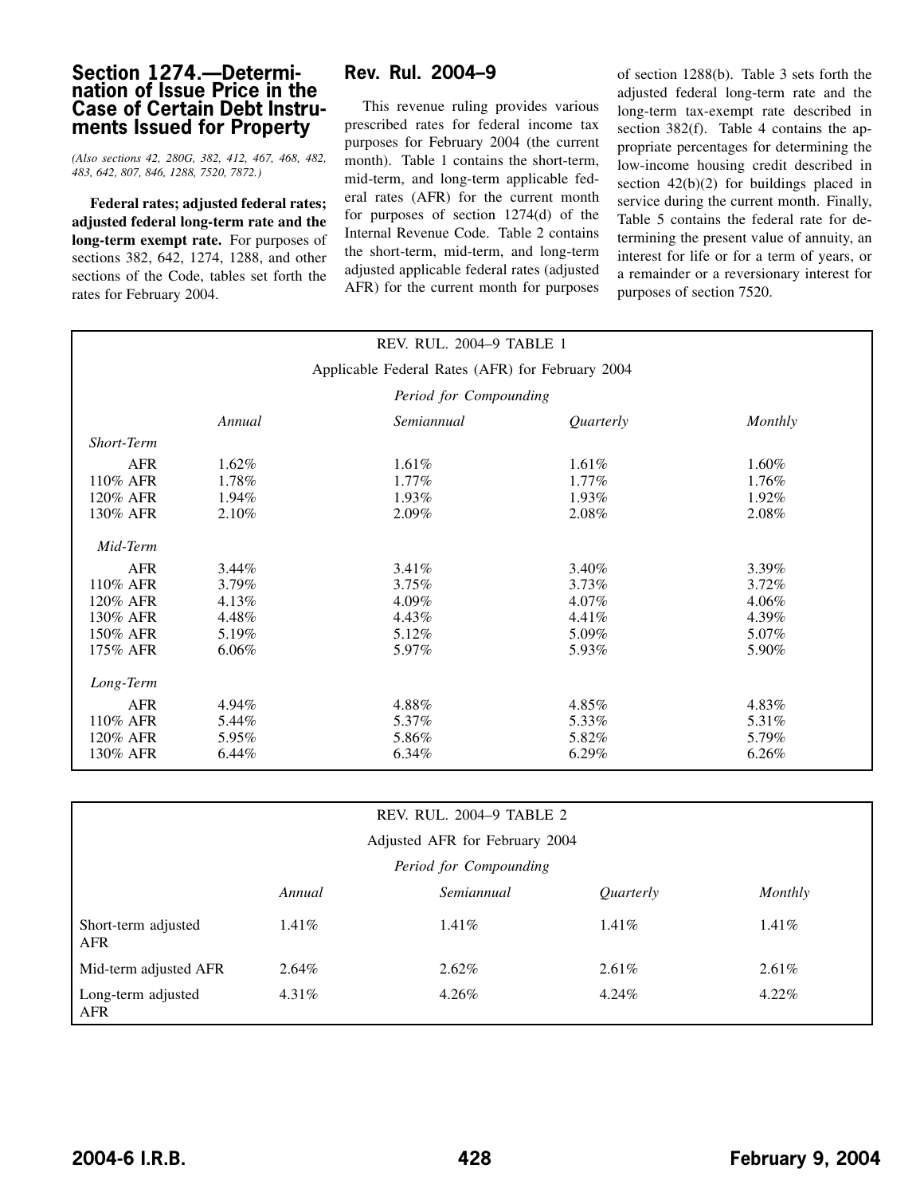## Section 1274.—Determination of Issue Price in the Case of Certain Debt Instruments Issued for Property

*(Also sections 42, 280G, 382, 412, 467, 468, 482, 483, 642, 807, 846, 1288, 7520, 7872.)*

**Federal rates; adjusted federal rates; adjusted federal long-term rate and the long-term exempt rate.** For purposes of sections 382, 642, 1274, 1288, and other sections of the Code, tables set forth the rates for February 2004.

## Rev. Rul. 2004–9

This revenue ruling provides various prescribed rates for federal income tax purposes for February 2004 (the current month). Table 1 contains the short-term, mid-term, and long-term applicable federal rates (AFR) for the current month for purposes of section 1274(d) of the Internal Revenue Code. Table 2 contains the short-term, mid-term, and long-term adjusted applicable federal rates (adjusted AFR) for the current month for purposes of section 1288(b). Table 3 sets forth the adjusted federal long-term rate and the long-term tax-exempt rate described in section 382(f). Table 4 contains the appropriate percentages for determining the low-income housing credit described in section 42(b)(2) for buildings placed in service during the current month. Finally, Table 5 contains the federal rate for determining the present value of annuity, an interest for life or for a term of years, or a remainder or a reversionary interest for purposes of section 7520.

REV. RUL. 2004–9 TABLE 1

Applicable Federal Rates (AFR) for February 2004

| | Period for Compounding | | | |
|---|---|---|---|---|
| | *Annual* | *Semiannual* | *Quarterly* | *Monthly* |
| *Short-Term* | | | | |
| AFR | 1.62% | 1.61% | 1.61% | 1.60% |
| 110% AFR | 1.78% | 1.77% | 1.77% | 1.76% |
| 120% AFR | 1.94% | 1.93% | 1.93% | 1.92% |
| 130% AFR | 2.10% | 2.09% | 2.08% | 2.08% |
| *Mid-Term* | | | | |
| AFR | 3.44% | 3.41% | 3.40% | 3.39% |
| 110% AFR | 3.79% | 3.75% | 3.73% | 3.72% |
| 120% AFR | 4.13% | 4.09% | 4.07% | 4.06% |
| 130% AFR | 4.48% | 4.43% | 4.41% | 4.39% |
| 150% AFR | 5.19% | 5.12% | 5.09% | 5.07% |
| 175% AFR | 6.06% | 5.97% | 5.93% | 5.90% |
| *Long-Term* | | | | |
| AFR | 4.94% | 4.88% | 4.85% | 4.83% |
| 110% AFR | 5.44% | 5.37% | 5.33% | 5.31% |
| 120% AFR | 5.95% | 5.86% | 5.82% | 5.79% |
| 130% AFR | 6.44% | 6.34% | 6.29% | 6.26% |

REV. RUL. 2004–9 TABLE 2

Adjusted AFR for February 2004

| | Period for Compounding | | | |
|---|---|---|---|---|
| | *Annual* | *Semiannual* | *Quarterly* | *Monthly* |
| Short-term adjusted AFR | 1.41% | 1.41% | 1.41% | 1.41% |
| Mid-term adjusted AFR | 2.64% | 2.62% | 2.61% | 2.61% |
| Long-term adjusted AFR | 4.31% | 4.26% | 4.24% | 4.22% |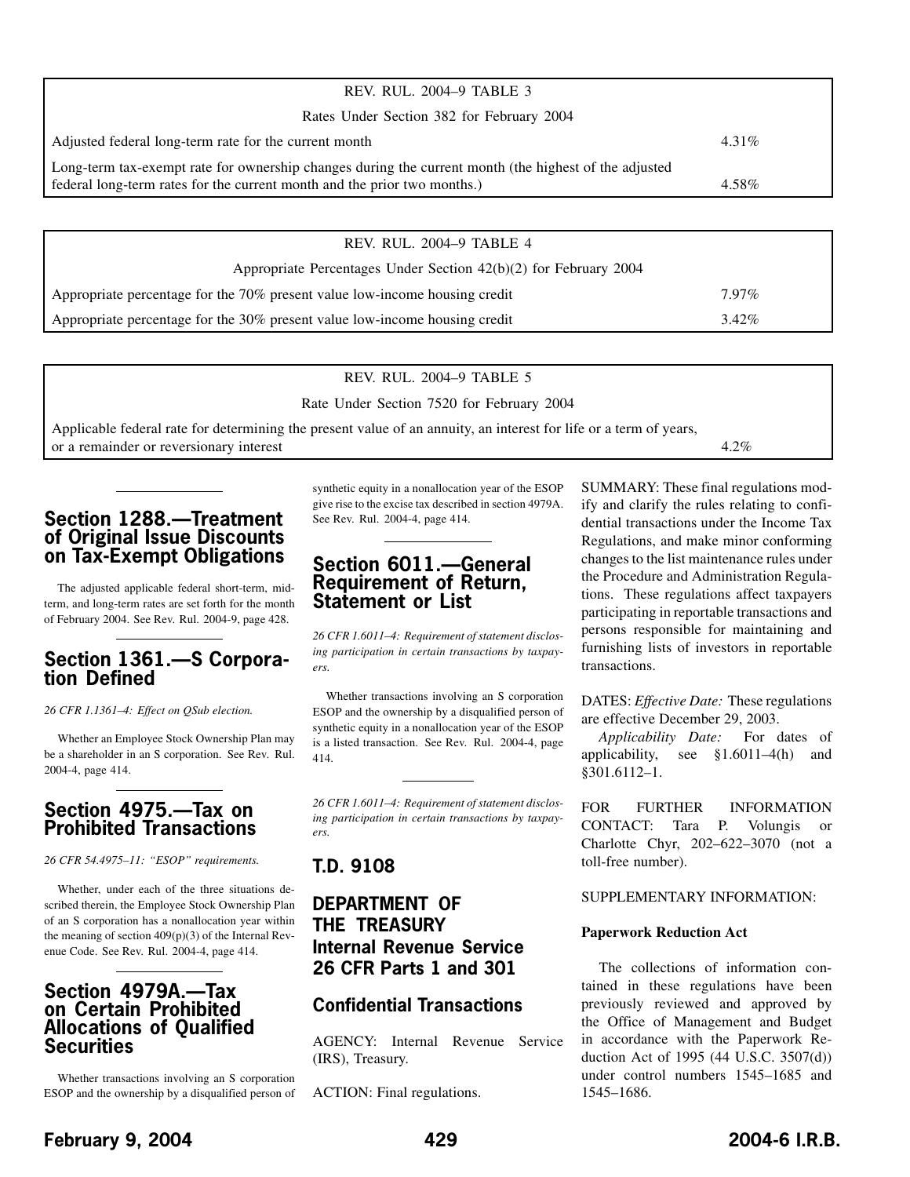| REV. RUL. 2004–9 TABLE 3 | |
|---|---|
| Rates Under Section 382 for February 2004 | |
| Adjusted federal long-term rate for the current month | 4.31% |
| Long-term tax-exempt rate for ownership changes during the current month (the highest of the adjusted federal long-term rates for the current month and the prior two months.) | 4.58% |

| REV. RUL. 2004–9 TABLE 4 | |
|---|---|
| Appropriate Percentages Under Section 42(b)(2) for February 2004 | |
| Appropriate percentage for the 70% present value low-income housing credit | 7.97% |
| Appropriate percentage for the 30% present value low-income housing credit | 3.42% |

| REV. RUL. 2004–9 TABLE 5 | |
|---|---|
| Rate Under Section 7520 for February 2004 | |
| Applicable federal rate for determining the present value of an annuity, an interest for life or a term of years, or a remainder or reversionary interest | 4.2% |

## Section 1288.—Treatment of Original Issue Discounts on Tax-Exempt Obligations

The adjusted applicable federal short-term, mid-term, and long-term rates are set forth for the month of February 2004. See Rev. Rul. 2004-9, page 428.

## Section 1361.—S Corporation Defined

*26 CFR 1.1361–4: Effect on QSub election.*

Whether an Employee Stock Ownership Plan may be a shareholder in an S corporation. See Rev. Rul. 2004-4, page 414.

## Section 4975.—Tax on Prohibited Transactions

*26 CFR 54.4975–11: "ESOP" requirements.*

Whether, under each of the three situations described therein, the Employee Stock Ownership Plan of an S corporation has a nonallocation year within the meaning of section 409(p)(3) of the Internal Revenue Code. See Rev. Rul. 2004-4, page 414.

## Section 4979A.—Tax on Certain Prohibited Allocations of Qualified Securities

Whether transactions involving an S corporation ESOP and the ownership by a disqualified person of synthetic equity in a nonallocation year of the ESOP give rise to the excise tax described in section 4979A. See Rev. Rul. 2004-4, page 414.

## Section 6011.—General Requirement of Return, Statement or List

*26 CFR 1.6011–4: Requirement of statement disclosing participation in certain transactions by taxpayers.*

Whether transactions involving an S corporation ESOP and the ownership by a disqualified person of synthetic equity in a nonallocation year of the ESOP is a listed transaction. See Rev. Rul. 2004-4, page 414.

*26 CFR 1.6011–4: Requirement of statement disclosing participation in certain transactions by taxpayers.*

## T.D. 9108

## DEPARTMENT OF THE TREASURY Internal Revenue Service 26 CFR Parts 1 and 301

### Confidential Transactions

AGENCY: Internal Revenue Service (IRS), Treasury.

ACTION: Final regulations.

SUMMARY: These final regulations modify and clarify the rules relating to confidential transactions under the Income Tax Regulations, and make minor conforming changes to the list maintenance rules under the Procedure and Administration Regulations. These regulations affect taxpayers participating in reportable transactions and persons responsible for maintaining and furnishing lists of investors in reportable transactions.

DATES: *Effective Date:* These regulations are effective December 29, 2003.

*Applicability Date:* For dates of applicability, see §1.6011–4(h) and §301.6112–1.

FOR FURTHER INFORMATION CONTACT: Tara P. Volungis or Charlotte Chyr, 202–622–3070 (not a toll-free number).

SUPPLEMENTARY INFORMATION:

**Paperwork Reduction Act**

The collections of information contained in these regulations have been previously reviewed and approved by the Office of Management and Budget in accordance with the Paperwork Reduction Act of 1995 (44 U.S.C. 3507(d)) under control numbers 1545–1685 and 1545–1686.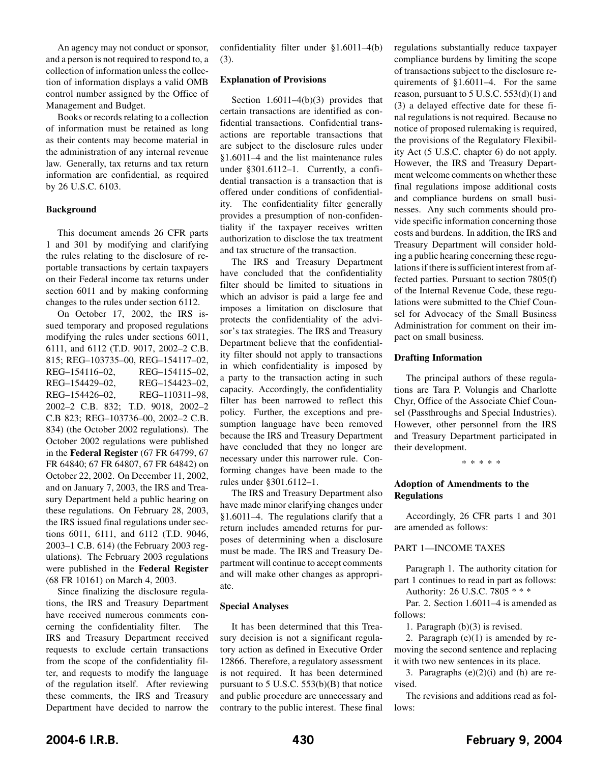An agency may not conduct or sponsor, and a person is not required to respond to, a collection of information unless the collection of information displays a valid OMB control number assigned by the Office of Management and Budget.

Books or records relating to a collection of information must be retained as long as their contents may become material in the administration of any internal revenue law. Generally, tax returns and tax return information are confidential, as required by 26 U.S.C. 6103.

**Background**

This document amends 26 CFR parts 1 and 301 by modifying and clarifying the rules relating to the disclosure of reportable transactions by certain taxpayers on their Federal income tax returns under section 6011 and by making conforming changes to the rules under section 6112.

On October 17, 2002, the IRS issued temporary and proposed regulations modifying the rules under sections 6011, 6111, and 6112 (T.D. 9017, 2002–2 C.B. 815; REG–103735–00, REG–154117–02, REG–154116–02, REG–154115–02, REG–154429–02, REG–154423–02, REG–154426–02, REG–110311–98, 2002–2 C.B. 832; T.D. 9018, 2002–2 C.B 823; REG–103736–00, 2002–2 C.B. 834) (the October 2002 regulations). The October 2002 regulations were published in the **Federal Register** (67 FR 64799, 67 FR 64840; 67 FR 64807, 67 FR 64842) on October 22, 2002. On December 11, 2002, and on January 7, 2003, the IRS and Treasury Department held a public hearing on these regulations. On February 28, 2003, the IRS issued final regulations under sections 6011, 6111, and 6112 (T.D. 9046, 2003–1 C.B. 614) (the February 2003 regulations). The February 2003 regulations were published in the **Federal Register** (68 FR 10161) on March 4, 2003.

Since finalizing the disclosure regulations, the IRS and Treasury Department have received numerous comments concerning the confidentiality filter. The IRS and Treasury Department received requests to exclude certain transactions from the scope of the confidentiality filter, and requests to modify the language of the regulation itself. After reviewing these comments, the IRS and Treasury Department have decided to narrow the confidentiality filter under §1.6011–4(b)(3).

**Explanation of Provisions**

Section 1.6011–4(b)(3) provides that certain transactions are identified as confidential transactions. Confidential transactions are reportable transactions that are subject to the disclosure rules under §1.6011–4 and the list maintenance rules under §301.6112–1. Currently, a confidential transaction is a transaction that is offered under conditions of confidentiality. The confidentiality filter generally provides a presumption of non-confidentiality if the taxpayer receives written authorization to disclose the tax treatment and tax structure of the transaction.

The IRS and Treasury Department have concluded that the confidentiality filter should be limited to situations in which an advisor is paid a large fee and imposes a limitation on disclosure that protects the confidentiality of the advisor's tax strategies. The IRS and Treasury Department believe that the confidentiality filter should not apply to transactions in which confidentiality is imposed by a party to the transaction acting in such capacity. Accordingly, the confidentiality filter has been narrowed to reflect this policy. Further, the exceptions and presumption language have been removed because the IRS and Treasury Department have concluded that they no longer are necessary under this narrower rule. Conforming changes have been made to the rules under §301.6112–1.

The IRS and Treasury Department also have made minor clarifying changes under §1.6011–4. The regulations clarify that a return includes amended returns for purposes of determining when a disclosure must be made. The IRS and Treasury Department will continue to accept comments and will make other changes as appropriate.

**Special Analyses**

It has been determined that this Treasury decision is not a significant regulatory action as defined in Executive Order 12866. Therefore, a regulatory assessment is not required. It has been determined pursuant to 5 U.S.C. 553(b)(B) that notice and public procedure are unnecessary and contrary to the public interest. These final regulations substantially reduce taxpayer compliance burdens by limiting the scope of transactions subject to the disclosure requirements of §1.6011–4. For the same reason, pursuant to 5 U.S.C. 553(d)(1) and (3) a delayed effective date for these final regulations is not required. Because no notice of proposed rulemaking is required, the provisions of the Regulatory Flexibility Act (5 U.S.C. chapter 6) do not apply. However, the IRS and Treasury Department welcome comments on whether these final regulations impose additional costs and compliance burdens on small businesses. Any such comments should provide specific information concerning those costs and burdens. In addition, the IRS and Treasury Department will consider holding a public hearing concerning these regulations if there is sufficient interest from affected parties. Pursuant to section 7805(f) of the Internal Revenue Code, these regulations were submitted to the Chief Counsel for Advocacy of the Small Business Administration for comment on their impact on small business.

**Drafting Information**

The principal authors of these regulations are Tara P. Volungis and Charlotte Chyr, Office of the Associate Chief Counsel (Passthroughs and Special Industries). However, other personnel from the IRS and Treasury Department participated in their development.

\* \* \* \* \*

**Adoption of Amendments to the Regulations**

Accordingly, 26 CFR parts 1 and 301 are amended as follows:

PART 1—INCOME TAXES

Paragraph 1. The authority citation for part 1 continues to read in part as follows:

Authority: 26 U.S.C. 7805 * * *

Par. 2. Section 1.6011–4 is amended as follows:

1. Paragraph (b)(3) is revised.

2. Paragraph (e)(1) is amended by removing the second sentence and replacing it with two new sentences in its place.

3. Paragraphs (e)(2)(i) and (h) are revised.

The revisions and additions read as follows: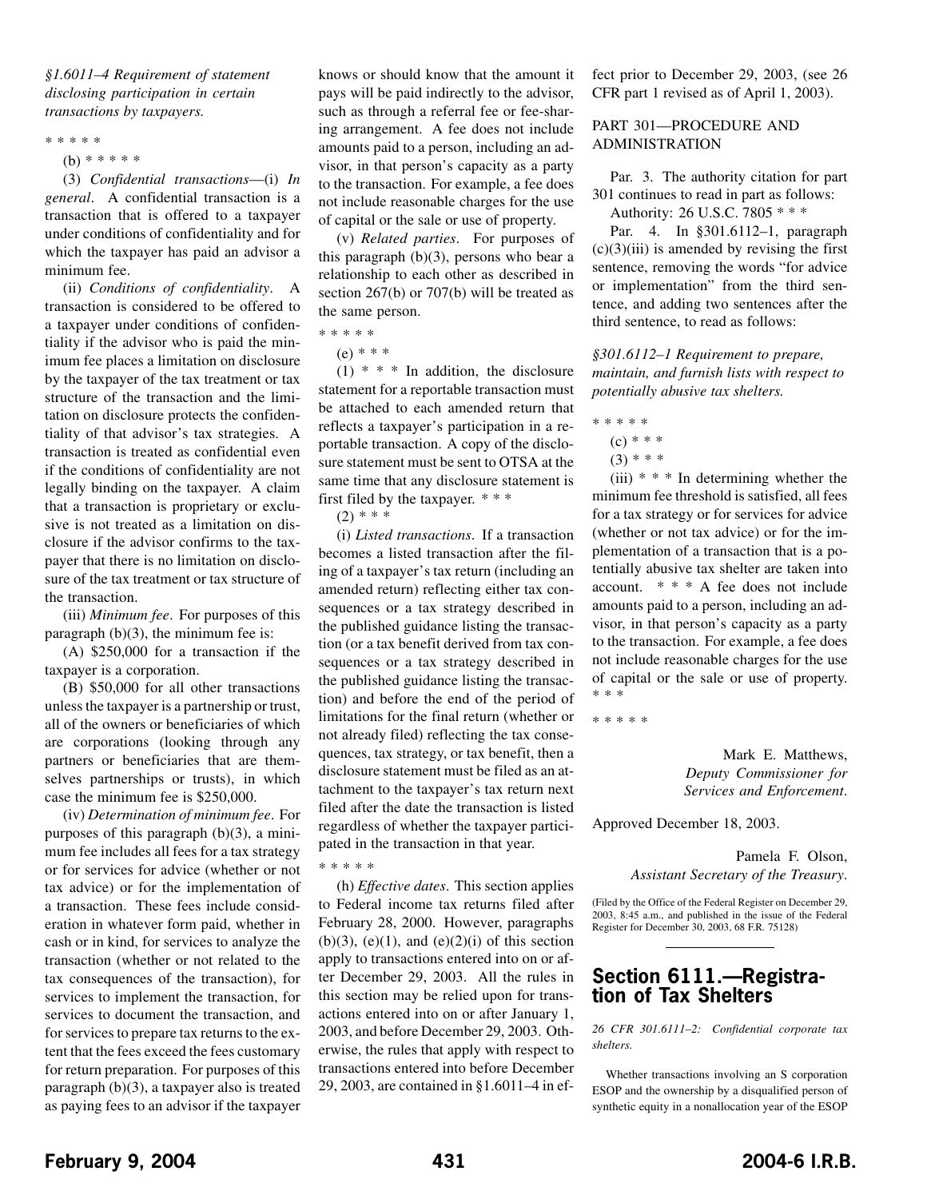*§1.6011–4 Requirement of statement disclosing participation in certain transactions by taxpayers.*

* * * * *

(b) * * * * *

(3) *Confidential transactions*—(i) *In general*. A confidential transaction is a transaction that is offered to a taxpayer under conditions of confidentiality and for which the taxpayer has paid an advisor a minimum fee.

(ii) *Conditions of confidentiality*. A transaction is considered to be offered to a taxpayer under conditions of confidentiality if the advisor who is paid the minimum fee places a limitation on disclosure by the taxpayer of the tax treatment or tax structure of the transaction and the limitation on disclosure protects the confidentiality of that advisor's tax strategies. A transaction is treated as confidential even if the conditions of confidentiality are not legally binding on the taxpayer. A claim that a transaction is proprietary or exclusive is not treated as a limitation on disclosure if the advisor confirms to the taxpayer that there is no limitation on disclosure of the tax treatment or tax structure of the transaction.

(iii) *Minimum fee*. For purposes of this paragraph (b)(3), the minimum fee is:

(A) $250,000 for a transaction if the taxpayer is a corporation.

(B) $50,000 for all other transactions unless the taxpayer is a partnership or trust, all of the owners or beneficiaries of which are corporations (looking through any partners or beneficiaries that are themselves partnerships or trusts), in which case the minimum fee is $250,000.

(iv) *Determination of minimum fee*. For purposes of this paragraph (b)(3), a minimum fee includes all fees for a tax strategy or for services for advice (whether or not tax advice) or for the implementation of a transaction. These fees include consideration in whatever form paid, whether in cash or in kind, for services to analyze the transaction (whether or not related to the tax consequences of the transaction), for services to implement the transaction, for services to document the transaction, and for services to prepare tax returns to the extent that the fees exceed the fees customary for return preparation. For purposes of this paragraph (b)(3), a taxpayer also is treated as paying fees to an advisor if the taxpayer knows or should know that the amount it pays will be paid indirectly to the advisor, such as through a referral fee or fee-sharing arrangement. A fee does not include amounts paid to a person, including an advisor, in that person's capacity as a party to the transaction. For example, a fee does not include reasonable charges for the use of capital or the sale or use of property.

(v) *Related parties*. For purposes of this paragraph (b)(3), persons who bear a relationship to each other as described in section 267(b) or 707(b) will be treated as the same person.

* * * * *

(e) * * *

(1) * * * In addition, the disclosure statement for a reportable transaction must be attached to each amended return that reflects a taxpayer's participation in a reportable transaction. A copy of the disclosure statement must be sent to OTSA at the same time that any disclosure statement is first filed by the taxpayer. * * *

(2) * * *

(i) *Listed transactions*. If a transaction becomes a listed transaction after the filing of a taxpayer's tax return (including an amended return) reflecting either tax consequences or a tax strategy described in the published guidance listing the transaction (or a tax benefit derived from tax consequences or a tax strategy described in the published guidance listing the transaction) and before the end of the period of limitations for the final return (whether or not already filed) reflecting the tax consequences, tax strategy, or tax benefit, then a disclosure statement must be filed as an attachment to the taxpayer's tax return next filed after the date the transaction is listed regardless of whether the taxpayer participated in the transaction in that year.

* * * * *

(h) *Effective dates*. This section applies to Federal income tax returns filed after February 28, 2000. However, paragraphs (b)(3), (e)(1), and (e)(2)(i) of this section apply to transactions entered into on or after December 29, 2003. All the rules in this section may be relied upon for transactions entered into on or after January 1, 2003, and before December 29, 2003. Otherwise, the rules that apply with respect to transactions entered into before December 29, 2003, are contained in §1.6011–4 in effect prior to December 29, 2003, (see 26 CFR part 1 revised as of April 1, 2003).

PART 301—PROCEDURE AND ADMINISTRATION

Par. 3. The authority citation for part 301 continues to read in part as follows:

Authority: 26 U.S.C. 7805 * * *

Par. 4. In §301.6112–1, paragraph (c)(3)(iii) is amended by revising the first sentence, removing the words "for advice or implementation" from the third sentence, and adding two sentences after the third sentence, to read as follows:

*§301.6112–1 Requirement to prepare, maintain, and furnish lists with respect to potentially abusive tax shelters.*

* * * * *

(c) * * *

(3) * * *

(iii) * * * In determining whether the minimum fee threshold is satisfied, all fees for a tax strategy or for services for advice (whether or not tax advice) or for the implementation of a transaction that is a potentially abusive tax shelter are taken into account. * * * A fee does not include amounts paid to a person, including an advisor, in that person's capacity as a party to the transaction. For example, a fee does not include reasonable charges for the use of capital or the sale or use of property. * * *

* * * * *

Mark E. Matthews,
*Deputy Commissioner for Services and Enforcement*.

Approved December 18, 2003.

Pamela F. Olson,
*Assistant Secretary of the Treasury*.

(Filed by the Office of the Federal Register on December 29, 2003, 8:45 a.m., and published in the issue of the Federal Register for December 30, 2003, 68 F.R. 75128)

## Section 6111.—Registration of Tax Shelters

*26 CFR 301.6111–2: Confidential corporate tax shelters.*

Whether transactions involving an S corporation ESOP and the ownership by a disqualified person of synthetic equity in a nonallocation year of the ESOP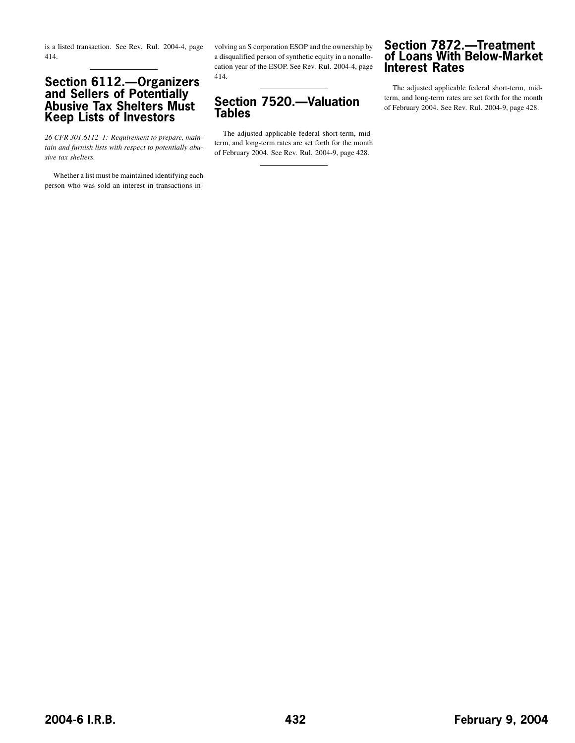is a listed transaction. See Rev. Rul. 2004-4, page 414.

## Section 6112.—Organizers and Sellers of Potentially Abusive Tax Shelters Must Keep Lists of Investors

*26 CFR 301.6112–1: Requirement to prepare, maintain and furnish lists with respect to potentially abusive tax shelters.*

Whether a list must be maintained identifying each person who was sold an interest in transactions involving an S corporation ESOP and the ownership by a disqualified person of synthetic equity in a nonallocation year of the ESOP. See Rev. Rul. 2004-4, page 414.

## Section 7520.—Valuation Tables

The adjusted applicable federal short-term, mid-term, and long-term rates are set forth for the month of February 2004. See Rev. Rul. 2004-9, page 428.

## Section 7872.—Treatment of Loans With Below-Market Interest Rates

The adjusted applicable federal short-term, mid-term, and long-term rates are set forth for the month of February 2004. See Rev. Rul. 2004-9, page 428.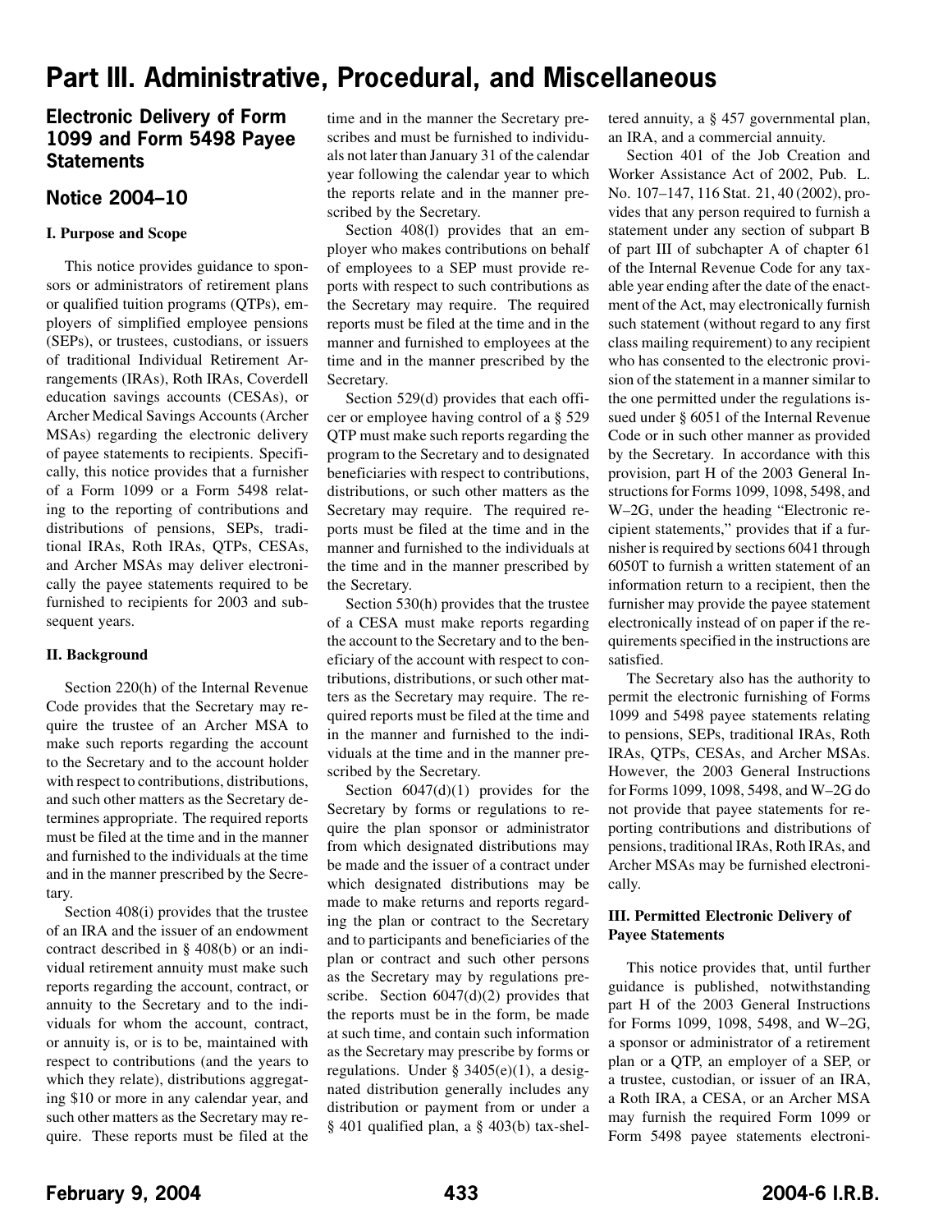# Part III. Administrative, Procedural, and Miscellaneous

## Electronic Delivery of Form 1099 and Form 5498 Payee Statements

## Notice 2004–10

### I. Purpose and Scope

This notice provides guidance to sponsors or administrators of retirement plans or qualified tuition programs (QTPs), employers of simplified employee pensions (SEPs), or trustees, custodians, or issuers of traditional Individual Retirement Arrangements (IRAs), Roth IRAs, Coverdell education savings accounts (CESAs), or Archer Medical Savings Accounts (Archer MSAs) regarding the electronic delivery of payee statements to recipients. Specifically, this notice provides that a furnisher of a Form 1099 or a Form 5498 relating to the reporting of contributions and distributions of pensions, SEPs, traditional IRAs, Roth IRAs, QTPs, CESAs, and Archer MSAs may deliver electronically the payee statements required to be furnished to recipients for 2003 and subsequent years.

### II. Background

Section 220(h) of the Internal Revenue Code provides that the Secretary may require the trustee of an Archer MSA to make such reports regarding the account to the Secretary and to the account holder with respect to contributions, distributions, and such other matters as the Secretary determines appropriate. The required reports must be filed at the time and in the manner and furnished to the individuals at the time and in the manner prescribed by the Secretary.

Section 408(i) provides that the trustee of an IRA and the issuer of an endowment contract described in § 408(b) or an individual retirement annuity must make such reports regarding the account, contract, or annuity to the Secretary and to the individuals for whom the account, contract, or annuity is, or is to be, maintained with respect to contributions (and the years to which they relate), distributions aggregating $10 or more in any calendar year, and such other matters as the Secretary may require. These reports must be filed at the time and in the manner the Secretary prescribes and must be furnished to individuals not later than January 31 of the calendar year following the calendar year to which the reports relate and in the manner prescribed by the Secretary.

Section 408(l) provides that an employer who makes contributions on behalf of employees to a SEP must provide reports with respect to such contributions as the Secretary may require. The required reports must be filed at the time and in the manner and furnished to employees at the time and in the manner prescribed by the Secretary.

Section 529(d) provides that each officer or employee having control of a § 529 QTP must make such reports regarding the program to the Secretary and to designated beneficiaries with respect to contributions, distributions, or such other matters as the Secretary may require. The required reports must be filed at the time and in the manner and furnished to the individuals at the time and in the manner prescribed by the Secretary.

Section 530(h) provides that the trustee of a CESA must make reports regarding the account to the Secretary and to the beneficiary of the account with respect to contributions, distributions, or such other matters as the Secretary may require. The required reports must be filed at the time and in the manner and furnished to the individuals at the time and in the manner prescribed by the Secretary.

Section 6047(d)(1) provides for the Secretary by forms or regulations to require the plan sponsor or administrator from which designated distributions may be made and the issuer of a contract under which designated distributions may be made to make returns and reports regarding the plan or contract to the Secretary and to participants and beneficiaries of the plan or contract and such other persons as the Secretary may by regulations prescribe. Section 6047(d)(2) provides that the reports must be in the form, be made at such time, and contain such information as the Secretary may prescribe by forms or regulations. Under § 3405(e)(1), a designated distribution generally includes any distribution or payment from or under a § 401 qualified plan, a § 403(b) tax-sheltered annuity, a § 457 governmental plan, an IRA, and a commercial annuity.

Section 401 of the Job Creation and Worker Assistance Act of 2002, Pub. L. No. 107–147, 116 Stat. 21, 40 (2002), provides that any person required to furnish a statement under any section of subpart B of part III of subchapter A of chapter 61 of the Internal Revenue Code for any taxable year ending after the date of the enactment of the Act, may electronically furnish such statement (without regard to any first class mailing requirement) to any recipient who has consented to the electronic provision of the statement in a manner similar to the one permitted under the regulations issued under § 6051 of the Internal Revenue Code or in such other manner as provided by the Secretary. In accordance with this provision, part H of the 2003 General Instructions for Forms 1099, 1098, 5498, and W–2G, under the heading "Electronic recipient statements," provides that if a furnisher is required by sections 6041 through 6050T to furnish a written statement of an information return to a recipient, then the furnisher may provide the payee statement electronically instead of on paper if the requirements specified in the instructions are satisfied.

The Secretary also has the authority to permit the electronic furnishing of Forms 1099 and 5498 payee statements relating to pensions, SEPs, traditional IRAs, Roth IRAs, QTPs, CESAs, and Archer MSAs. However, the 2003 General Instructions for Forms 1099, 1098, 5498, and W–2G do not provide that payee statements for reporting contributions and distributions of pensions, traditional IRAs, Roth IRAs, and Archer MSAs may be furnished electronically.

### III. Permitted Electronic Delivery of Payee Statements

This notice provides that, until further guidance is published, notwithstanding part H of the 2003 General Instructions for Forms 1099, 1098, 5498, and W–2G, a sponsor or administrator of a retirement plan or a QTP, an employer of a SEP, or a trustee, custodian, or issuer of an IRA, a Roth IRA, a CESA, or an Archer MSA may furnish the required Form 1099 or Form 5498 payee statements electroni-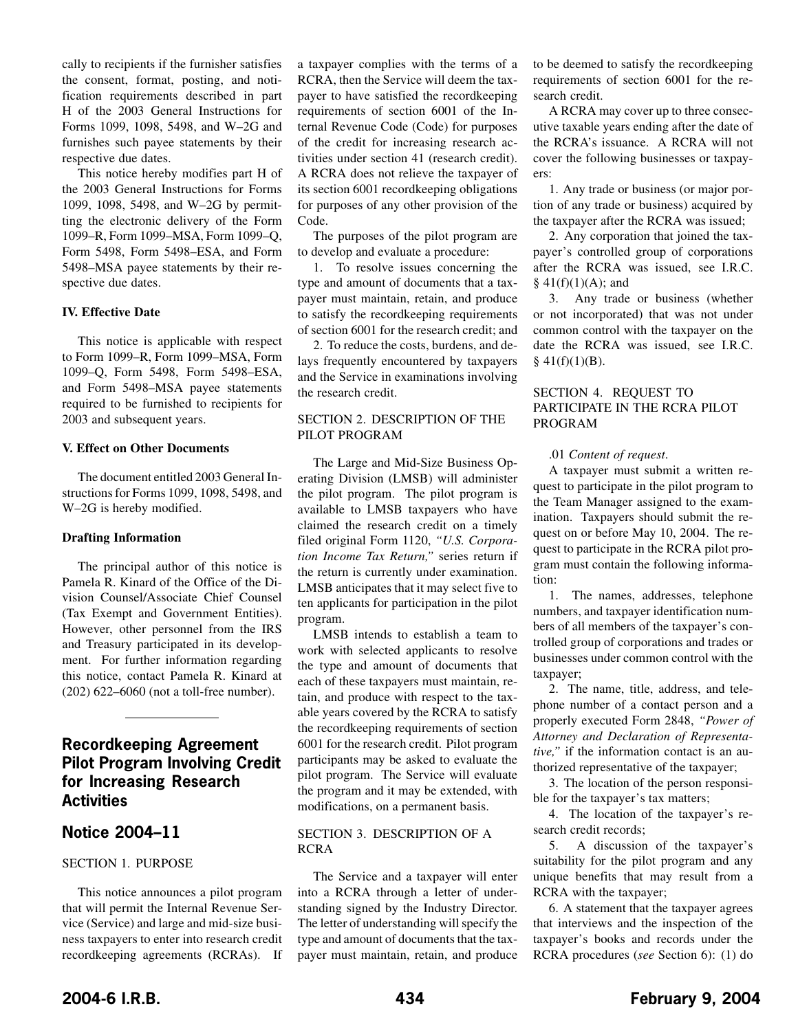cally to recipients if the furnisher satisfies the consent, format, posting, and notification requirements described in part H of the 2003 General Instructions for Forms 1099, 1098, 5498, and W–2G and furnishes such payee statements by their respective due dates.

This notice hereby modifies part H of the 2003 General Instructions for Forms 1099, 1098, 5498, and W–2G by permitting the electronic delivery of the Form 1099–R, Form 1099–MSA, Form 1099–Q, Form 5498, Form 5498–ESA, and Form 5498–MSA payee statements by their respective due dates.

**IV. Effective Date**

This notice is applicable with respect to Form 1099–R, Form 1099–MSA, Form 1099–Q, Form 5498, Form 5498–ESA, and Form 5498–MSA payee statements required to be furnished to recipients for 2003 and subsequent years.

**V. Effect on Other Documents**

The document entitled 2003 General Instructions for Forms 1099, 1098, 5498, and W–2G is hereby modified.

**Drafting Information**

The principal author of this notice is Pamela R. Kinard of the Office of the Division Counsel/Associate Chief Counsel (Tax Exempt and Government Entities). However, other personnel from the IRS and Treasury participated in its development. For further information regarding this notice, contact Pamela R. Kinard at (202) 622–6060 (not a toll-free number).

---

## Recordkeeping Agreement Pilot Program Involving Credit for Increasing Research Activities

## Notice 2004–11

SECTION 1. PURPOSE

This notice announces a pilot program that will permit the Internal Revenue Service (Service) and large and mid-size business taxpayers to enter into research credit recordkeeping agreements (RCRAs). If a taxpayer complies with the terms of a RCRA, then the Service will deem the taxpayer to have satisfied the recordkeeping requirements of section 6001 of the Internal Revenue Code (Code) for purposes of the credit for increasing research activities under section 41 (research credit). A RCRA does not relieve the taxpayer of its section 6001 recordkeeping obligations for purposes of any other provision of the Code.

The purposes of the pilot program are to develop and evaluate a procedure:

1. To resolve issues concerning the type and amount of documents that a taxpayer must maintain, retain, and produce to satisfy the recordkeeping requirements of section 6001 for the research credit; and

2. To reduce the costs, burdens, and delays frequently encountered by taxpayers and the Service in examinations involving the research credit.

SECTION 2. DESCRIPTION OF THE PILOT PROGRAM

The Large and Mid-Size Business Operating Division (LMSB) will administer the pilot program. The pilot program is available to LMSB taxpayers who have claimed the research credit on a timely filed original Form 1120, *"U.S. Corporation Income Tax Return,"* series return if the return is currently under examination. LMSB anticipates that it may select five to ten applicants for participation in the pilot program.

LMSB intends to establish a team to work with selected applicants to resolve the type and amount of documents that each of these taxpayers must maintain, retain, and produce with respect to the taxable years covered by the RCRA to satisfy the recordkeeping requirements of section 6001 for the research credit. Pilot program participants may be asked to evaluate the pilot program. The Service will evaluate the program and it may be extended, with modifications, on a permanent basis.

SECTION 3. DESCRIPTION OF A RCRA

The Service and a taxpayer will enter into a RCRA through a letter of understanding signed by the Industry Director. The letter of understanding will specify the type and amount of documents that the taxpayer must maintain, retain, and produce to be deemed to satisfy the recordkeeping requirements of section 6001 for the research credit.

A RCRA may cover up to three consecutive taxable years ending after the date of the RCRA's issuance. A RCRA will not cover the following businesses or taxpayers:

1. Any trade or business (or major portion of any trade or business) acquired by the taxpayer after the RCRA was issued;

2. Any corporation that joined the taxpayer's controlled group of corporations after the RCRA was issued, see I.R.C. § 41(f)(1)(A); and

3. Any trade or business (whether or not incorporated) that was not under common control with the taxpayer on the date the RCRA was issued, see I.R.C. § 41(f)(1)(B).

SECTION 4. REQUEST TO PARTICIPATE IN THE RCRA PILOT PROGRAM

.01 *Content of request*.

A taxpayer must submit a written request to participate in the pilot program to the Team Manager assigned to the examination. Taxpayers should submit the request on or before May 10, 2004. The request to participate in the RCRA pilot program must contain the following information:

1. The names, addresses, telephone numbers, and taxpayer identification numbers of all members of the taxpayer's controlled group of corporations and trades or businesses under common control with the taxpayer;

2. The name, title, address, and telephone number of a contact person and a properly executed Form 2848, *"Power of Attorney and Declaration of Representative,"* if the information contact is an authorized representative of the taxpayer;

3. The location of the person responsible for the taxpayer's tax matters;

4. The location of the taxpayer's research credit records;

5. A discussion of the taxpayer's suitability for the pilot program and any unique benefits that may result from a RCRA with the taxpayer;

6. A statement that the taxpayer agrees that interviews and the inspection of the taxpayer's books and records under the RCRA procedures (*see* Section 6): (1) do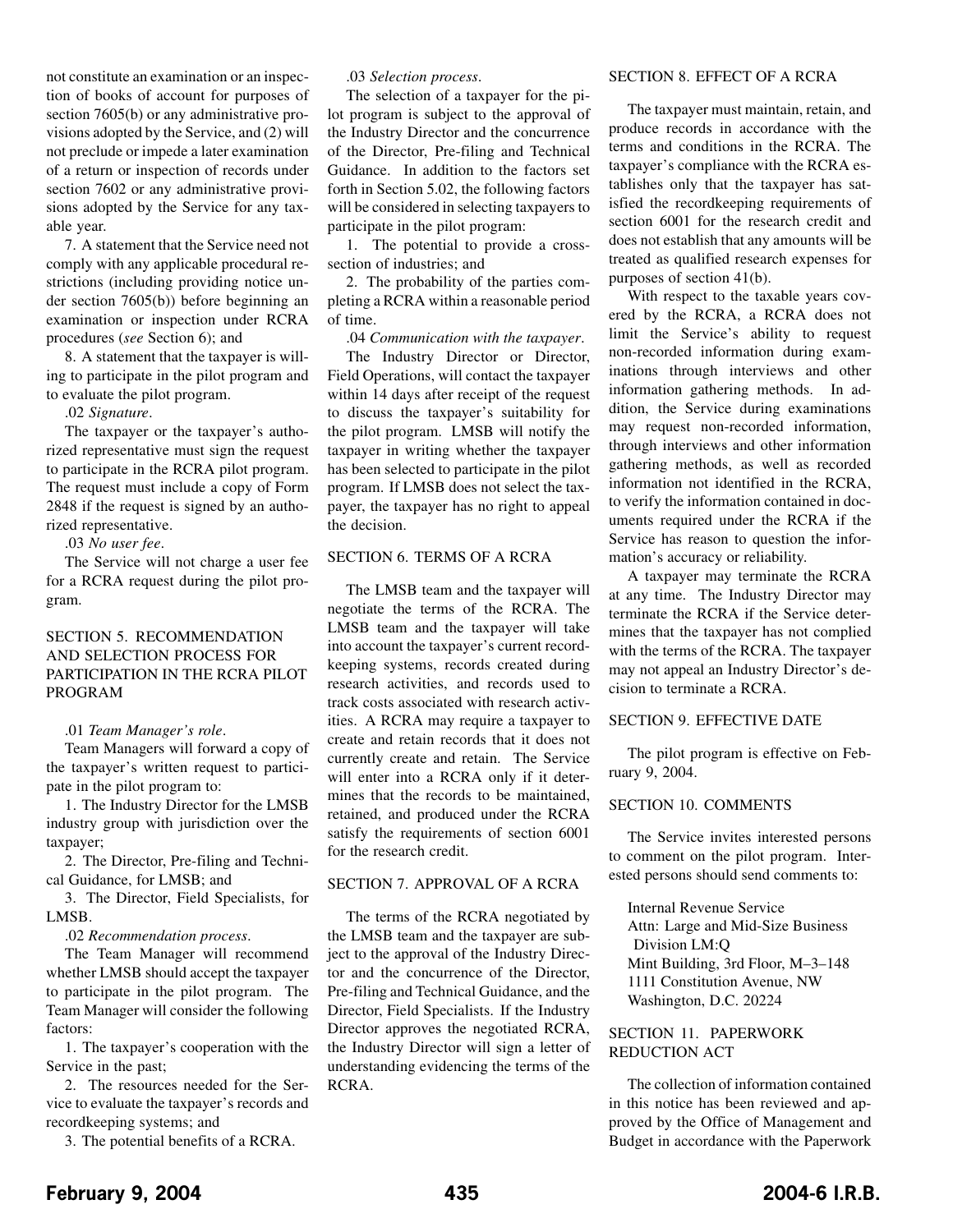not constitute an examination or an inspection of books of account for purposes of section 7605(b) or any administrative provisions adopted by the Service, and (2) will not preclude or impede a later examination of a return or inspection of records under section 7602 or any administrative provisions adopted by the Service for any taxable year.

7. A statement that the Service need not comply with any applicable procedural restrictions (including providing notice under section 7605(b)) before beginning an examination or inspection under RCRA procedures (*see* Section 6); and

8. A statement that the taxpayer is willing to participate in the pilot program and to evaluate the pilot program.

.02 *Signature*.

The taxpayer or the taxpayer's authorized representative must sign the request to participate in the RCRA pilot program. The request must include a copy of Form 2848 if the request is signed by an authorized representative.

.03 *No user fee*.

The Service will not charge a user fee for a RCRA request during the pilot program.

## SECTION 5. RECOMMENDATION AND SELECTION PROCESS FOR PARTICIPATION IN THE RCRA PILOT PROGRAM

.01 *Team Manager's role*.

Team Managers will forward a copy of the taxpayer's written request to participate in the pilot program to:

1. The Industry Director for the LMSB industry group with jurisdiction over the taxpayer;

2. The Director, Pre-filing and Technical Guidance, for LMSB; and

3. The Director, Field Specialists, for LMSB.

.02 *Recommendation process*.

The Team Manager will recommend whether LMSB should accept the taxpayer to participate in the pilot program. The Team Manager will consider the following factors:

1. The taxpayer's cooperation with the Service in the past;

2. The resources needed for the Service to evaluate the taxpayer's records and recordkeeping systems; and

3. The potential benefits of a RCRA.

.03 *Selection process*.

The selection of a taxpayer for the pilot program is subject to the approval of the Industry Director and the concurrence of the Director, Pre-filing and Technical Guidance. In addition to the factors set forth in Section 5.02, the following factors will be considered in selecting taxpayers to participate in the pilot program:

1. The potential to provide a cross-section of industries; and

2. The probability of the parties completing a RCRA within a reasonable period of time.

.04 *Communication with the taxpayer*.

The Industry Director or Director, Field Operations, will contact the taxpayer within 14 days after receipt of the request to discuss the taxpayer's suitability for the pilot program. LMSB will notify the taxpayer in writing whether the taxpayer has been selected to participate in the pilot program. If LMSB does not select the taxpayer, the taxpayer has no right to appeal the decision.

## SECTION 6. TERMS OF A RCRA

The LMSB team and the taxpayer will negotiate the terms of the RCRA. The LMSB team and the taxpayer will take into account the taxpayer's current recordkeeping systems, records created during research activities, and records used to track costs associated with research activities. A RCRA may require a taxpayer to create and retain records that it does not currently create and retain. The Service will enter into a RCRA only if it determines that the records to be maintained, retained, and produced under the RCRA satisfy the requirements of section 6001 for the research credit.

## SECTION 7. APPROVAL OF A RCRA

The terms of the RCRA negotiated by the LMSB team and the taxpayer are subject to the approval of the Industry Director and the concurrence of the Director, Pre-filing and Technical Guidance, and the Director, Field Specialists. If the Industry Director approves the negotiated RCRA, the Industry Director will sign a letter of understanding evidencing the terms of the RCRA.

## SECTION 8. EFFECT OF A RCRA

The taxpayer must maintain, retain, and produce records in accordance with the terms and conditions in the RCRA. The taxpayer's compliance with the RCRA establishes only that the taxpayer has satisfied the recordkeeping requirements of section 6001 for the research credit and does not establish that any amounts will be treated as qualified research expenses for purposes of section 41(b).

With respect to the taxable years covered by the RCRA, a RCRA does not limit the Service's ability to request non-recorded information during examinations through interviews and other information gathering methods. In addition, the Service during examinations may request non-recorded information, through interviews and other information gathering methods, as well as recorded information not identified in the RCRA, to verify the information contained in documents required under the RCRA if the Service has reason to question the information's accuracy or reliability.

A taxpayer may terminate the RCRA at any time. The Industry Director may terminate the RCRA if the Service determines that the taxpayer has not complied with the terms of the RCRA. The taxpayer may not appeal an Industry Director's decision to terminate a RCRA.

## SECTION 9. EFFECTIVE DATE

The pilot program is effective on February 9, 2004.

## SECTION 10. COMMENTS

The Service invites interested persons to comment on the pilot program. Interested persons should send comments to:

Internal Revenue Service
Attn: Large and Mid-Size Business Division LM:Q
Mint Building, 3rd Floor, M–3–148
1111 Constitution Avenue, NW
Washington, D.C. 20224

## SECTION 11. PAPERWORK REDUCTION ACT

The collection of information contained in this notice has been reviewed and approved by the Office of Management and Budget in accordance with the Paperwork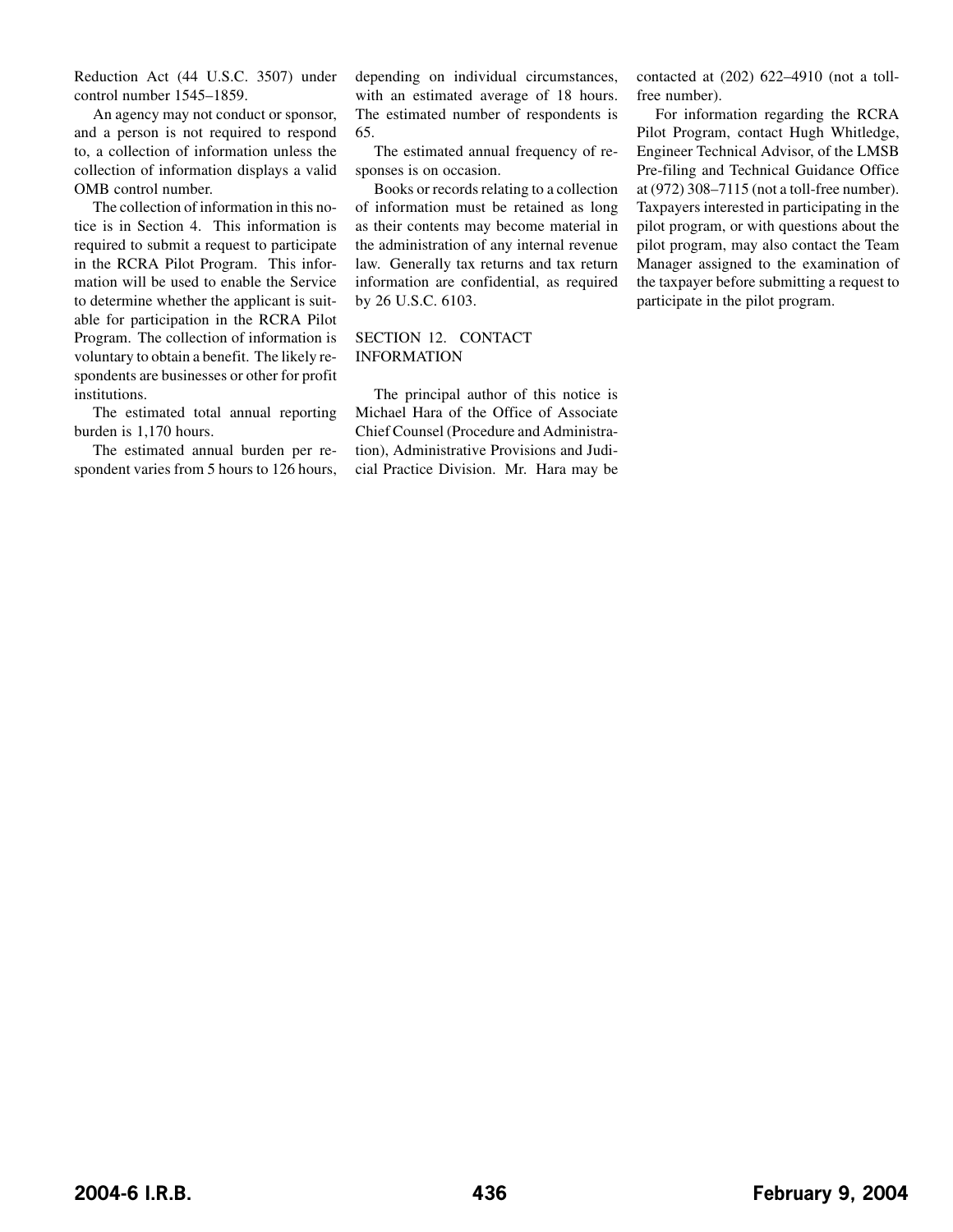Reduction Act (44 U.S.C. 3507) under control number 1545–1859.

An agency may not conduct or sponsor, and a person is not required to respond to, a collection of information unless the collection of information displays a valid OMB control number.

The collection of information in this notice is in Section 4. This information is required to submit a request to participate in the RCRA Pilot Program. This information will be used to enable the Service to determine whether the applicant is suitable for participation in the RCRA Pilot Program. The collection of information is voluntary to obtain a benefit. The likely respondents are businesses or other for profit institutions.

The estimated total annual reporting burden is 1,170 hours.

The estimated annual burden per respondent varies from 5 hours to 126 hours, depending on individual circumstances, with an estimated average of 18 hours. The estimated number of respondents is 65.

The estimated annual frequency of responses is on occasion.

Books or records relating to a collection of information must be retained as long as their contents may become material in the administration of any internal revenue law. Generally tax returns and tax return information are confidential, as required by 26 U.S.C. 6103.

## SECTION 12. CONTACT INFORMATION

The principal author of this notice is Michael Hara of the Office of Associate Chief Counsel (Procedure and Administration), Administrative Provisions and Judicial Practice Division. Mr. Hara may be contacted at (202) 622–4910 (not a toll-free number).

For information regarding the RCRA Pilot Program, contact Hugh Whitledge, Engineer Technical Advisor, of the LMSB Pre-filing and Technical Guidance Office at (972) 308–7115 (not a toll-free number). Taxpayers interested in participating in the pilot program, or with questions about the pilot program, may also contact the Team Manager assigned to the examination of the taxpayer before submitting a request to participate in the pilot program.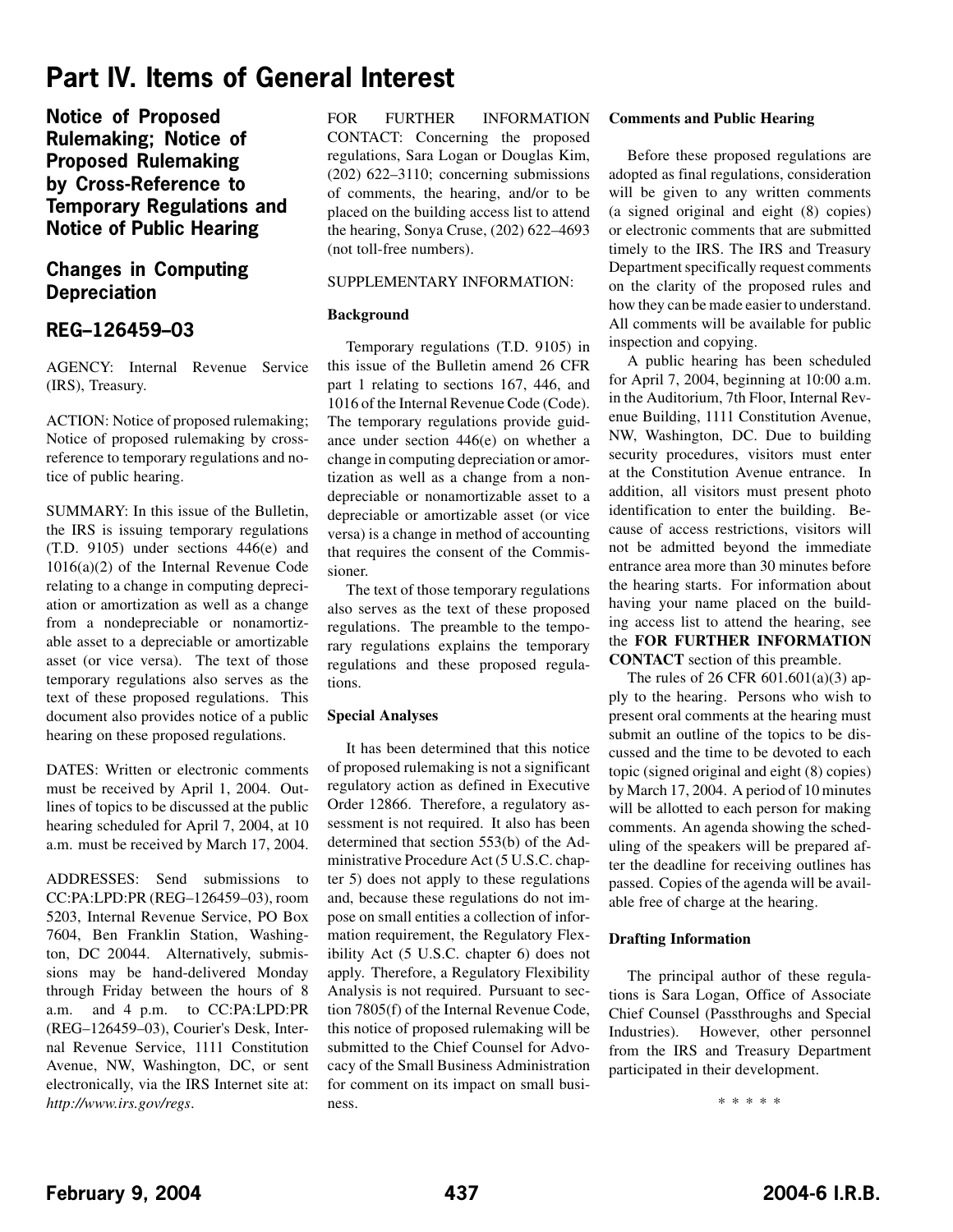# Part IV. Items of General Interest

## Notice of Proposed Rulemaking; Notice of Proposed Rulemaking by Cross-Reference to Temporary Regulations and Notice of Public Hearing

## Changes in Computing Depreciation

## REG–126459–03

AGENCY: Internal Revenue Service (IRS), Treasury.

ACTION: Notice of proposed rulemaking; Notice of proposed rulemaking by cross-reference to temporary regulations and notice of public hearing.

SUMMARY: In this issue of the Bulletin, the IRS is issuing temporary regulations (T.D. 9105) under sections 446(e) and 1016(a)(2) of the Internal Revenue Code relating to a change in computing depreciation or amortization as well as a change from a nondepreciable or nonamortizable asset to a depreciable or amortizable asset (or vice versa). The text of those temporary regulations also serves as the text of these proposed regulations. This document also provides notice of a public hearing on these proposed regulations.

DATES: Written or electronic comments must be received by April 1, 2004. Outlines of topics to be discussed at the public hearing scheduled for April 7, 2004, at 10 a.m. must be received by March 17, 2004.

ADDRESSES: Send submissions to CC:PA:LPD:PR (REG–126459–03), room 5203, Internal Revenue Service, PO Box 7604, Ben Franklin Station, Washington, DC 20044. Alternatively, submissions may be hand-delivered Monday through Friday between the hours of 8 a.m. and 4 p.m. to CC:PA:LPD:PR (REG–126459–03), Courier's Desk, Internal Revenue Service, 1111 Constitution Avenue, NW, Washington, DC, or sent electronically, via the IRS Internet site at: *http://www.irs.gov/regs*.

FOR FURTHER INFORMATION CONTACT: Concerning the proposed regulations, Sara Logan or Douglas Kim, (202) 622–3110; concerning submissions of comments, the hearing, and/or to be placed on the building access list to attend the hearing, Sonya Cruse, (202) 622–4693 (not toll-free numbers).

SUPPLEMENTARY INFORMATION:

### Background

Temporary regulations (T.D. 9105) in this issue of the Bulletin amend 26 CFR part 1 relating to sections 167, 446, and 1016 of the Internal Revenue Code (Code). The temporary regulations provide guidance under section 446(e) on whether a change in computing depreciation or amortization as well as a change from a nondepreciable or nonamortizable asset to a depreciable or amortizable asset (or vice versa) is a change in method of accounting that requires the consent of the Commissioner.

The text of those temporary regulations also serves as the text of these proposed regulations. The preamble to the temporary regulations explains the temporary regulations and these proposed regulations.

### Special Analyses

It has been determined that this notice of proposed rulemaking is not a significant regulatory action as defined in Executive Order 12866. Therefore, a regulatory assessment is not required. It also has been determined that section 553(b) of the Administrative Procedure Act (5 U.S.C. chapter 5) does not apply to these regulations and, because these regulations do not impose on small entities a collection of information requirement, the Regulatory Flexibility Act (5 U.S.C. chapter 6) does not apply. Therefore, a Regulatory Flexibility Analysis is not required. Pursuant to section 7805(f) of the Internal Revenue Code, this notice of proposed rulemaking will be submitted to the Chief Counsel for Advocacy of the Small Business Administration for comment on its impact on small business.

### Comments and Public Hearing

Before these proposed regulations are adopted as final regulations, consideration will be given to any written comments (a signed original and eight (8) copies) or electronic comments that are submitted timely to the IRS. The IRS and Treasury Department specifically request comments on the clarity of the proposed rules and how they can be made easier to understand. All comments will be available for public inspection and copying.

A public hearing has been scheduled for April 7, 2004, beginning at 10:00 a.m. in the Auditorium, 7th Floor, Internal Revenue Building, 1111 Constitution Avenue, NW, Washington, DC. Due to building security procedures, visitors must enter at the Constitution Avenue entrance. In addition, all visitors must present photo identification to enter the building. Because of access restrictions, visitors will not be admitted beyond the immediate entrance area more than 30 minutes before the hearing starts. For information about having your name placed on the building access list to attend the hearing, see the **FOR FURTHER INFORMATION CONTACT** section of this preamble.

The rules of 26 CFR 601.601(a)(3) apply to the hearing. Persons who wish to present oral comments at the hearing must submit an outline of the topics to be discussed and the time to be devoted to each topic (signed original and eight (8) copies) by March 17, 2004. A period of 10 minutes will be allotted to each person for making comments. An agenda showing the scheduling of the speakers will be prepared after the deadline for receiving outlines has passed. Copies of the agenda will be available free of charge at the hearing.

### Drafting Information

The principal author of these regulations is Sara Logan, Office of Associate Chief Counsel (Passthroughs and Special Industries). However, other personnel from the IRS and Treasury Department participated in their development.

\* \* \* \* \*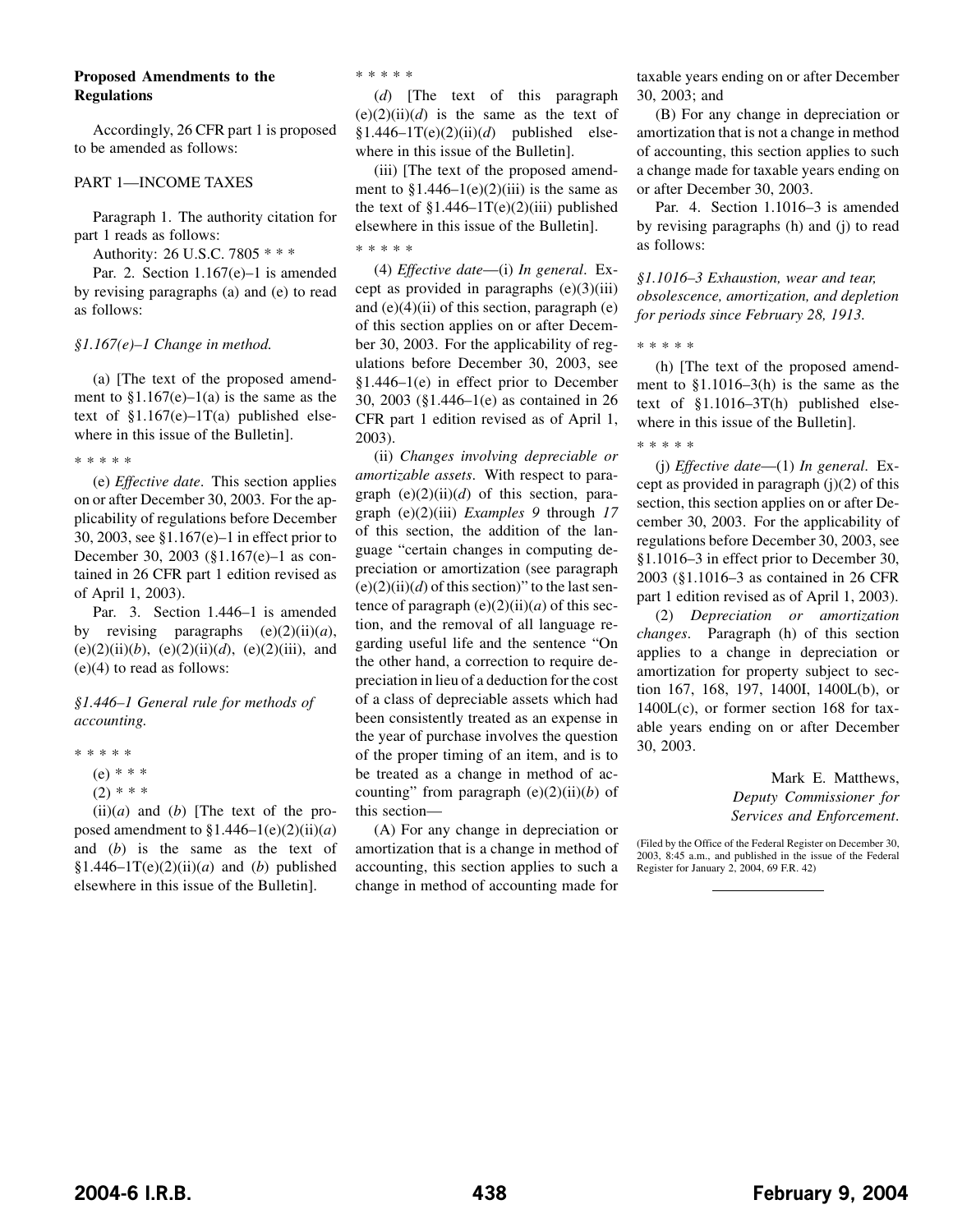**Proposed Amendments to the Regulations**

Accordingly, 26 CFR part 1 is proposed to be amended as follows:

PART 1—INCOME TAXES

Paragraph 1. The authority citation for part 1 reads as follows:

Authority: 26 U.S.C. 7805 * * *

Par. 2. Section 1.167(e)–1 is amended by revising paragraphs (a) and (e) to read as follows:

*§1.167(e)–1 Change in method.*

(a) [The text of the proposed amendment to §1.167(e)–1(a) is the same as the text of §1.167(e)–1T(a) published elsewhere in this issue of the Bulletin].

\* \* \* \* \*

(e) *Effective date*. This section applies on or after December 30, 2003. For the applicability of regulations before December 30, 2003, see §1.167(e)–1 in effect prior to December 30, 2003 (§1.167(e)–1 as contained in 26 CFR part 1 edition revised as of April 1, 2003).

Par. 3. Section 1.446–1 is amended by revising paragraphs (e)(2)(ii)(*a*), (e)(2)(ii)(*b*), (e)(2)(ii)(*d*), (e)(2)(iii), and (e)(4) to read as follows:

*§1.446–1 General rule for methods of accounting.*

\* \* \* \* \*

(e) * * *

(2) * * *

(ii)(*a*) and (*b*) [The text of the proposed amendment to §1.446–1(e)(2)(ii)(*a*) and (*b*) is the same as the text of §1.446–1T(e)(2)(ii)(*a*) and (*b*) published elsewhere in this issue of the Bulletin].

\* \* \* \* \*

(*d*) [The text of this paragraph (e)(2)(ii)(*d*) is the same as the text of §1.446–1T(e)(2)(ii)(*d*) published elsewhere in this issue of the Bulletin].

(iii) [The text of the proposed amendment to §1.446–1(e)(2)(iii) is the same as the text of §1.446–1T(e)(2)(iii) published elsewhere in this issue of the Bulletin].

\* \* \* \* \*

(4) *Effective date*—(i) *In general*. Except as provided in paragraphs (e)(3)(iii) and (e)(4)(ii) of this section, paragraph (e) of this section applies on or after December 30, 2003. For the applicability of regulations before December 30, 2003, see §1.446–1(e) in effect prior to December 30, 2003 (§1.446–1(e) as contained in 26 CFR part 1 edition revised as of April 1, 2003).

(ii) *Changes involving depreciable or amortizable assets*. With respect to paragraph (e)(2)(ii)(*d*) of this section, paragraph (e)(2)(iii) *Examples 9* through *17* of this section, the addition of the language "certain changes in computing depreciation or amortization (see paragraph (e)(2)(ii)(*d*) of this section)" to the last sentence of paragraph (e)(2)(ii)(*a*) of this section, and the removal of all language regarding useful life and the sentence "On the other hand, a correction to require depreciation in lieu of a deduction for the cost of a class of depreciable assets which had been consistently treated as an expense in the year of purchase involves the question of the proper timing of an item, and is to be treated as a change in method of accounting" from paragraph (e)(2)(ii)(*b*) of this section—

(A) For any change in depreciation or amortization that is a change in method of accounting, this section applies to such a change in method of accounting made for taxable years ending on or after December 30, 2003; and

(B) For any change in depreciation or amortization that is not a change in method of accounting, this section applies to such a change made for taxable years ending on or after December 30, 2003.

Par. 4. Section 1.1016–3 is amended by revising paragraphs (h) and (j) to read as follows:

*§1.1016–3 Exhaustion, wear and tear, obsolescence, amortization, and depletion for periods since February 28, 1913.*

\* \* \* \* \*

(h) [The text of the proposed amendment to §1.1016–3(h) is the same as the text of §1.1016–3T(h) published elsewhere in this issue of the Bulletin].

\* \* \* \* \*

(j) *Effective date*—(1) *In general*. Except as provided in paragraph (j)(2) of this section, this section applies on or after December 30, 2003. For the applicability of regulations before December 30, 2003, see §1.1016–3 in effect prior to December 30, 2003 (§1.1016–3 as contained in 26 CFR part 1 edition revised as of April 1, 2003).

(2) *Depreciation or amortization changes*. Paragraph (h) of this section applies to a change in depreciation or amortization for property subject to section 167, 168, 197, 1400I, 1400L(b), or 1400L(c), or former section 168 for taxable years ending on or after December 30, 2003.

Mark E. Matthews,
*Deputy Commissioner for Services and Enforcement*.

(Filed by the Office of the Federal Register on December 30, 2003, 8:45 a.m., and published in the issue of the Federal Register for January 2, 2004, 69 F.R. 42)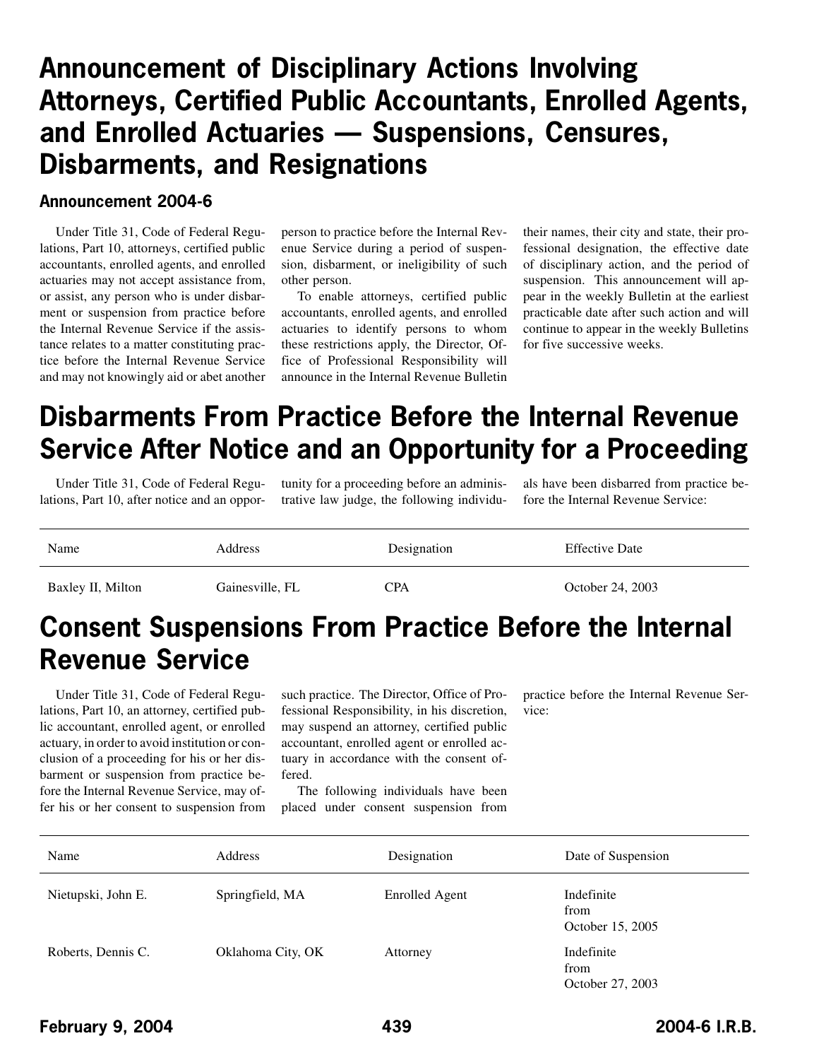# Announcement of Disciplinary Actions Involving Attorneys, Certified Public Accountants, Enrolled Agents, and Enrolled Actuaries — Suspensions, Censures, Disbarments, and Resignations

## Announcement 2004-6

Under Title 31, Code of Federal Regulations, Part 10, attorneys, certified public accountants, enrolled agents, and enrolled actuaries may not accept assistance from, or assist, any person who is under disbarment or suspension from practice before the Internal Revenue Service if the assistance relates to a matter constituting practice before the Internal Revenue Service and may not knowingly aid or abet another person to practice before the Internal Revenue Service during a period of suspension, disbarment, or ineligibility of such other person.

To enable attorneys, certified public accountants, enrolled agents, and enrolled actuaries to identify persons to whom these restrictions apply, the Director, Office of Professional Responsibility will announce in the Internal Revenue Bulletin their names, their city and state, their professional designation, the effective date of disciplinary action, and the period of suspension. This announcement will appear in the weekly Bulletin at the earliest practicable date after such action and will continue to appear in the weekly Bulletins for five successive weeks.

# Disbarments From Practice Before the Internal Revenue Service After Notice and an Opportunity for a Proceeding

Under Title 31, Code of Federal Regulations, Part 10, after notice and an opportunity for a proceeding before an administrative law judge, the following individuals have been disbarred from practice before the Internal Revenue Service:

| Name | Address | Designation | Effective Date |
|---|---|---|---|
| Baxley II, Milton | Gainesville, FL | CPA | October 24, 2003 |

# Consent Suspensions From Practice Before the Internal Revenue Service

Under Title 31, Code of Federal Regulations, Part 10, an attorney, certified public accountant, enrolled agent, or enrolled actuary, in order to avoid institution or conclusion of a proceeding for his or her disbarment or suspension from practice before the Internal Revenue Service, may offer his or her consent to suspension from such practice. The Director, Office of Professional Responsibility, in his discretion, may suspend an attorney, certified public accountant, enrolled agent or enrolled actuary in accordance with the consent offered.

The following individuals have been placed under consent suspension from practice before the Internal Revenue Service:

| Name | Address | Designation | Date of Suspension |
|---|---|---|---|
| Nietupski, John E. | Springfield, MA | Enrolled Agent | Indefinite from October 15, 2005 |
| Roberts, Dennis C. | Oklahoma City, OK | Attorney | Indefinite from October 27, 2003 |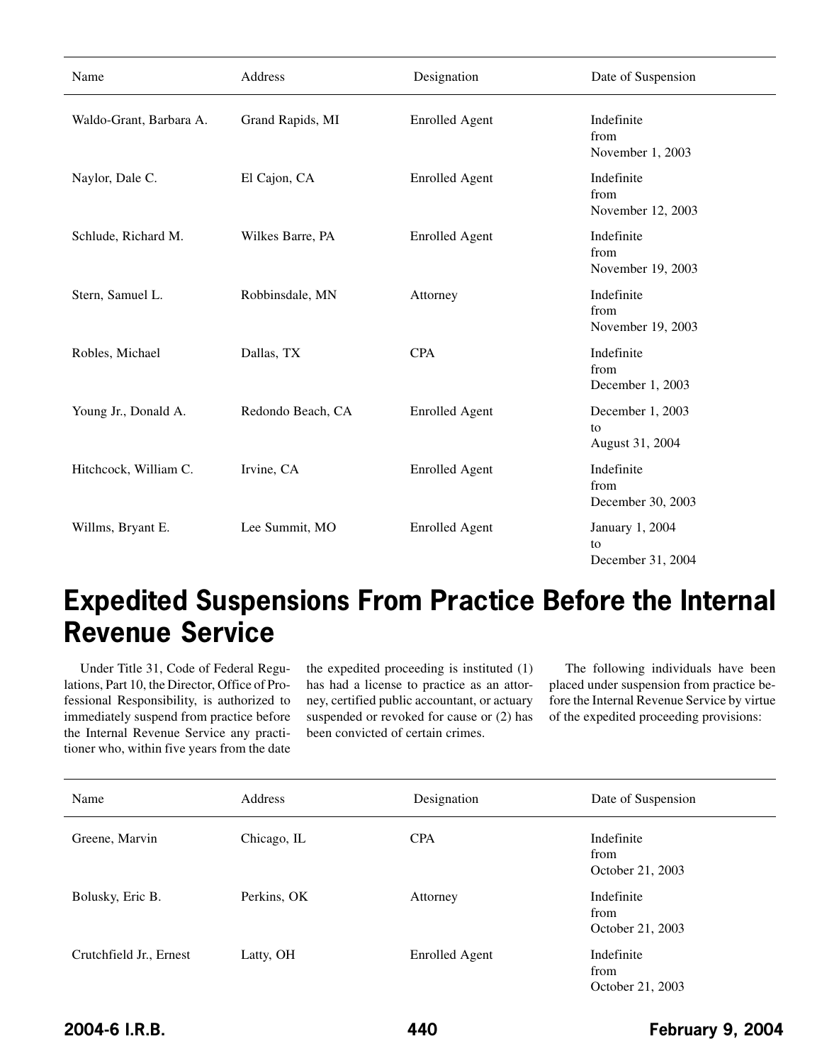| Name | Address | Designation | Date of Suspension |
|---|---|---|---|
| Waldo-Grant, Barbara A. | Grand Rapids, MI | Enrolled Agent | Indefinite from November 1, 2003 |
| Naylor, Dale C. | El Cajon, CA | Enrolled Agent | Indefinite from November 12, 2003 |
| Schlude, Richard M. | Wilkes Barre, PA | Enrolled Agent | Indefinite from November 19, 2003 |
| Stern, Samuel L. | Robbinsdale, MN | Attorney | Indefinite from November 19, 2003 |
| Robles, Michael | Dallas, TX | CPA | Indefinite from December 1, 2003 |
| Young Jr., Donald A. | Redondo Beach, CA | Enrolled Agent | December 1, 2003 to August 31, 2004 |
| Hitchcock, William C. | Irvine, CA | Enrolled Agent | Indefinite from December 30, 2003 |
| Willms, Bryant E. | Lee Summit, MO | Enrolled Agent | January 1, 2004 to December 31, 2004 |

# Expedited Suspensions From Practice Before the Internal Revenue Service

Under Title 31, Code of Federal Regulations, Part 10, the Director, Office of Professional Responsibility, is authorized to immediately suspend from practice before the Internal Revenue Service any practitioner who, within five years from the date the expedited proceeding is instituted (1) has had a license to practice as an attorney, certified public accountant, or actuary suspended or revoked for cause or (2) has been convicted of certain crimes.

The following individuals have been placed under suspension from practice before the Internal Revenue Service by virtue of the expedited proceeding provisions:

| Name | Address | Designation | Date of Suspension |
|---|---|---|---|
| Greene, Marvin | Chicago, IL | CPA | Indefinite from October 21, 2003 |
| Bolusky, Eric B. | Perkins, OK | Attorney | Indefinite from October 21, 2003 |
| Crutchfield Jr., Ernest | Latty, OH | Enrolled Agent | Indefinite from October 21, 2003 |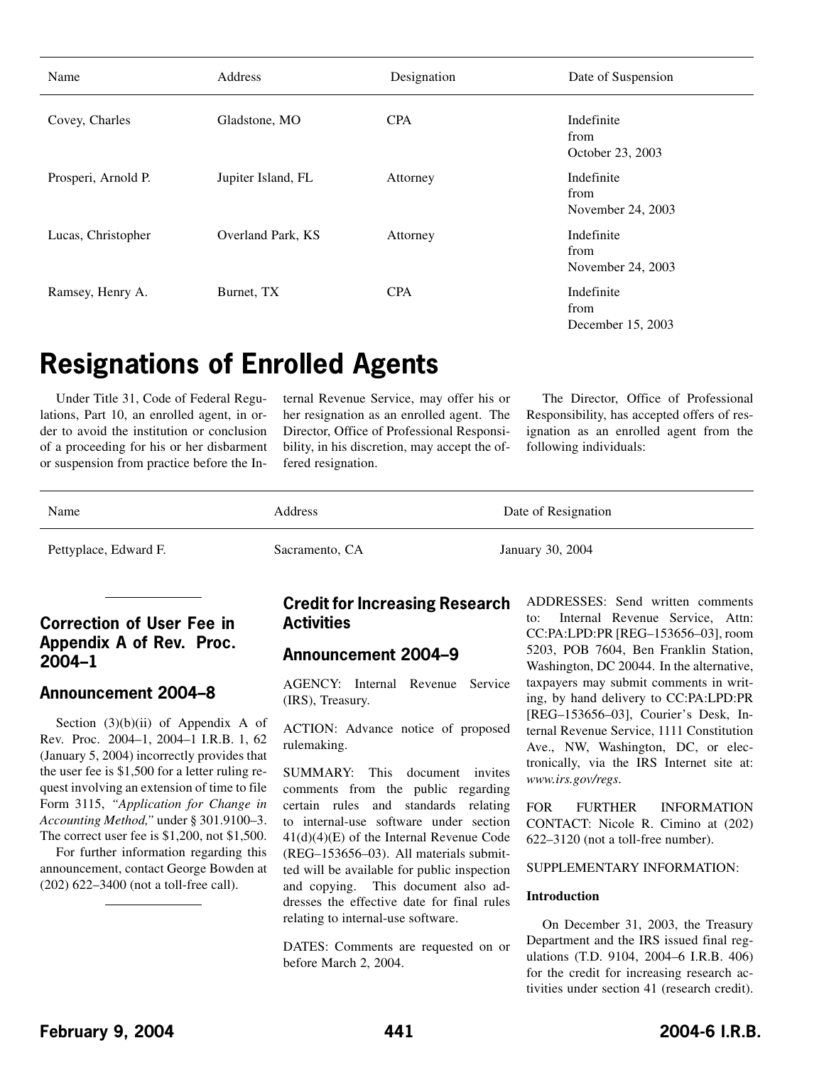| Name | Address | Designation | Date of Suspension |
|---|---|---|---|
| Covey, Charles | Gladstone, MO | CPA | Indefinite from October 23, 2003 |
| Prosperi, Arnold P. | Jupiter Island, FL | Attorney | Indefinite from November 24, 2003 |
| Lucas, Christopher | Overland Park, KS | Attorney | Indefinite from November 24, 2003 |
| Ramsey, Henry A. | Burnet, TX | CPA | Indefinite from December 15, 2003 |

# Resignations of Enrolled Agents

Under Title 31, Code of Federal Regulations, Part 10, an enrolled agent, in order to avoid the institution or conclusion of a proceeding for his or her disbarment or suspension from practice before the Internal Revenue Service, may offer his or her resignation as an enrolled agent. The Director, Office of Professional Responsibility, in his discretion, may accept the offered resignation.

The Director, Office of Professional Responsibility, has accepted offers of resignation as an enrolled agent from the following individuals:

| Name | Address | Date of Resignation |
|---|---|---|
| Pettyplace, Edward F. | Sacramento, CA | January 30, 2004 |

## Correction of User Fee in Appendix A of Rev. Proc. 2004–1

## Announcement 2004–8

Section (3)(b)(ii) of Appendix A of Rev. Proc. 2004–1, 2004–1 I.R.B. 1, 62 (January 5, 2004) incorrectly provides that the user fee is $1,500 for a letter ruling request involving an extension of time to file Form 3115, *"Application for Change in Accounting Method,"* under § 301.9100–3. The correct user fee is $1,200, not $1,500.

For further information regarding this announcement, contact George Bowden at (202) 622–3400 (not a toll-free call).

## Credit for Increasing Research Activities

## Announcement 2004–9

AGENCY: Internal Revenue Service (IRS), Treasury.

ACTION: Advance notice of proposed rulemaking.

SUMMARY: This document invites comments from the public regarding certain rules and standards relating to internal-use software under section 41(d)(4)(E) of the Internal Revenue Code (REG–153656–03). All materials submitted will be available for public inspection and copying. This document also addresses the effective date for final rules relating to internal-use software.

DATES: Comments are requested on or before March 2, 2004.

ADDRESSES: Send written comments to: Internal Revenue Service, Attn: CC:PA:LPD:PR [REG–153656–03], room 5203, POB 7604, Ben Franklin Station, Washington, DC 20044. In the alternative, taxpayers may submit comments in writing, by hand delivery to CC:PA:LPD:PR [REG–153656–03], Courier's Desk, Internal Revenue Service, 1111 Constitution Ave., NW, Washington, DC, or electronically, via the IRS Internet site at: *www.irs.gov/regs*.

FOR FURTHER INFORMATION CONTACT: Nicole R. Cimino at (202) 622–3120 (not a toll-free number).

SUPPLEMENTARY INFORMATION:

**Introduction**

On December 31, 2003, the Treasury Department and the IRS issued final regulations (T.D. 9104, 2004–6 I.R.B. 406) for the credit for increasing research activities under section 41 (research credit).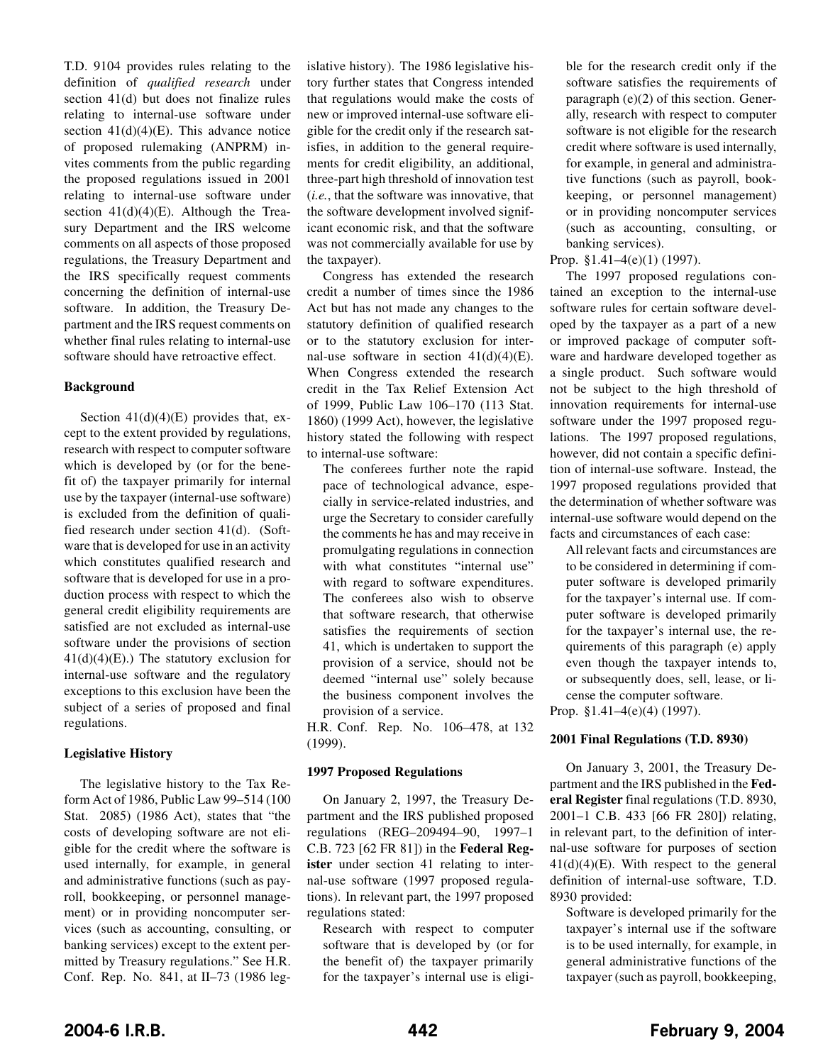T.D. 9104 provides rules relating to the definition of *qualified research* under section 41(d) but does not finalize rules relating to internal-use software under section 41(d)(4)(E). This advance notice of proposed rulemaking (ANPRM) invites comments from the public regarding the proposed regulations issued in 2001 relating to internal-use software under section 41(d)(4)(E). Although the Treasury Department and the IRS welcome comments on all aspects of those proposed regulations, the Treasury Department and the IRS specifically request comments concerning the definition of internal-use software. In addition, the Treasury Department and the IRS request comments on whether final rules relating to internal-use software should have retroactive effect.

**Background**

Section 41(d)(4)(E) provides that, except to the extent provided by regulations, research with respect to computer software which is developed by (or for the benefit of) the taxpayer primarily for internal use by the taxpayer (internal-use software) is excluded from the definition of qualified research under section 41(d). (Software that is developed for use in an activity which constitutes qualified research and software that is developed for use in a production process with respect to which the general credit eligibility requirements are satisfied are not excluded as internal-use software under the provisions of section 41(d)(4)(E).) The statutory exclusion for internal-use software and the regulatory exceptions to this exclusion have been the subject of a series of proposed and final regulations.

**Legislative History**

The legislative history to the Tax Reform Act of 1986, Public Law 99–514 (100 Stat. 2085) (1986 Act), states that "the costs of developing software are not eligible for the credit where the software is used internally, for example, in general and administrative functions (such as payroll, bookkeeping, or personnel management) or in providing noncomputer services (such as accounting, consulting, or banking services) except to the extent permitted by Treasury regulations." See H.R. Conf. Rep. No. 841, at II–73 (1986 legislative history). The 1986 legislative history further states that Congress intended that regulations would make the costs of new or improved internal-use software eligible for the credit only if the research satisfies, in addition to the general requirements for credit eligibility, an additional, three-part high threshold of innovation test (*i.e.*, that the software was innovative, that the software development involved significant economic risk, and that the software was not commercially available for use by the taxpayer).

Congress has extended the research credit a number of times since the 1986 Act but has not made any changes to the statutory definition of qualified research or to the statutory exclusion for internal-use software in section 41(d)(4)(E). When Congress extended the research credit in the Tax Relief Extension Act of 1999, Public Law 106–170 (113 Stat. 1860) (1999 Act), however, the legislative history stated the following with respect to internal-use software:

> The conferees further note the rapid pace of technological advance, especially in service-related industries, and urge the Secretary to consider carefully the comments he has and may receive in promulgating regulations in connection with what constitutes "internal use" with regard to software expenditures. The conferees also wish to observe that software research, that otherwise satisfies the requirements of section 41, which is undertaken to support the provision of a service, should not be deemed "internal use" solely because the business component involves the provision of a service.

H.R. Conf. Rep. No. 106–478, at 132 (1999).

**1997 Proposed Regulations**

On January 2, 1997, the Treasury Department and the IRS published proposed regulations (REG–209494–90, 1997–1 C.B. 723 [62 FR 81]) in the **Federal Register** under section 41 relating to internal-use software (1997 proposed regulations). In relevant part, the 1997 proposed regulations stated:

> Research with respect to computer software that is developed by (or for the benefit of) the taxpayer primarily for the taxpayer's internal use is eligible for the research credit only if the software satisfies the requirements of paragraph (e)(2) of this section. Generally, research with respect to computer software is not eligible for the research credit where software is used internally, for example, in general and administrative functions (such as payroll, bookkeeping, or personnel management) or in providing noncomputer services (such as accounting, consulting, or banking services).

Prop. §1.41–4(e)(1) (1997).

The 1997 proposed regulations contained an exception to the internal-use software rules for certain software developed by the taxpayer as a part of a new or improved package of computer software and hardware developed together as a single product. Such software would not be subject to the high threshold of innovation requirements for internal-use software under the 1997 proposed regulations. The 1997 proposed regulations, however, did not contain a specific definition of internal-use software. Instead, the 1997 proposed regulations provided that the determination of whether software was internal-use software would depend on the facts and circumstances of each case:

> All relevant facts and circumstances are to be considered in determining if computer software is developed primarily for the taxpayer's internal use. If computer software is developed primarily for the taxpayer's internal use, the requirements of this paragraph (e) apply even though the taxpayer intends to, or subsequently does, sell, lease, or license the computer software.

Prop. §1.41–4(e)(4) (1997).

**2001 Final Regulations (T.D. 8930)**

On January 3, 2001, the Treasury Department and the IRS published in the **Federal Register** final regulations (T.D. 8930, 2001–1 C.B. 433 [66 FR 280]) relating, in relevant part, to the definition of internal-use software for purposes of section 41(d)(4)(E). With respect to the general definition of internal-use software, T.D. 8930 provided:

> Software is developed primarily for the taxpayer's internal use if the software is to be used internally, for example, in general administrative functions of the taxpayer (such as payroll, bookkeeping,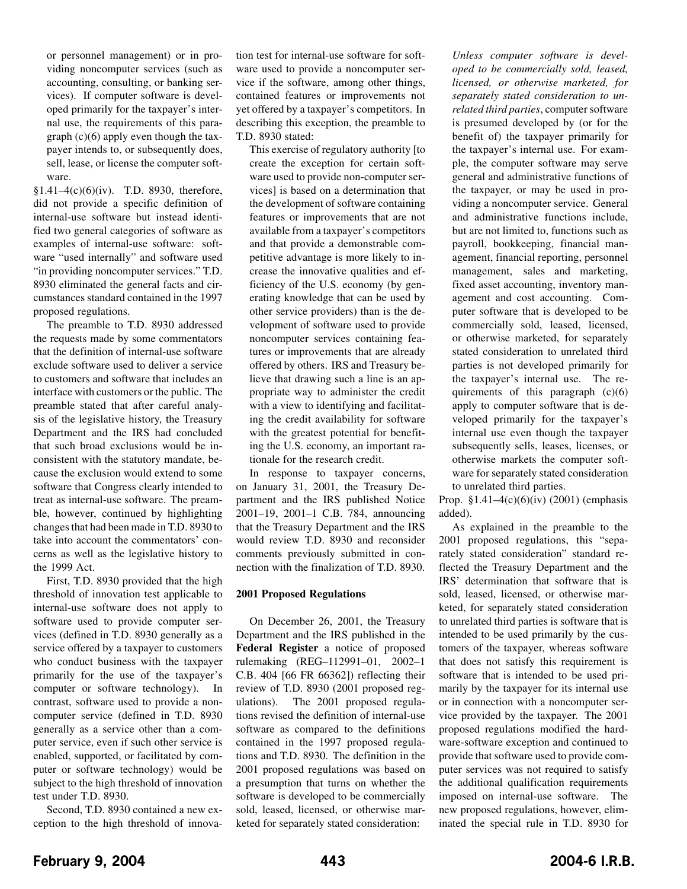or personnel management) or in providing noncomputer services (such as accounting, consulting, or banking services). If computer software is developed primarily for the taxpayer's internal use, the requirements of this paragraph (c)(6) apply even though the taxpayer intends to, or subsequently does, sell, lease, or license the computer software.

§1.41–4(c)(6)(iv). T.D. 8930, therefore, did not provide a specific definition of internal-use software but instead identified two general categories of software as examples of internal-use software: software "used internally" and software used "in providing noncomputer services." T.D. 8930 eliminated the general facts and circumstances standard contained in the 1997 proposed regulations.

The preamble to T.D. 8930 addressed the requests made by some commentators that the definition of internal-use software exclude software used to deliver a service to customers and software that includes an interface with customers or the public. The preamble stated that after careful analysis of the legislative history, the Treasury Department and the IRS had concluded that such broad exclusions would be inconsistent with the statutory mandate, because the exclusion would extend to some software that Congress clearly intended to treat as internal-use software. The preamble, however, continued by highlighting changes that had been made in T.D. 8930 to take into account the commentators' concerns as well as the legislative history to the 1999 Act.

First, T.D. 8930 provided that the high threshold of innovation test applicable to internal-use software does not apply to software used to provide computer services (defined in T.D. 8930 generally as a service offered by a taxpayer to customers who conduct business with the taxpayer primarily for the use of the taxpayer's computer or software technology). In contrast, software used to provide a noncomputer service (defined in T.D. 8930 generally as a service other than a computer service, even if such other service is enabled, supported, or facilitated by computer or software technology) would be subject to the high threshold of innovation test under T.D. 8930.

Second, T.D. 8930 contained a new exception to the high threshold of innovation test for internal-use software for software used to provide a noncomputer service if the software, among other things, contained features or improvements not yet offered by a taxpayer's competitors. In describing this exception, the preamble to T.D. 8930 stated:

> This exercise of regulatory authority [to create the exception for certain software used to provide non-computer services] is based on a determination that the development of software containing features or improvements that are not available from a taxpayer's competitors and that provide a demonstrable competitive advantage is more likely to increase the innovative qualities and efficiency of the U.S. economy (by generating knowledge that can be used by other service providers) than is the development of software used to provide noncomputer services containing features or improvements that are already offered by others. IRS and Treasury believe that drawing such a line is an appropriate way to administer the credit with a view to identifying and facilitating the credit availability for software with the greatest potential for benefiting the U.S. economy, an important rationale for the research credit.

In response to taxpayer concerns, on January 31, 2001, the Treasury Department and the IRS published Notice 2001–19, 2001–1 C.B. 784, announcing that the Treasury Department and the IRS would review T.D. 8930 and reconsider comments previously submitted in connection with the finalization of T.D. 8930.

**2001 Proposed Regulations**

On December 26, 2001, the Treasury Department and the IRS published in the **Federal Register** a notice of proposed rulemaking (REG–112991–01, 2002–1 C.B. 404 [66 FR 66362]) reflecting their review of T.D. 8930 (2001 proposed regulations). The 2001 proposed regulations revised the definition of internal-use software as compared to the definitions contained in the 1997 proposed regulations and T.D. 8930. The definition in the 2001 proposed regulations was based on a presumption that turns on whether the software is developed to be commercially sold, leased, licensed, or otherwise marketed for separately stated consideration:

> *Unless computer software is developed to be commercially sold, leased, licensed, or otherwise marketed, for separately stated consideration to unrelated third parties*, computer software is presumed developed by (or for the benefit of) the taxpayer primarily for the taxpayer's internal use. For example, the computer software may serve general and administrative functions of the taxpayer, or may be used in providing a noncomputer service. General and administrative functions include, but are not limited to, functions such as payroll, bookkeeping, financial management, financial reporting, personnel management, sales and marketing, fixed asset accounting, inventory management and cost accounting. Computer software that is developed to be commercially sold, leased, licensed, or otherwise marketed, for separately stated consideration to unrelated third parties is not developed primarily for the taxpayer's internal use. The requirements of this paragraph (c)(6) apply to computer software that is developed primarily for the taxpayer's internal use even though the taxpayer subsequently sells, leases, licenses, or otherwise markets the computer software for separately stated consideration to unrelated third parties.

Prop. §1.41–4(c)(6)(iv) (2001) (emphasis added).

As explained in the preamble to the 2001 proposed regulations, this "separately stated consideration" standard reflected the Treasury Department and the IRS' determination that software that is sold, leased, licensed, or otherwise marketed, for separately stated consideration to unrelated third parties is software that is intended to be used primarily by the customers of the taxpayer, whereas software that does not satisfy this requirement is software that is intended to be used primarily by the taxpayer for its internal use or in connection with a noncomputer service provided by the taxpayer. The 2001 proposed regulations modified the hardware-software exception and continued to provide that software used to provide computer services was not required to satisfy the additional qualification requirements imposed on internal-use software. The new proposed regulations, however, eliminated the special rule in T.D. 8930 for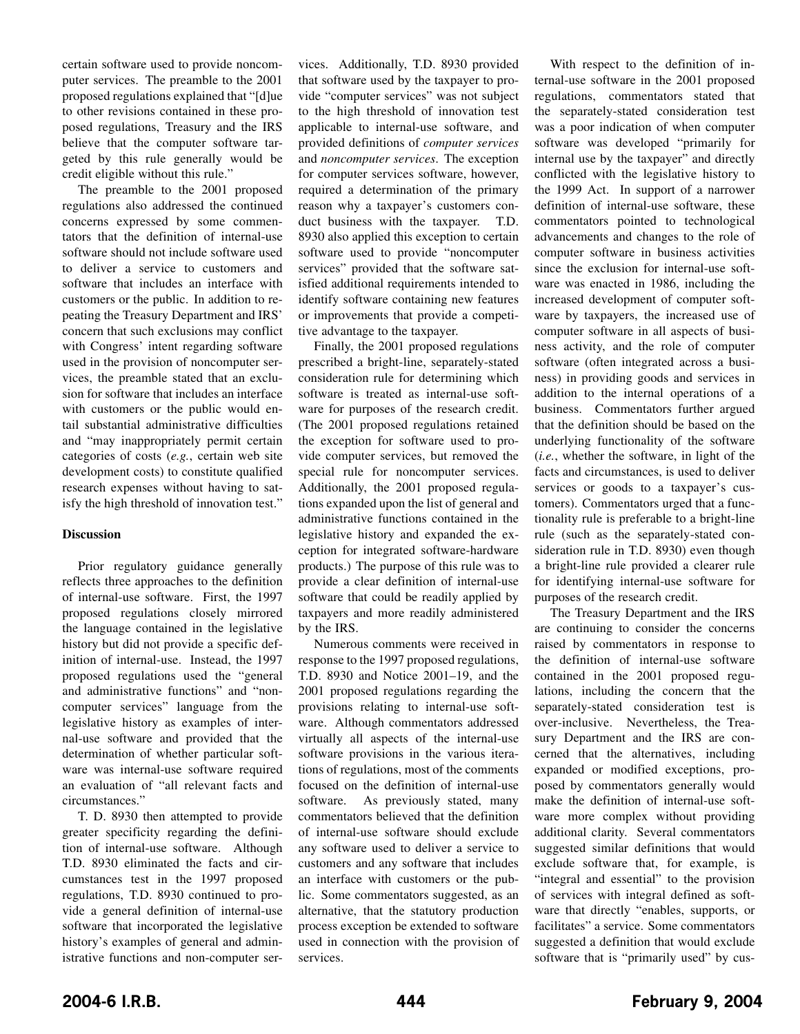certain software used to provide noncomputer services. The preamble to the 2001 proposed regulations explained that "[d]ue to other revisions contained in these proposed regulations, Treasury and the IRS believe that the computer software targeted by this rule generally would be credit eligible without this rule."

The preamble to the 2001 proposed regulations also addressed the continued concerns expressed by some commentators that the definition of internal-use software should not include software used to deliver a service to customers and software that includes an interface with customers or the public. In addition to repeating the Treasury Department and IRS' concern that such exclusions may conflict with Congress' intent regarding software used in the provision of noncomputer services, the preamble stated that an exclusion for software that includes an interface with customers or the public would entail substantial administrative difficulties and "may inappropriately permit certain categories of costs (*e.g.*, certain web site development costs) to constitute qualified research expenses without having to satisfy the high threshold of innovation test."

**Discussion**

Prior regulatory guidance generally reflects three approaches to the definition of internal-use software. First, the 1997 proposed regulations closely mirrored the language contained in the legislative history but did not provide a specific definition of internal-use. Instead, the 1997 proposed regulations used the "general and administrative functions" and "noncomputer services" language from the legislative history as examples of internal-use software and provided that the determination of whether particular software was internal-use software required an evaluation of "all relevant facts and circumstances."

T. D. 8930 then attempted to provide greater specificity regarding the definition of internal-use software. Although T.D. 8930 eliminated the facts and circumstances test in the 1997 proposed regulations, T.D. 8930 continued to provide a general definition of internal-use software that incorporated the legislative history's examples of general and administrative functions and non-computer services. Additionally, T.D. 8930 provided that software used by the taxpayer to provide "computer services" was not subject to the high threshold of innovation test applicable to internal-use software, and provided definitions of *computer services* and *noncomputer services*. The exception for computer services software, however, required a determination of the primary reason why a taxpayer's customers conduct business with the taxpayer. T.D. 8930 also applied this exception to certain software used to provide "noncomputer services" provided that the software satisfied additional requirements intended to identify software containing new features or improvements that provide a competitive advantage to the taxpayer.

Finally, the 2001 proposed regulations prescribed a bright-line, separately-stated consideration rule for determining which software is treated as internal-use software for purposes of the research credit. (The 2001 proposed regulations retained the exception for software used to provide computer services, but removed the special rule for noncomputer services. Additionally, the 2001 proposed regulations expanded upon the list of general and administrative functions contained in the legislative history and expanded the exception for integrated software-hardware products.) The purpose of this rule was to provide a clear definition of internal-use software that could be readily applied by taxpayers and more readily administered by the IRS.

Numerous comments were received in response to the 1997 proposed regulations, T.D. 8930 and Notice 2001–19, and the 2001 proposed regulations regarding the provisions relating to internal-use software. Although commentators addressed virtually all aspects of the internal-use software provisions in the various iterations of regulations, most of the comments focused on the definition of internal-use software. As previously stated, many commentators believed that the definition of internal-use software should exclude any software used to deliver a service to customers and any software that includes an interface with customers or the public. Some commentators suggested, as an alternative, that the statutory production process exception be extended to software used in connection with the provision of services.

With respect to the definition of internal-use software in the 2001 proposed regulations, commentators stated that the separately-stated consideration test was a poor indication of when computer software was developed "primarily for internal use by the taxpayer" and directly conflicted with the legislative history to the 1999 Act. In support of a narrower definition of internal-use software, these commentators pointed to technological advancements and changes to the role of computer software in business activities since the exclusion for internal-use software was enacted in 1986, including the increased development of computer software by taxpayers, the increased use of computer software in all aspects of business activity, and the role of computer software (often integrated across a business) in providing goods and services in addition to the internal operations of a business. Commentators further argued that the definition should be based on the underlying functionality of the software (*i.e.*, whether the software, in light of the facts and circumstances, is used to deliver services or goods to a taxpayer's customers). Commentators urged that a functionality rule is preferable to a bright-line rule (such as the separately-stated consideration rule in T.D. 8930) even though a bright-line rule provided a clearer rule for identifying internal-use software for purposes of the research credit.

The Treasury Department and the IRS are continuing to consider the concerns raised by commentators in response to the definition of internal-use software contained in the 2001 proposed regulations, including the concern that the separately-stated consideration test is over-inclusive. Nevertheless, the Treasury Department and the IRS are concerned that the alternatives, including expanded or modified exceptions, proposed by commentators generally would make the definition of internal-use software more complex without providing additional clarity. Several commentators suggested similar definitions that would exclude software that, for example, is "integral and essential" to the provision of services with integral defined as software that directly "enables, supports, or facilitates" a service. Some commentators suggested a definition that would exclude software that is "primarily used" by cus-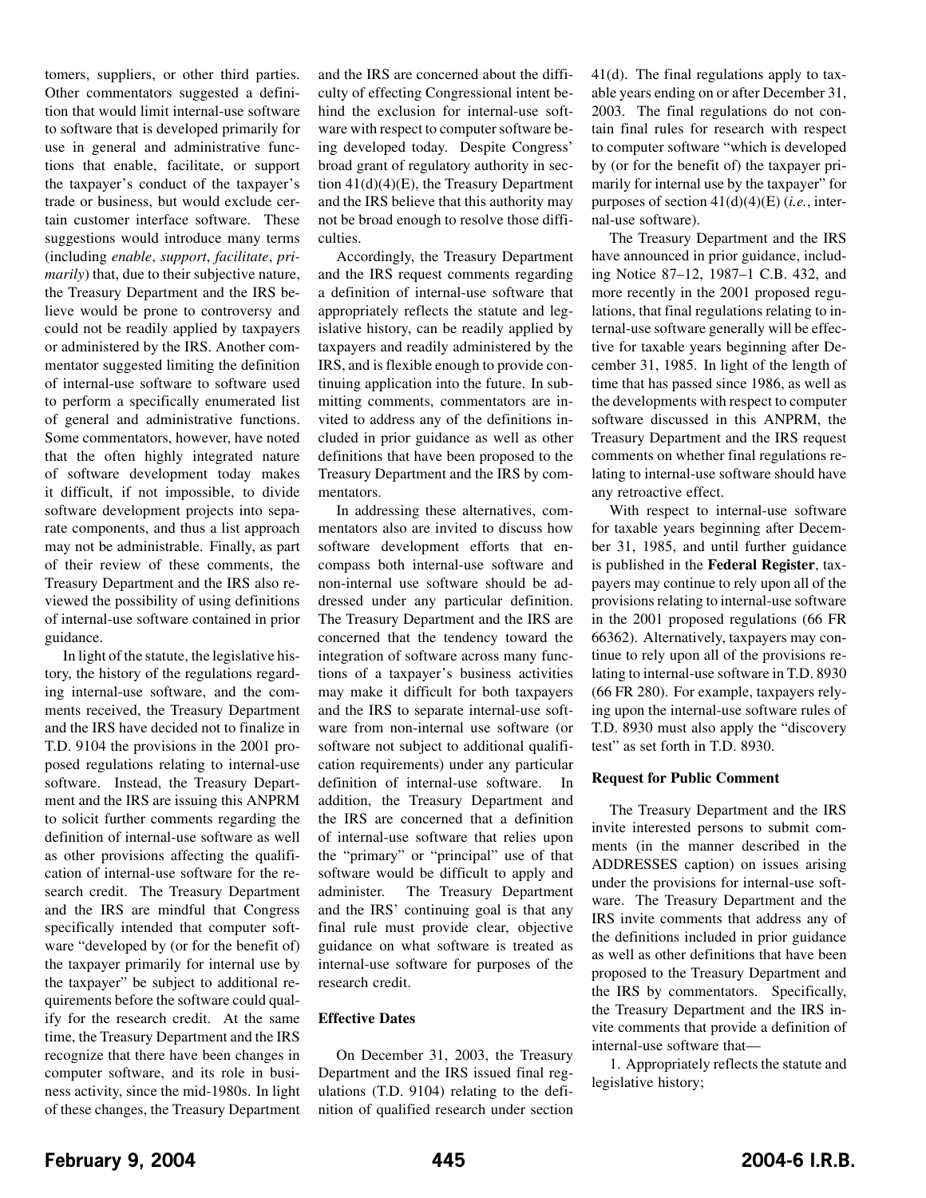tomers, suppliers, or other third parties. Other commentators suggested a definition that would limit internal-use software to software that is developed primarily for use in general and administrative functions that enable, facilitate, or support the taxpayer's conduct of the taxpayer's trade or business, but would exclude certain customer interface software. These suggestions would introduce many terms (including *enable*, *support*, *facilitate*, *primarily*) that, due to their subjective nature, the Treasury Department and the IRS believe would be prone to controversy and could not be readily applied by taxpayers or administered by the IRS. Another commentator suggested limiting the definition of internal-use software to software used to perform a specifically enumerated list of general and administrative functions. Some commentators, however, have noted that the often highly integrated nature of software development today makes it difficult, if not impossible, to divide software development projects into separate components, and thus a list approach may not be administrable. Finally, as part of their review of these comments, the Treasury Department and the IRS also reviewed the possibility of using definitions of internal-use software contained in prior guidance.

In light of the statute, the legislative history, the history of the regulations regarding internal-use software, and the comments received, the Treasury Department and the IRS have decided not to finalize in T.D. 9104 the provisions in the 2001 proposed regulations relating to internal-use software. Instead, the Treasury Department and the IRS are issuing this ANPRM to solicit further comments regarding the definition of internal-use software as well as other provisions affecting the qualification of internal-use software for the research credit. The Treasury Department and the IRS are mindful that Congress specifically intended that computer software "developed by (or for the benefit of) the taxpayer primarily for internal use by the taxpayer" be subject to additional requirements before the software could qualify for the research credit. At the same time, the Treasury Department and the IRS recognize that there have been changes in computer software, and its role in business activity, since the mid-1980s. In light of these changes, the Treasury Department and the IRS are concerned about the difficulty of effecting Congressional intent behind the exclusion for internal-use software with respect to computer software being developed today. Despite Congress' broad grant of regulatory authority in section 41(d)(4)(E), the Treasury Department and the IRS believe that this authority may not be broad enough to resolve those difficulties.

Accordingly, the Treasury Department and the IRS request comments regarding a definition of internal-use software that appropriately reflects the statute and legislative history, can be readily applied by taxpayers and readily administered by the IRS, and is flexible enough to provide continuing application into the future. In submitting comments, commentators are invited to address any of the definitions included in prior guidance as well as other definitions that have been proposed to the Treasury Department and the IRS by commentators.

In addressing these alternatives, commentators also are invited to discuss how software development efforts that encompass both internal-use software and non-internal use software should be addressed under any particular definition. The Treasury Department and the IRS are concerned that the tendency toward the integration of software across many functions of a taxpayer's business activities may make it difficult for both taxpayers and the IRS to separate internal-use software from non-internal use software (or software not subject to additional qualification requirements) under any particular definition of internal-use software. In addition, the Treasury Department and the IRS are concerned that a definition of internal-use software that relies upon the "primary" or "principal" use of that software would be difficult to apply and administer. The Treasury Department and the IRS' continuing goal is that any final rule must provide clear, objective guidance on what software is treated as internal-use software for purposes of the research credit.

**Effective Dates**

On December 31, 2003, the Treasury Department and the IRS issued final regulations (T.D. 9104) relating to the definition of qualified research under section 41(d). The final regulations apply to taxable years ending on or after December 31, 2003. The final regulations do not contain final rules for research with respect to computer software "which is developed by (or for the benefit of) the taxpayer primarily for internal use by the taxpayer" for purposes of section 41(d)(4)(E) (*i.e.*, internal-use software).

The Treasury Department and the IRS have announced in prior guidance, including Notice 87–12, 1987–1 C.B. 432, and more recently in the 2001 proposed regulations, that final regulations relating to internal-use software generally will be effective for taxable years beginning after December 31, 1985. In light of the length of time that has passed since 1986, as well as the developments with respect to computer software discussed in this ANPRM, the Treasury Department and the IRS request comments on whether final regulations relating to internal-use software should have any retroactive effect.

With respect to internal-use software for taxable years beginning after December 31, 1985, and until further guidance is published in the **Federal Register**, taxpayers may continue to rely upon all of the provisions relating to internal-use software in the 2001 proposed regulations (66 FR 66362). Alternatively, taxpayers may continue to rely upon all of the provisions relating to internal-use software in T.D. 8930 (66 FR 280). For example, taxpayers relying upon the internal-use software rules of T.D. 8930 must also apply the "discovery test" as set forth in T.D. 8930.

**Request for Public Comment**

The Treasury Department and the IRS invite interested persons to submit comments (in the manner described in the ADDRESSES caption) on issues arising under the provisions for internal-use software. The Treasury Department and the IRS invite comments that address any of the definitions included in prior guidance as well as other definitions that have been proposed to the Treasury Department and the IRS by commentators. Specifically, the Treasury Department and the IRS invite comments that provide a definition of internal-use software that—

1. Appropriately reflects the statute and legislative history;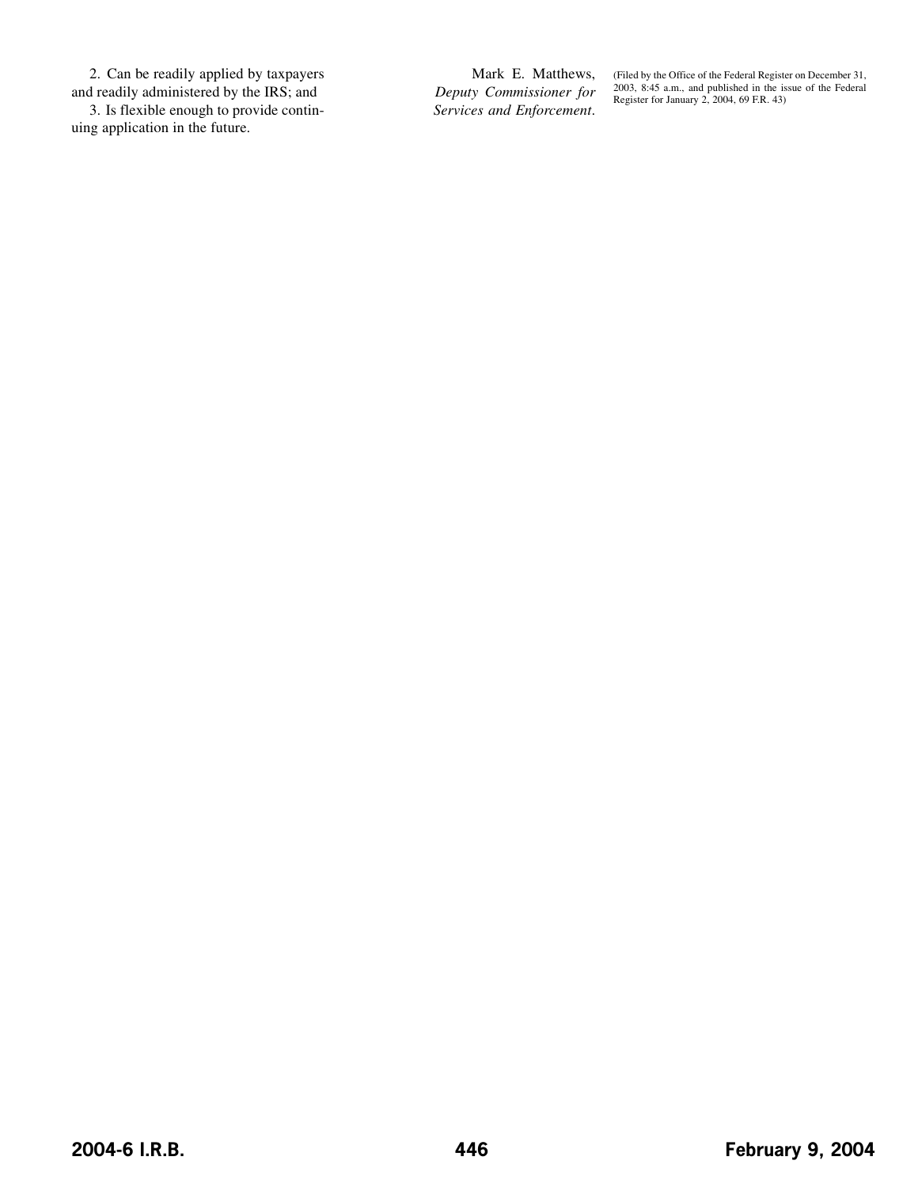2. Can be readily applied by taxpayers and readily administered by the IRS; and

3. Is flexible enough to provide continuing application in the future.

Mark E. Matthews,
*Deputy Commissioner for Services and Enforcement.*

(Filed by the Office of the Federal Register on December 31, 2003, 8:45 a.m., and published in the issue of the Federal Register for January 2, 2004, 69 F.R. 43)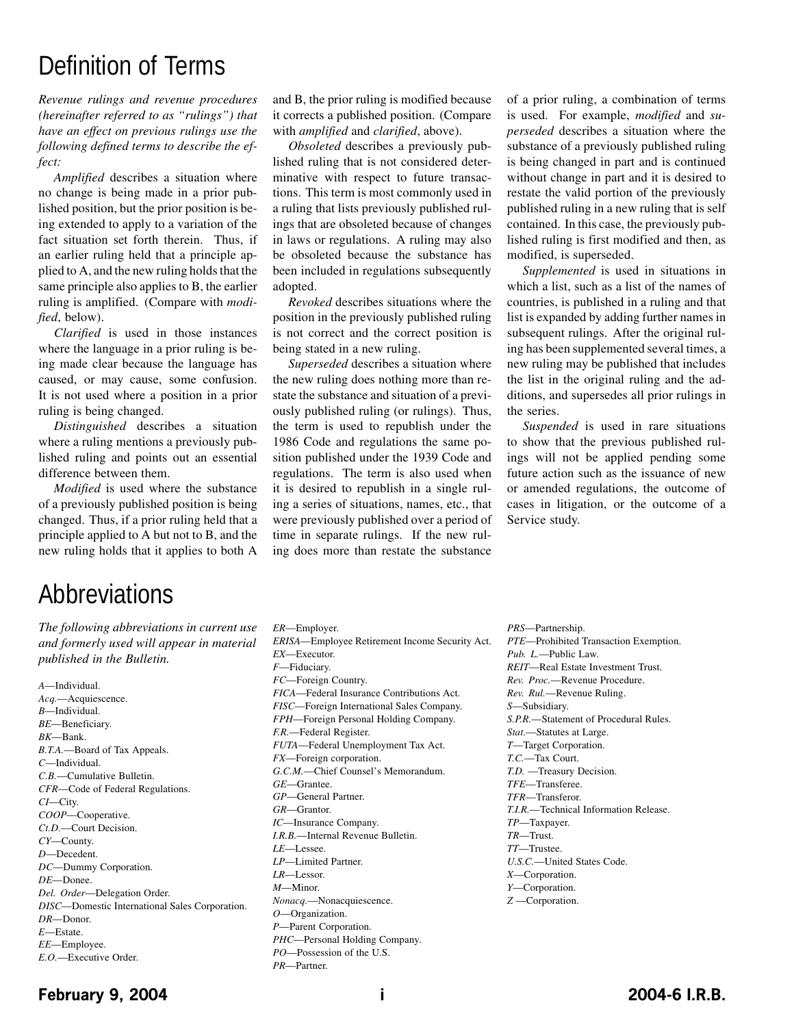# Definition of Terms

*Revenue rulings and revenue procedures (hereinafter referred to as "rulings") that have an effect on previous rulings use the following defined terms to describe the effect:*

*Amplified* describes a situation where no change is being made in a prior published position, but the prior position is being extended to apply to a variation of the fact situation set forth therein. Thus, if an earlier ruling held that a principle applied to A, and the new ruling holds that the same principle also applies to B, the earlier ruling is amplified. (Compare with *modified*, below).

*Clarified* is used in those instances where the language in a prior ruling is being made clear because the language has caused, or may cause, some confusion. It is not used where a position in a prior ruling is being changed.

*Distinguished* describes a situation where a ruling mentions a previously published ruling and points out an essential difference between them.

*Modified* is used where the substance of a previously published position is being changed. Thus, if a prior ruling held that a principle applied to A but not to B, and the new ruling holds that it applies to both A and B, the prior ruling is modified because it corrects a published position. (Compare with *amplified* and *clarified*, above).

*Obsoleted* describes a previously published ruling that is not considered determinative with respect to future transactions. This term is most commonly used in a ruling that lists previously published rulings that are obsoleted because of changes in laws or regulations. A ruling may also be obsoleted because the substance has been included in regulations subsequently adopted.

*Revoked* describes situations where the position in the previously published ruling is not correct and the correct position is being stated in a new ruling.

*Superseded* describes a situation where the new ruling does nothing more than restate the substance and situation of a previously published ruling (or rulings). Thus, the term is used to republish under the 1986 Code and regulations the same position published under the 1939 Code and regulations. The term is also used when it is desired to republish in a single ruling a series of situations, names, etc., that were previously published over a period of time in separate rulings. If the new ruling does more than restate the substance of a prior ruling, a combination of terms is used. For example, *modified* and *superseded* describes a situation where the substance of a previously published ruling is being changed in part and is continued without change in part and it is desired to restate the valid portion of the previously published ruling in a new ruling that is self contained. In this case, the previously published ruling is first modified and then, as modified, is superseded.

*Supplemented* is used in situations in which a list, such as a list of the names of countries, is published in a ruling and that list is expanded by adding further names in subsequent rulings. After the original ruling has been supplemented several times, a new ruling may be published that includes the list in the original ruling and the additions, and supersedes all prior rulings in the series.

*Suspended* is used in rare situations to show that the previous published rulings will not be applied pending some future action such as the issuance of new or amended regulations, the outcome of cases in litigation, or the outcome of a Service study.

# Abbreviations

*The following abbreviations in current use and formerly used will appear in material published in the Bulletin.*

*A*—Individual.
*Acq.*—Acquiescence.
*B*—Individual.
*BE*—Beneficiary.
*BK*—Bank.
*B.T.A.*—Board of Tax Appeals.
*C*—Individual.
*C.B.*—Cumulative Bulletin.
*CFR*—Code of Federal Regulations.
*CI*—City.
*COOP*—Cooperative.
*Ct.D.*—Court Decision.
*CY*—County.
*D*—Decedent.
*DC*—Dummy Corporation.
*DE*—Donee.
*Del. Order*—Delegation Order.
*DISC*—Domestic International Sales Corporation.
*DR*—Donor.
*E*—Estate.
*EE*—Employee.
*E.O.*—Executive Order.
*ER*—Employer.
*ERISA*—Employee Retirement Income Security Act.
*EX*—Executor.
*F*—Fiduciary.
*FC*—Foreign Country.
*FICA*—Federal Insurance Contributions Act.
*FISC*—Foreign International Sales Company.
*FPH*—Foreign Personal Holding Company.
*F.R.*—Federal Register.
*FUTA*—Federal Unemployment Tax Act.
*FX*—Foreign corporation.
*G.C.M.*—Chief Counsel's Memorandum.
*GE*—Grantee.
*GP*—General Partner.
*GR*—Grantor.
*IC*—Insurance Company.
*I.R.B.*—Internal Revenue Bulletin.
*LE*—Lessee.
*LP*—Limited Partner.
*LR*—Lessor.
*M*—Minor.
*Nonacq.*—Nonacquiescence.
*O*—Organization.
*P*—Parent Corporation.
*PHC*—Personal Holding Company.
*PO*—Possession of the U.S.
*PR*—Partner.
*PRS*—Partnership.
*PTE*—Prohibited Transaction Exemption.
*Pub. L.*—Public Law.
*REIT*—Real Estate Investment Trust.
*Rev. Proc.*—Revenue Procedure.
*Rev. Rul.*—Revenue Ruling.
*S*—Subsidiary.
*S.P.R.*—Statement of Procedural Rules.
*Stat.*—Statutes at Large.
*T*—Target Corporation.
*T.C.*—Tax Court.
*T.D.* —Treasury Decision.
*TFE*—Transferee.
*TFR*—Transferor.
*T.I.R.*—Technical Information Release.
*TP*—Taxpayer.
*TR*—Trust.
*TT*—Trustee.
*U.S.C.*—United States Code.
*X*—Corporation.
*Y*—Corporation.
*Z* —Corporation.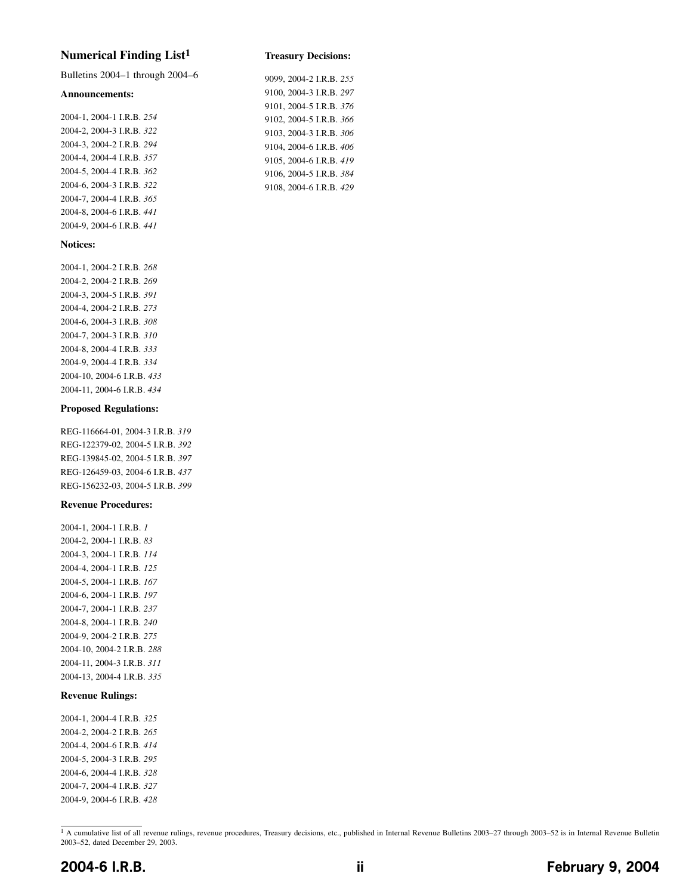## Numerical Finding List[1]

Bulletins 2004–1 through 2004–6

### Announcements:

2004-1, 2004-1 I.R.B. *254*
2004-2, 2004-3 I.R.B. *322*
2004-3, 2004-2 I.R.B. *294*
2004-4, 2004-4 I.R.B. *357*
2004-5, 2004-4 I.R.B. *362*
2004-6, 2004-3 I.R.B. *322*
2004-7, 2004-4 I.R.B. *365*
2004-8, 2004-6 I.R.B. *441*
2004-9, 2004-6 I.R.B. *441*

### Notices:

2004-1, 2004-2 I.R.B. *268*
2004-2, 2004-2 I.R.B. *269*
2004-3, 2004-5 I.R.B. *391*
2004-4, 2004-2 I.R.B. *273*
2004-6, 2004-3 I.R.B. *308*
2004-7, 2004-3 I.R.B. *310*
2004-8, 2004-4 I.R.B. *333*
2004-9, 2004-4 I.R.B. *334*
2004-10, 2004-6 I.R.B. *433*
2004-11, 2004-6 I.R.B. *434*

### Proposed Regulations:

REG-116664-01, 2004-3 I.R.B. *319*
REG-122379-02, 2004-5 I.R.B. *392*
REG-139845-02, 2004-5 I.R.B. *397*
REG-126459-03, 2004-6 I.R.B. *437*
REG-156232-03, 2004-5 I.R.B. *399*

### Revenue Procedures:

2004-1, 2004-1 I.R.B. *1*
2004-2, 2004-1 I.R.B. *83*
2004-3, 2004-1 I.R.B. *114*
2004-4, 2004-1 I.R.B. *125*
2004-5, 2004-1 I.R.B. *167*
2004-6, 2004-1 I.R.B. *197*
2004-7, 2004-1 I.R.B. *237*
2004-8, 2004-1 I.R.B. *240*
2004-9, 2004-2 I.R.B. *275*
2004-10, 2004-2 I.R.B. *288*
2004-11, 2004-3 I.R.B. *311*
2004-13, 2004-4 I.R.B. *335*

### Revenue Rulings:

2004-1, 2004-4 I.R.B. *325*
2004-2, 2004-2 I.R.B. *265*
2004-4, 2004-6 I.R.B. *414*
2004-5, 2004-3 I.R.B. *295*
2004-6, 2004-4 I.R.B. *328*
2004-7, 2004-4 I.R.B. *327*
2004-9, 2004-6 I.R.B. *428*

### Treasury Decisions:

9099, 2004-2 I.R.B. *255*
9100, 2004-3 I.R.B. *297*
9101, 2004-5 I.R.B. *376*
9102, 2004-5 I.R.B. *366*
9103, 2004-3 I.R.B. *306*
9104, 2004-6 I.R.B. *406*
9105, 2004-6 I.R.B. *419*
9106, 2004-5 I.R.B. *384*
9108, 2004-6 I.R.B. *429*

[1] A cumulative list of all revenue rulings, revenue procedures, Treasury decisions, etc., published in Internal Revenue Bulletins 2003–27 through 2003–52 is in Internal Revenue Bulletin 2003–52, dated December 29, 2003.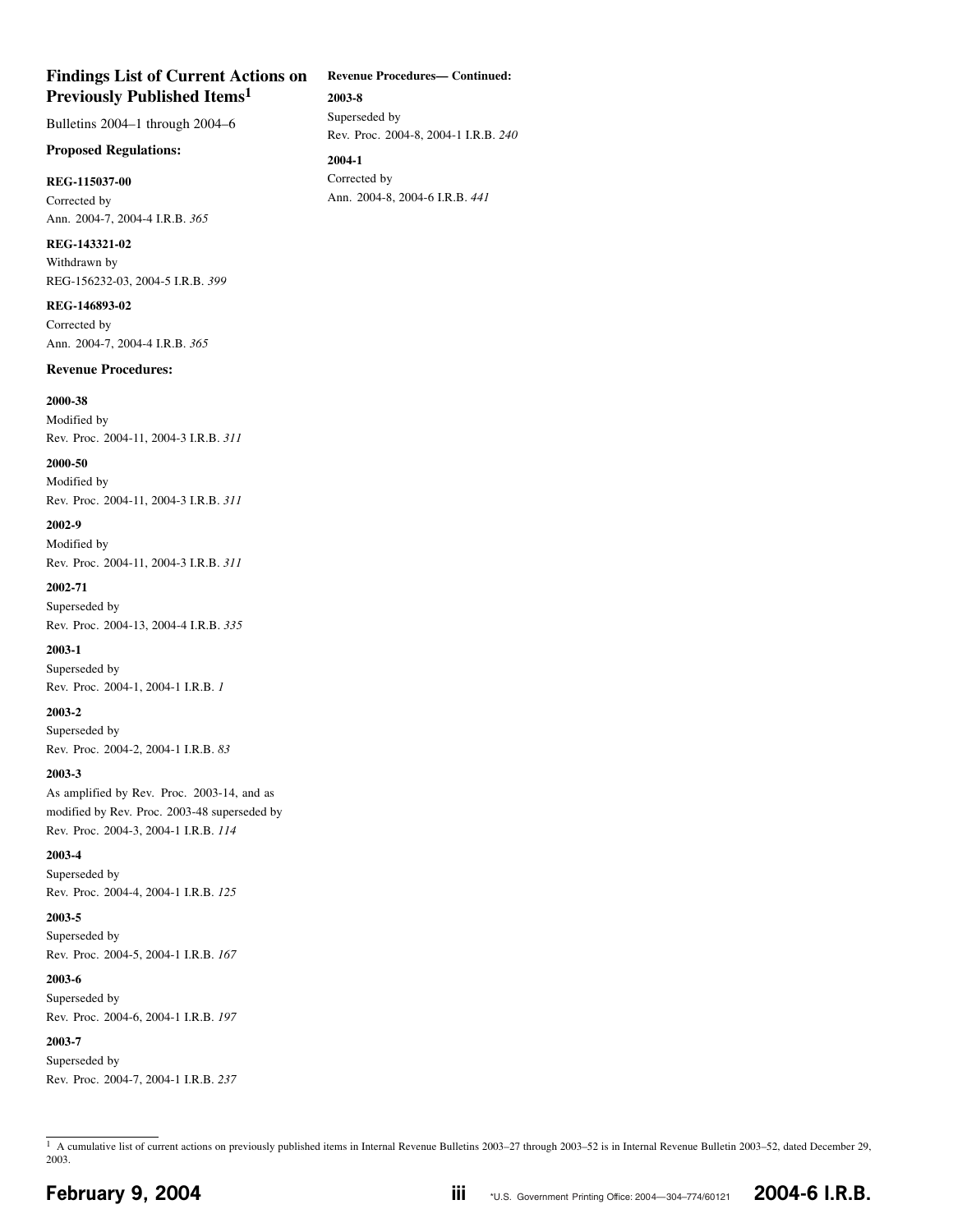## Findings List of Current Actions on Previously Published Items[1]

Bulletins 2004–1 through 2004–6

### Proposed Regulations:

**REG-115037-00**
Corrected by
Ann. 2004-7, 2004-4 I.R.B. *365*

**REG-143321-02**
Withdrawn by
REG-156232-03, 2004-5 I.R.B. *399*

**REG-146893-02**
Corrected by
Ann. 2004-7, 2004-4 I.R.B. *365*

### Revenue Procedures:

**2000-38**
Modified by
Rev. Proc. 2004-11, 2004-3 I.R.B. *311*

**2000-50**
Modified by
Rev. Proc. 2004-11, 2004-3 I.R.B. *311*

**2002-9**
Modified by
Rev. Proc. 2004-11, 2004-3 I.R.B. *311*

**2002-71**
Superseded by
Rev. Proc. 2004-13, 2004-4 I.R.B. *335*

**2003-1**
Superseded by
Rev. Proc. 2004-1, 2004-1 I.R.B. *1*

**2003-2**
Superseded by
Rev. Proc. 2004-2, 2004-1 I.R.B. *83*

**2003-3**
As amplified by Rev. Proc. 2003-14, and as modified by Rev. Proc. 2003-48 superseded by
Rev. Proc. 2004-3, 2004-1 I.R.B. *114*

**2003-4**
Superseded by
Rev. Proc. 2004-4, 2004-1 I.R.B. *125*

**2003-5**
Superseded by
Rev. Proc. 2004-5, 2004-1 I.R.B. *167*

**2003-6**
Superseded by
Rev. Proc. 2004-6, 2004-1 I.R.B. *197*

**2003-7**
Superseded by
Rev. Proc. 2004-7, 2004-1 I.R.B. *237*

**2003-8**
Superseded by
Rev. Proc. 2004-8, 2004-1 I.R.B. *240*

**2004-1**
Corrected by
Ann. 2004-8, 2004-6 I.R.B. *441*

[1] A cumulative list of current actions on previously published items in Internal Revenue Bulletins 2003–27 through 2003–52 is in Internal Revenue Bulletin 2003–52, dated December 29, 2003.

*U.S. Government Printing Office: 2004—304–774/60121